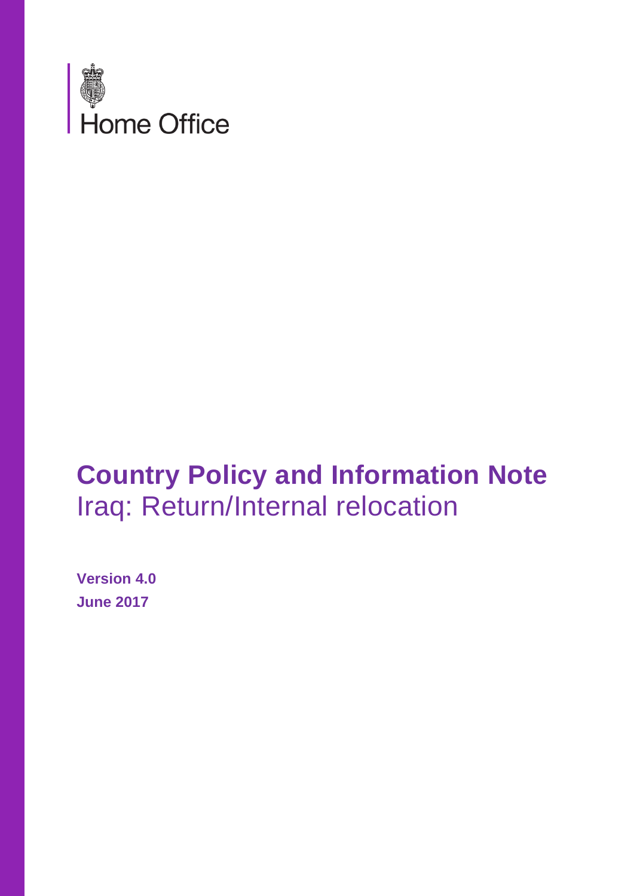Home Office

# Country Policy and Information Note

Iraq: Return/Internal relocation

**Version 4.0**

**June 2017**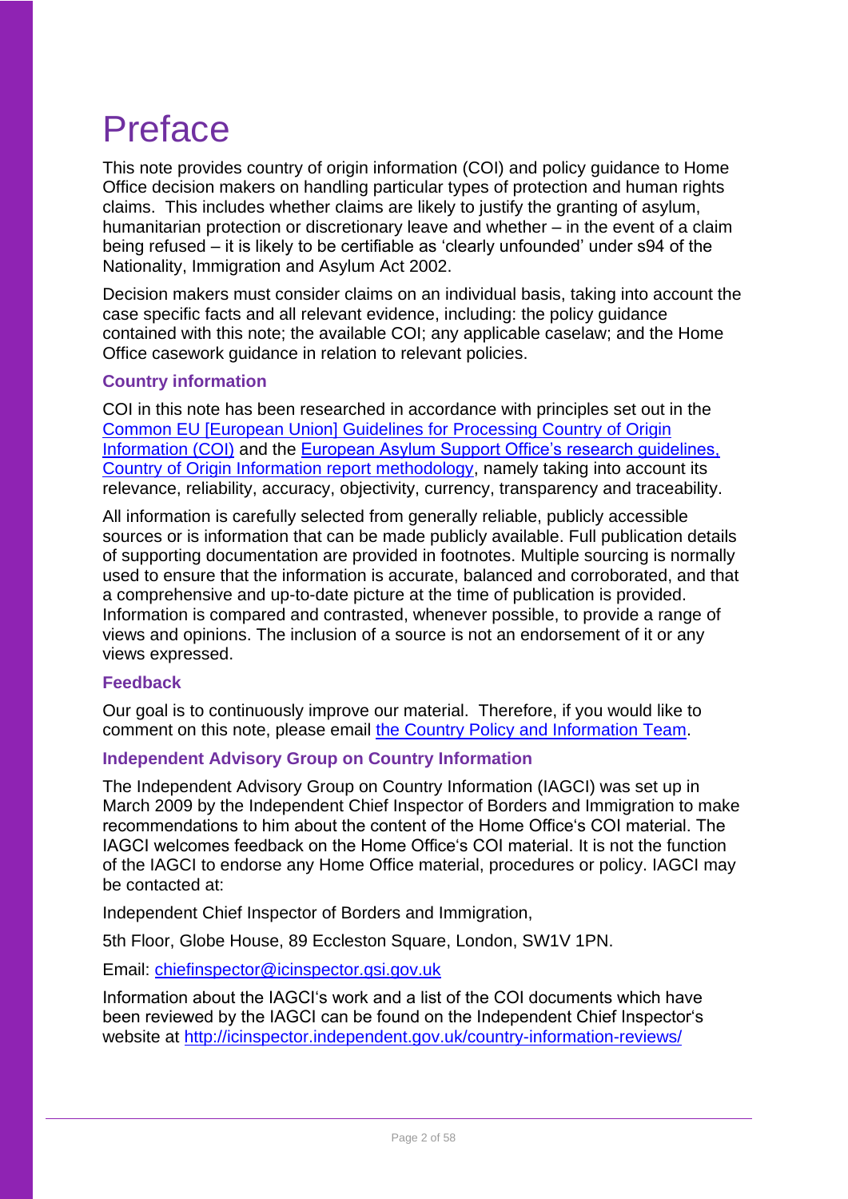# Preface

This note provides country of origin information (COI) and policy guidance to Home Office decision makers on handling particular types of protection and human rights claims. This includes whether claims are likely to justify the granting of asylum, humanitarian protection or discretionary leave and whether – in the event of a claim being refused – it is likely to be certifiable as 'clearly unfounded' under s94 of the Nationality, Immigration and Asylum Act 2002.

Decision makers must consider claims on an individual basis, taking into account the case specific facts and all relevant evidence, including: the policy guidance contained with this note; the available COI; any applicable caselaw; and the Home Office casework guidance in relation to relevant policies.

### Country information

COI in this note has been researched in accordance with principles set out in the [Common EU [European Union] Guidelines for Processing Country of Origin Information (COI)]() and the [European Asylum Support Office's research guidelines, Country of Origin Information report methodology](), namely taking into account its relevance, reliability, accuracy, objectivity, currency, transparency and traceability.

All information is carefully selected from generally reliable, publicly accessible sources or is information that can be made publicly available. Full publication details of supporting documentation are provided in footnotes. Multiple sourcing is normally used to ensure that the information is accurate, balanced and corroborated, and that a comprehensive and up-to-date picture at the time of publication is provided. Information is compared and contrasted, whenever possible, to provide a range of views and opinions. The inclusion of a source is not an endorsement of it or any views expressed.

### Feedback

Our goal is to continuously improve our material. Therefore, if you would like to comment on this note, please email [the Country Policy and Information Team]().

### Independent Advisory Group on Country Information

The Independent Advisory Group on Country Information (IAGCI) was set up in March 2009 by the Independent Chief Inspector of Borders and Immigration to make recommendations to him about the content of the Home Office's COI material. The IAGCI welcomes feedback on the Home Office's COI material. It is not the function of the IAGCI to endorse any Home Office material, procedures or policy. IAGCI may be contacted at:

Independent Chief Inspector of Borders and Immigration,

5th Floor, Globe House, 89 Eccleston Square, London, SW1V 1PN.

Email: chiefinspector@icinspector.gsi.gov.uk

Information about the IAGCI's work and a list of the COI documents which have been reviewed by the IAGCI can be found on the Independent Chief Inspector's website at http://icinspector.independent.gov.uk/country-information-reviews/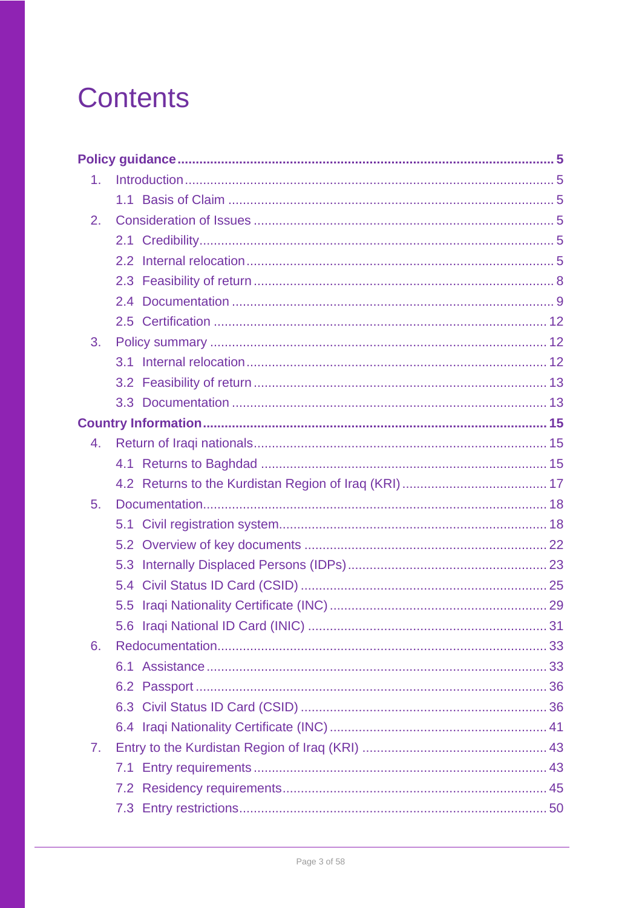# Contents

**Policy guidance** ..... **5**

1. Introduction ..... 5
   - 1.1 Basis of Claim ..... 5
2. Consideration of Issues ..... 5
   - 2.1 Credibility ..... 5
   - 2.2 Internal relocation ..... 5
   - 2.3 Feasibility of return ..... 8
   - 2.4 Documentation ..... 9
   - 2.5 Certification ..... 12
3. Policy summary ..... 12
   - 3.1 Internal relocation ..... 12
   - 3.2 Feasibility of return ..... 13
   - 3.3 Documentation ..... 13

**Country Information** ..... **15**

4. Return of Iraqi nationals ..... 15
   - 4.1 Returns to Baghdad ..... 15
   - 4.2 Returns to the Kurdistan Region of Iraq (KRI) ..... 17
5. Documentation ..... 18
   - 5.1 Civil registration system ..... 18
   - 5.2 Overview of key documents ..... 22
   - 5.3 Internally Displaced Persons (IDPs) ..... 23
   - 5.4 Civil Status ID Card (CSID) ..... 25
   - 5.5 Iraqi Nationality Certificate (INC) ..... 29
   - 5.6 Iraqi National ID Card (INIC) ..... 31
6. Redocumentation ..... 33
   - 6.1 Assistance ..... 33
   - 6.2 Passport ..... 36
   - 6.3 Civil Status ID Card (CSID) ..... 36
   - 6.4 Iraqi Nationality Certificate (INC) ..... 41
7. Entry to the Kurdistan Region of Iraq (KRI) ..... 43
   - 7.1 Entry requirements ..... 43
   - 7.2 Residency requirements ..... 45
   - 7.3 Entry restrictions ..... 50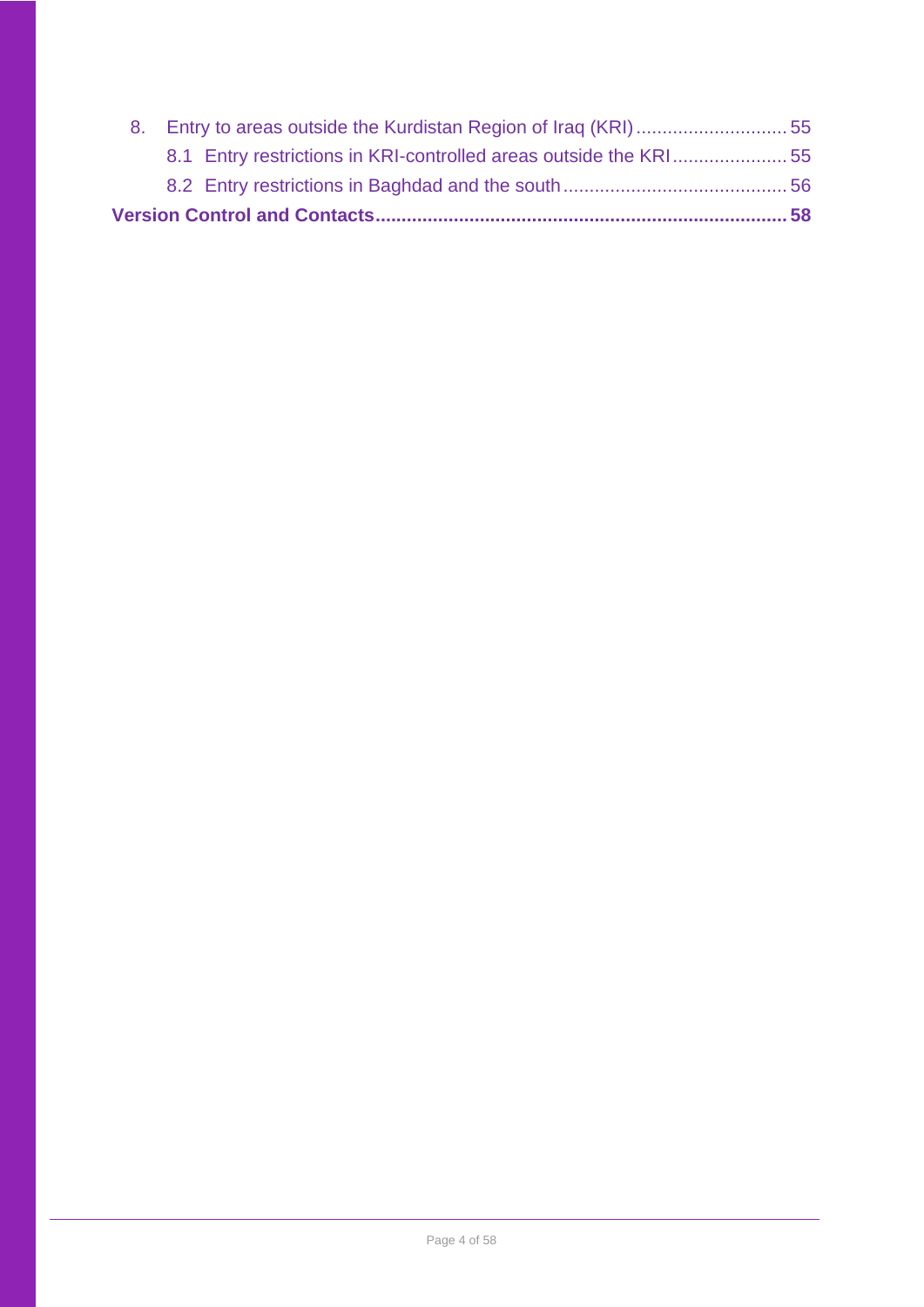8. Entry to areas outside the Kurdistan Region of Iraq (KRI) ............................ 55

 8.1 Entry restrictions in KRI-controlled areas outside the KRI ..................... 55

 8.2 Entry restrictions in Baghdad and the south .......................................... 56

**Version Control and Contacts ............................................................................. 58**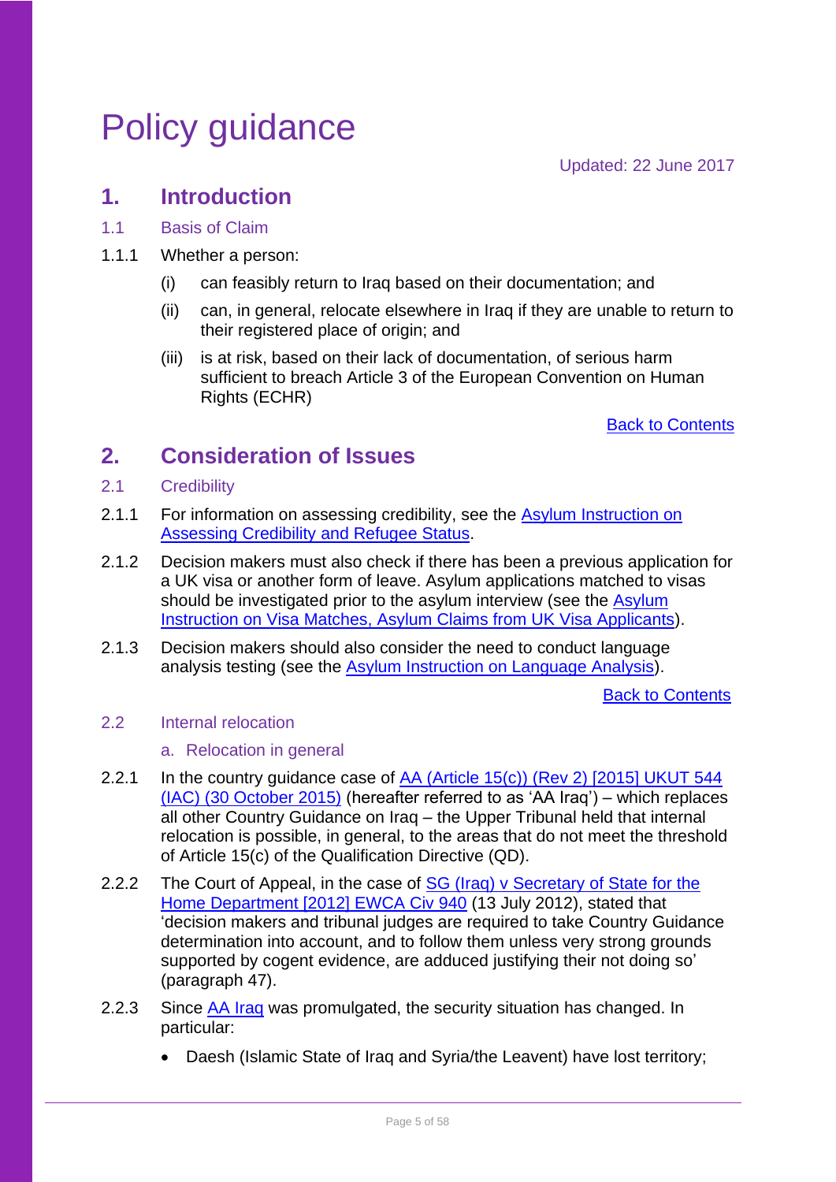# Policy guidance

Updated: 22 June 2017

## 1. Introduction

### 1.1 Basis of Claim

1.1.1 Whether a person:

(i) can feasibly return to Iraq based on their documentation; and

(ii) can, in general, relocate elsewhere in Iraq if they are unable to return to their registered place of origin; and

(iii) is at risk, based on their lack of documentation, of serious harm sufficient to breach Article 3 of the European Convention on Human Rights (ECHR)

[Back to Contents]

## 2. Consideration of Issues

### 2.1 Credibility

2.1.1 For information on assessing credibility, see the [Asylum Instruction on Assessing Credibility and Refugee Status].

2.1.2 Decision makers must also check if there has been a previous application for a UK visa or another form of leave. Asylum applications matched to visas should be investigated prior to the asylum interview (see the [Asylum Instruction on Visa Matches, Asylum Claims from UK Visa Applicants]).

2.1.3 Decision makers should also consider the need to conduct language analysis testing (see the [Asylum Instruction on Language Analysis]).

[Back to Contents]

### 2.2 Internal relocation

#### a. Relocation in general

2.2.1 In the country guidance case of [AA (Article 15(c)) (Rev 2) [2015] UKUT 544 (IAC) (30 October 2015)] (hereafter referred to as 'AA Iraq') – which replaces all other Country Guidance on Iraq – the Upper Tribunal held that internal relocation is possible, in general, to the areas that do not meet the threshold of Article 15(c) of the Qualification Directive (QD).

2.2.2 The Court of Appeal, in the case of [SG (Iraq) v Secretary of State for the Home Department [2012] EWCA Civ 940] (13 July 2012), stated that 'decision makers and tribunal judges are required to take Country Guidance determination into account, and to follow them unless very strong grounds supported by cogent evidence, are adduced justifying their not doing so' (paragraph 47).

2.2.3 Since [AA Iraq] was promulgated, the security situation has changed. In particular:

- Daesh (Islamic State of Iraq and Syria/the Leavent) have lost territory;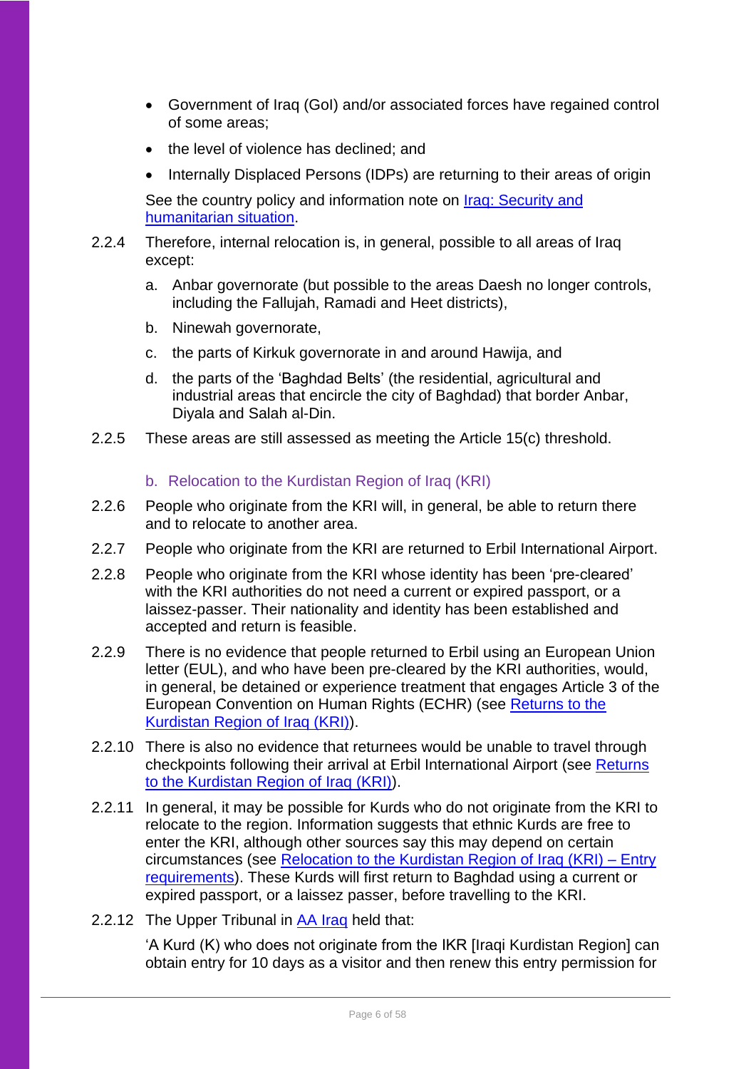- Government of Iraq (GoI) and/or associated forces have regained control of some areas;
- the level of violence has declined; and
- Internally Displaced Persons (IDPs) are returning to their areas of origin

See the country policy and information note on [Iraq: Security and humanitarian situation](#).

2.2.4 Therefore, internal relocation is, in general, possible to all areas of Iraq except:

a. Anbar governorate (but possible to the areas Daesh no longer controls, including the Fallujah, Ramadi and Heet districts),

b. Ninewah governorate,

c. the parts of Kirkuk governorate in and around Hawija, and

d. the parts of the 'Baghdad Belts' (the residential, agricultural and industrial areas that encircle the city of Baghdad) that border Anbar, Diyala and Salah al-Din.

2.2.5 These areas are still assessed as meeting the Article 15(c) threshold.

### b. Relocation to the Kurdistan Region of Iraq (KRI)

2.2.6 People who originate from the KRI will, in general, be able to return there and to relocate to another area.

2.2.7 People who originate from the KRI are returned to Erbil International Airport.

2.2.8 People who originate from the KRI whose identity has been 'pre-cleared' with the KRI authorities do not need a current or expired passport, or a laissez-passer. Their nationality and identity has been established and accepted and return is feasible.

2.2.9 There is no evidence that people returned to Erbil using an European Union letter (EUL), and who have been pre-cleared by the KRI authorities, would, in general, be detained or experience treatment that engages Article 3 of the European Convention on Human Rights (ECHR) (see [Returns to the Kurdistan Region of Iraq (KRI)](#)).

2.2.10 There is also no evidence that returnees would be unable to travel through checkpoints following their arrival at Erbil International Airport (see [Returns to the Kurdistan Region of Iraq (KRI)](#)).

2.2.11 In general, it may be possible for Kurds who do not originate from the KRI to relocate to the region. Information suggests that ethnic Kurds are free to enter the KRI, although other sources say this may depend on certain circumstances (see [Relocation to the Kurdistan Region of Iraq (KRI) – Entry requirements](#)). These Kurds will first return to Baghdad using a current or expired passport, or a laissez passer, before travelling to the KRI.

2.2.12 The Upper Tribunal in [AA Iraq](#) held that:

'A Kurd (K) who does not originate from the IKR [Iraqi Kurdistan Region] can obtain entry for 10 days as a visitor and then renew this entry permission for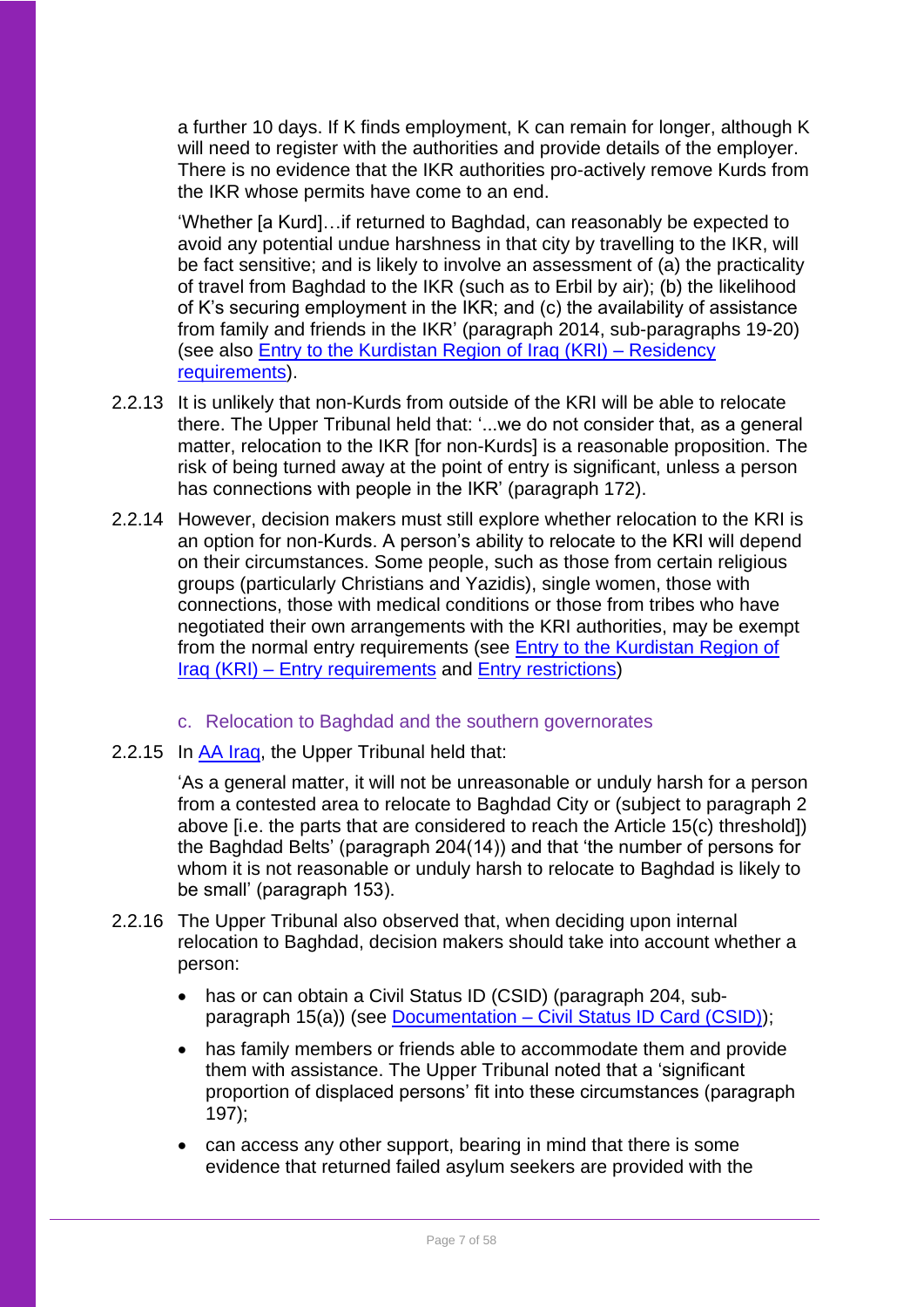a further 10 days. If K finds employment, K can remain for longer, although K will need to register with the authorities and provide details of the employer. There is no evidence that the IKR authorities pro-actively remove Kurds from the IKR whose permits have come to an end.

'Whether [a Kurd]…if returned to Baghdad, can reasonably be expected to avoid any potential undue harshness in that city by travelling to the IKR, will be fact sensitive; and is likely to involve an assessment of (a) the practicality of travel from Baghdad to the IKR (such as to Erbil by air); (b) the likelihood of K's securing employment in the IKR; and (c) the availability of assistance from family and friends in the IKR' (paragraph 2014, sub-paragraphs 19-20) (see also Entry to the Kurdistan Region of Iraq (KRI) – Residency requirements).

2.2.13 It is unlikely that non-Kurds from outside of the KRI will be able to relocate there. The Upper Tribunal held that: '...we do not consider that, as a general matter, relocation to the IKR [for non-Kurds] is a reasonable proposition. The risk of being turned away at the point of entry is significant, unless a person has connections with people in the IKR' (paragraph 172).

2.2.14 However, decision makers must still explore whether relocation to the KRI is an option for non-Kurds. A person's ability to relocate to the KRI will depend on their circumstances. Some people, such as those from certain religious groups (particularly Christians and Yazidis), single women, those with connections, those with medical conditions or those from tribes who have negotiated their own arrangements with the KRI authorities, may be exempt from the normal entry requirements (see Entry to the Kurdistan Region of Iraq (KRI) – Entry requirements and Entry restrictions)

### c. Relocation to Baghdad and the southern governorates

2.2.15 In AA Iraq, the Upper Tribunal held that:

'As a general matter, it will not be unreasonable or unduly harsh for a person from a contested area to relocate to Baghdad City or (subject to paragraph 2 above [i.e. the parts that are considered to reach the Article 15(c) threshold]) the Baghdad Belts' (paragraph 204(14)) and that 'the number of persons for whom it is not reasonable or unduly harsh to relocate to Baghdad is likely to be small' (paragraph 153).

2.2.16 The Upper Tribunal also observed that, when deciding upon internal relocation to Baghdad, decision makers should take into account whether a person:

- has or can obtain a Civil Status ID (CSID) (paragraph 204, sub-paragraph 15(a)) (see Documentation – Civil Status ID Card (CSID));
- has family members or friends able to accommodate them and provide them with assistance. The Upper Tribunal noted that a 'significant proportion of displaced persons' fit into these circumstances (paragraph 197);
- can access any other support, bearing in mind that there is some evidence that returned failed asylum seekers are provided with the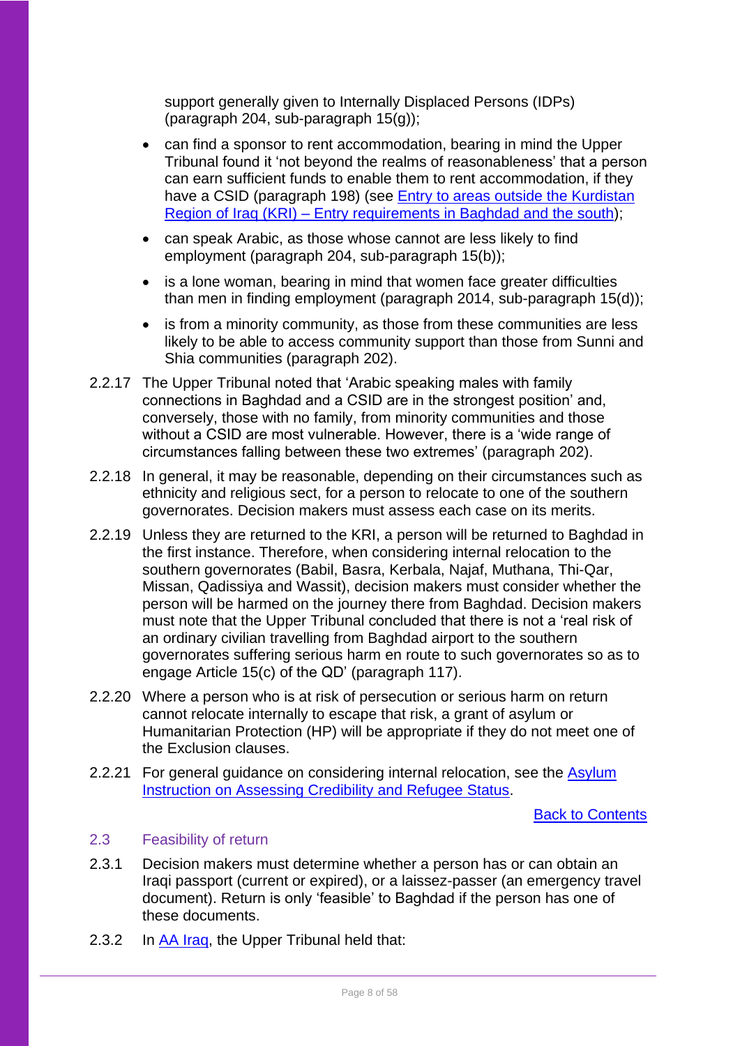support generally given to Internally Displaced Persons (IDPs) (paragraph 204, sub-paragraph 15(g));

- can find a sponsor to rent accommodation, bearing in mind the Upper Tribunal found it 'not beyond the realms of reasonableness' that a person can earn sufficient funds to enable them to rent accommodation, if they have a CSID (paragraph 198) (see [Entry to areas outside the Kurdistan Region of Iraq (KRI) – Entry requirements in Baghdad and the south]());
- can speak Arabic, as those whose cannot are less likely to find employment (paragraph 204, sub-paragraph 15(b));
- is a lone woman, bearing in mind that women face greater difficulties than men in finding employment (paragraph 2014, sub-paragraph 15(d));
- is from a minority community, as those from these communities are less likely to be able to access community support than those from Sunni and Shia communities (paragraph 202).

2.2.17 The Upper Tribunal noted that 'Arabic speaking males with family connections in Baghdad and a CSID are in the strongest position' and, conversely, those with no family, from minority communities and those without a CSID are most vulnerable. However, there is a 'wide range of circumstances falling between these two extremes' (paragraph 202).

2.2.18 In general, it may be reasonable, depending on their circumstances such as ethnicity and religious sect, for a person to relocate to one of the southern governorates. Decision makers must assess each case on its merits.

2.2.19 Unless they are returned to the KRI, a person will be returned to Baghdad in the first instance. Therefore, when considering internal relocation to the southern governorates (Babil, Basra, Kerbala, Najaf, Muthana, Thi-Qar, Missan, Qadissiya and Wassit), decision makers must consider whether the person will be harmed on the journey there from Baghdad. Decision makers must note that the Upper Tribunal concluded that there is not a 'real risk of an ordinary civilian travelling from Baghdad airport to the southern governorates suffering serious harm en route to such governorates so as to engage Article 15(c) of the QD' (paragraph 117).

2.2.20 Where a person who is at risk of persecution or serious harm on return cannot relocate internally to escape that risk, a grant of asylum or Humanitarian Protection (HP) will be appropriate if they do not meet one of the Exclusion clauses.

2.2.21 For general guidance on considering internal relocation, see the [Asylum Instruction on Assessing Credibility and Refugee Status]().

[Back to Contents]()

## 2.3 Feasibility of return

2.3.1 Decision makers must determine whether a person has or can obtain an Iraqi passport (current or expired), or a laissez-passer (an emergency travel document). Return is only 'feasible' to Baghdad if the person has one of these documents.

2.3.2 In [AA Iraq](), the Upper Tribunal held that: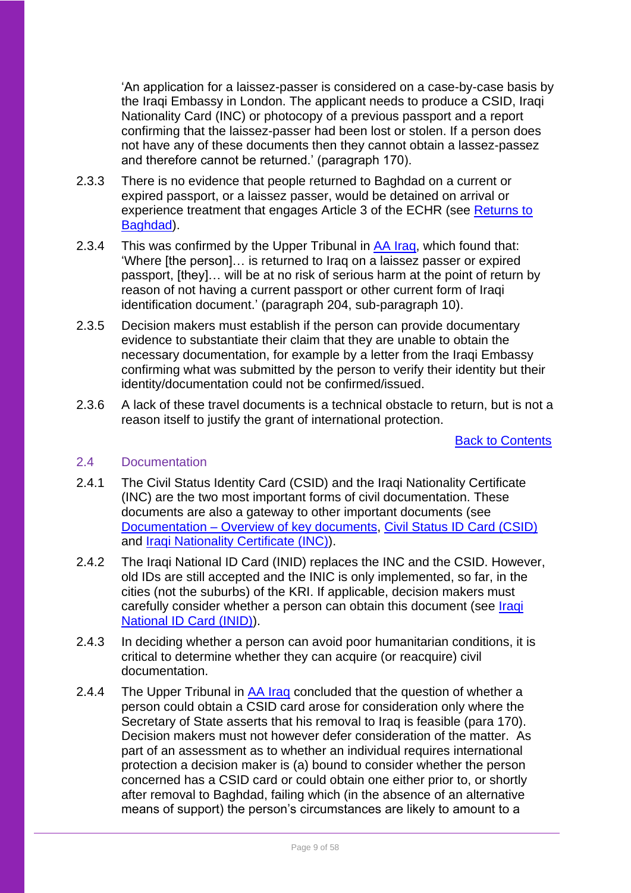'An application for a laissez-passer is considered on a case-by-case basis by the Iraqi Embassy in London. The applicant needs to produce a CSID, Iraqi Nationality Card (INC) or photocopy of a previous passport and a report confirming that the laissez-passer had been lost or stolen. If a person does not have any of these documents then they cannot obtain a lassez-passez and therefore cannot be returned.' (paragraph 170).

2.3.3 There is no evidence that people returned to Baghdad on a current or expired passport, or a laissez passer, would be detained on arrival or experience treatment that engages Article 3 of the ECHR (see [Returns to Baghdad]).

2.3.4 This was confirmed by the Upper Tribunal in [AA Iraq], which found that: 'Where [the person]… is returned to Iraq on a laissez passer or expired passport, [they]… will be at no risk of serious harm at the point of return by reason of not having a current passport or other current form of Iraqi identification document.' (paragraph 204, sub-paragraph 10).

2.3.5 Decision makers must establish if the person can provide documentary evidence to substantiate their claim that they are unable to obtain the necessary documentation, for example by a letter from the Iraqi Embassy confirming what was submitted by the person to verify their identity but their identity/documentation could not be confirmed/issued.

2.3.6 A lack of these travel documents is a technical obstacle to return, but is not a reason itself to justify the grant of international protection.

[Back to Contents]

## 2.4 Documentation

2.4.1 The Civil Status Identity Card (CSID) and the Iraqi Nationality Certificate (INC) are the two most important forms of civil documentation. These documents are also a gateway to other important documents (see [Documentation – Overview of key documents], [Civil Status ID Card (CSID)] and [Iraqi Nationality Certificate (INC)]).

2.4.2 The Iraqi National ID Card (INID) replaces the INC and the CSID. However, old IDs are still accepted and the INIC is only implemented, so far, in the cities (not the suburbs) of the KRI. If applicable, decision makers must carefully consider whether a person can obtain this document (see [Iraqi National ID Card (INID)]).

2.4.3 In deciding whether a person can avoid poor humanitarian conditions, it is critical to determine whether they can acquire (or reacquire) civil documentation.

2.4.4 The Upper Tribunal in [AA Iraq] concluded that the question of whether a person could obtain a CSID card arose for consideration only where the Secretary of State asserts that his removal to Iraq is feasible (para 170). Decision makers must not however defer consideration of the matter. As part of an assessment as to whether an individual requires international protection a decision maker is (a) bound to consider whether the person concerned has a CSID card or could obtain one either prior to, or shortly after removal to Baghdad, failing which (in the absence of an alternative means of support) the person's circumstances are likely to amount to a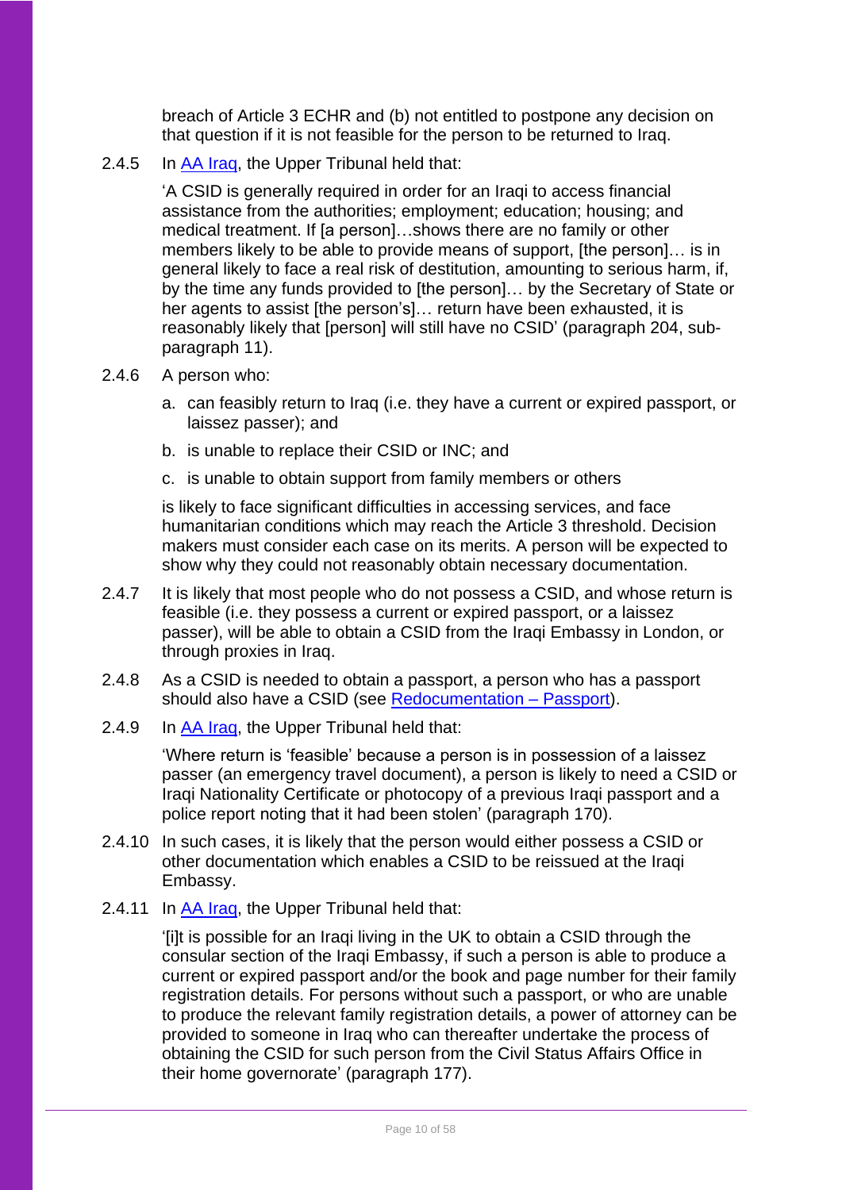breach of Article 3 ECHR and (b) not entitled to postpone any decision on that question if it is not feasible for the person to be returned to Iraq.

2.4.5 In [AA Iraq], the Upper Tribunal held that:

> 'A CSID is generally required in order for an Iraqi to access financial assistance from the authorities; employment; education; housing; and medical treatment. If [a person]…shows there are no family or other members likely to be able to provide means of support, [the person]… is in general likely to face a real risk of destitution, amounting to serious harm, if, by the time any funds provided to [the person]… by the Secretary of State or her agents to assist [the person's]… return have been exhausted, it is reasonably likely that [person] will still have no CSID' (paragraph 204, sub-paragraph 11).

2.4.6 A person who:

a. can feasibly return to Iraq (i.e. they have a current or expired passport, or laissez passer); and

b. is unable to replace their CSID or INC; and

c. is unable to obtain support from family members or others

is likely to face significant difficulties in accessing services, and face humanitarian conditions which may reach the Article 3 threshold. Decision makers must consider each case on its merits. A person will be expected to show why they could not reasonably obtain necessary documentation.

2.4.7 It is likely that most people who do not possess a CSID, and whose return is feasible (i.e. they possess a current or expired passport, or a laissez passer), will be able to obtain a CSID from the Iraqi Embassy in London, or through proxies in Iraq.

2.4.8 As a CSID is needed to obtain a passport, a person who has a passport should also have a CSID (see [Redocumentation – Passport]).

2.4.9 In [AA Iraq], the Upper Tribunal held that:

> 'Where return is 'feasible' because a person is in possession of a laissez passer (an emergency travel document), a person is likely to need a CSID or Iraqi Nationality Certificate or photocopy of a previous Iraqi passport and a police report noting that it had been stolen' (paragraph 170).

2.4.10 In such cases, it is likely that the person would either possess a CSID or other documentation which enables a CSID to be reissued at the Iraqi Embassy.

2.4.11 In [AA Iraq], the Upper Tribunal held that:

> '[i]t is possible for an Iraqi living in the UK to obtain a CSID through the consular section of the Iraqi Embassy, if such a person is able to produce a current or expired passport and/or the book and page number for their family registration details. For persons without such a passport, or who are unable to produce the relevant family registration details, a power of attorney can be provided to someone in Iraq who can thereafter undertake the process of obtaining the CSID for such person from the Civil Status Affairs Office in their home governorate' (paragraph 177).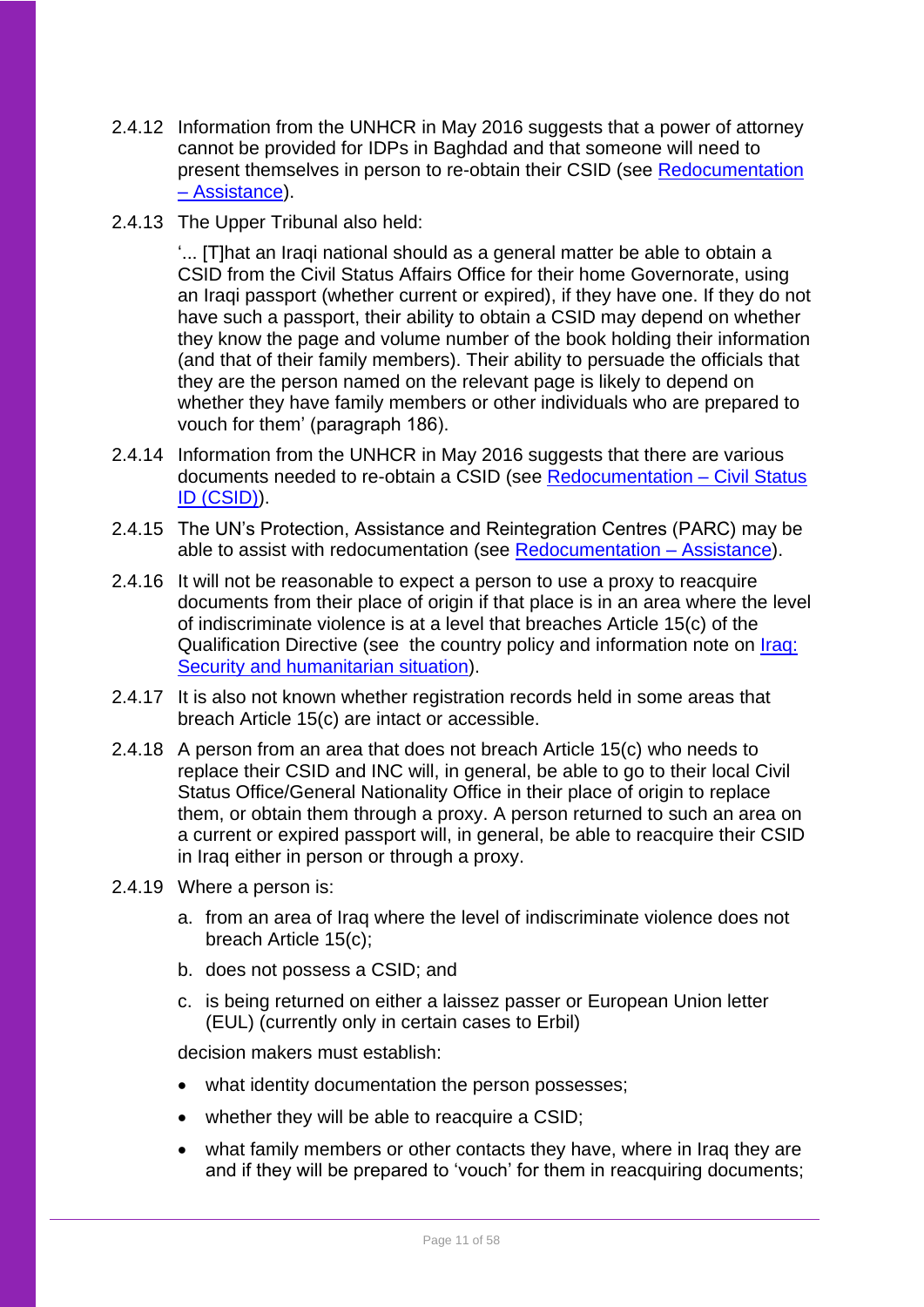2.4.12 Information from the UNHCR in May 2016 suggests that a power of attorney cannot be provided for IDPs in Baghdad and that someone will need to present themselves in person to re-obtain their CSID (see Redocumentation – Assistance).

2.4.13 The Upper Tribunal also held:

> '... [T]hat an Iraqi national should as a general matter be able to obtain a CSID from the Civil Status Affairs Office for their home Governorate, using an Iraqi passport (whether current or expired), if they have one. If they do not have such a passport, their ability to obtain a CSID may depend on whether they know the page and volume number of the book holding their information (and that of their family members). Their ability to persuade the officials that they are the person named on the relevant page is likely to depend on whether they have family members or other individuals who are prepared to vouch for them' (paragraph 186).

2.4.14 Information from the UNHCR in May 2016 suggests that there are various documents needed to re-obtain a CSID (see Redocumentation – Civil Status ID (CSID)).

2.4.15 The UN's Protection, Assistance and Reintegration Centres (PARC) may be able to assist with redocumentation (see Redocumentation – Assistance).

2.4.16 It will not be reasonable to expect a person to use a proxy to reacquire documents from their place of origin if that place is in an area where the level of indiscriminate violence is at a level that breaches Article 15(c) of the Qualification Directive (see the country policy and information note on Iraq: Security and humanitarian situation).

2.4.17 It is also not known whether registration records held in some areas that breach Article 15(c) are intact or accessible.

2.4.18 A person from an area that does not breach Article 15(c) who needs to replace their CSID and INC will, in general, be able to go to their local Civil Status Office/General Nationality Office in their place of origin to replace them, or obtain them through a proxy. A person returned to such an area on a current or expired passport will, in general, be able to reacquire their CSID in Iraq either in person or through a proxy.

2.4.19 Where a person is:

a. from an area of Iraq where the level of indiscriminate violence does not breach Article 15(c);

b. does not possess a CSID; and

c. is being returned on either a laissez passer or European Union letter (EUL) (currently only in certain cases to Erbil)

decision makers must establish:

- what identity documentation the person possesses;
- whether they will be able to reacquire a CSID;
- what family members or other contacts they have, where in Iraq they are and if they will be prepared to 'vouch' for them in reacquiring documents;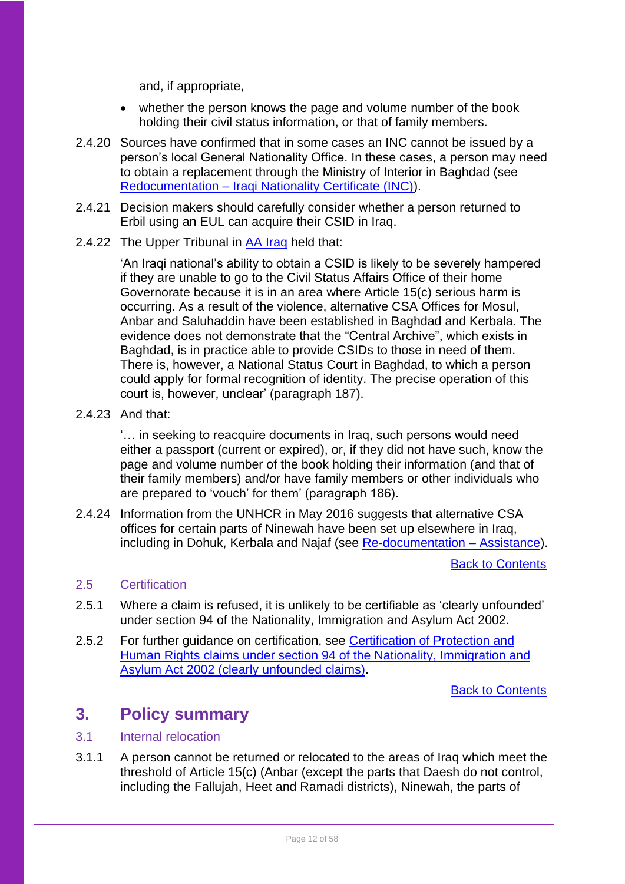and, if appropriate,

- whether the person knows the page and volume number of the book holding their civil status information, or that of family members.

2.4.20 Sources have confirmed that in some cases an INC cannot be issued by a person's local General Nationality Office. In these cases, a person may need to obtain a replacement through the Ministry of Interior in Baghdad (see [Redocumentation – Iraqi Nationality Certificate (INC)](#)).

2.4.21 Decision makers should carefully consider whether a person returned to Erbil using an EUL can acquire their CSID in Iraq.

2.4.22 The Upper Tribunal in [AA Iraq](#) held that:

> 'An Iraqi national's ability to obtain a CSID is likely to be severely hampered if they are unable to go to the Civil Status Affairs Office of their home Governorate because it is in an area where Article 15(c) serious harm is occurring. As a result of the violence, alternative CSA Offices for Mosul, Anbar and Saluhaddin have been established in Baghdad and Kerbala. The evidence does not demonstrate that the "Central Archive", which exists in Baghdad, is in practice able to provide CSIDs to those in need of them. There is, however, a National Status Court in Baghdad, to which a person could apply for formal recognition of identity. The precise operation of this court is, however, unclear' (paragraph 187).

2.4.23 And that:

> '… in seeking to reacquire documents in Iraq, such persons would need either a passport (current or expired), or, if they did not have such, know the page and volume number of the book holding their information (and that of their family members) and/or have family members or other individuals who are prepared to 'vouch' for them' (paragraph 186).

2.4.24 Information from the UNHCR in May 2016 suggests that alternative CSA offices for certain parts of Ninewah have been set up elsewhere in Iraq, including in Dohuk, Kerbala and Najaf (see [Re-documentation – Assistance](#)).

[Back to Contents](#)

### 2.5 Certification

2.5.1 Where a claim is refused, it is unlikely to be certifiable as 'clearly unfounded' under section 94 of the Nationality, Immigration and Asylum Act 2002.

2.5.2 For further guidance on certification, see [Certification of Protection and Human Rights claims under section 94 of the Nationality, Immigration and Asylum Act 2002 (clearly unfounded claims)](#).

[Back to Contents](#)

## 3. Policy summary

### 3.1 Internal relocation

3.1.1 A person cannot be returned or relocated to the areas of Iraq which meet the threshold of Article 15(c) (Anbar (except the parts that Daesh do not control, including the Fallujah, Heet and Ramadi districts), Ninewah, the parts of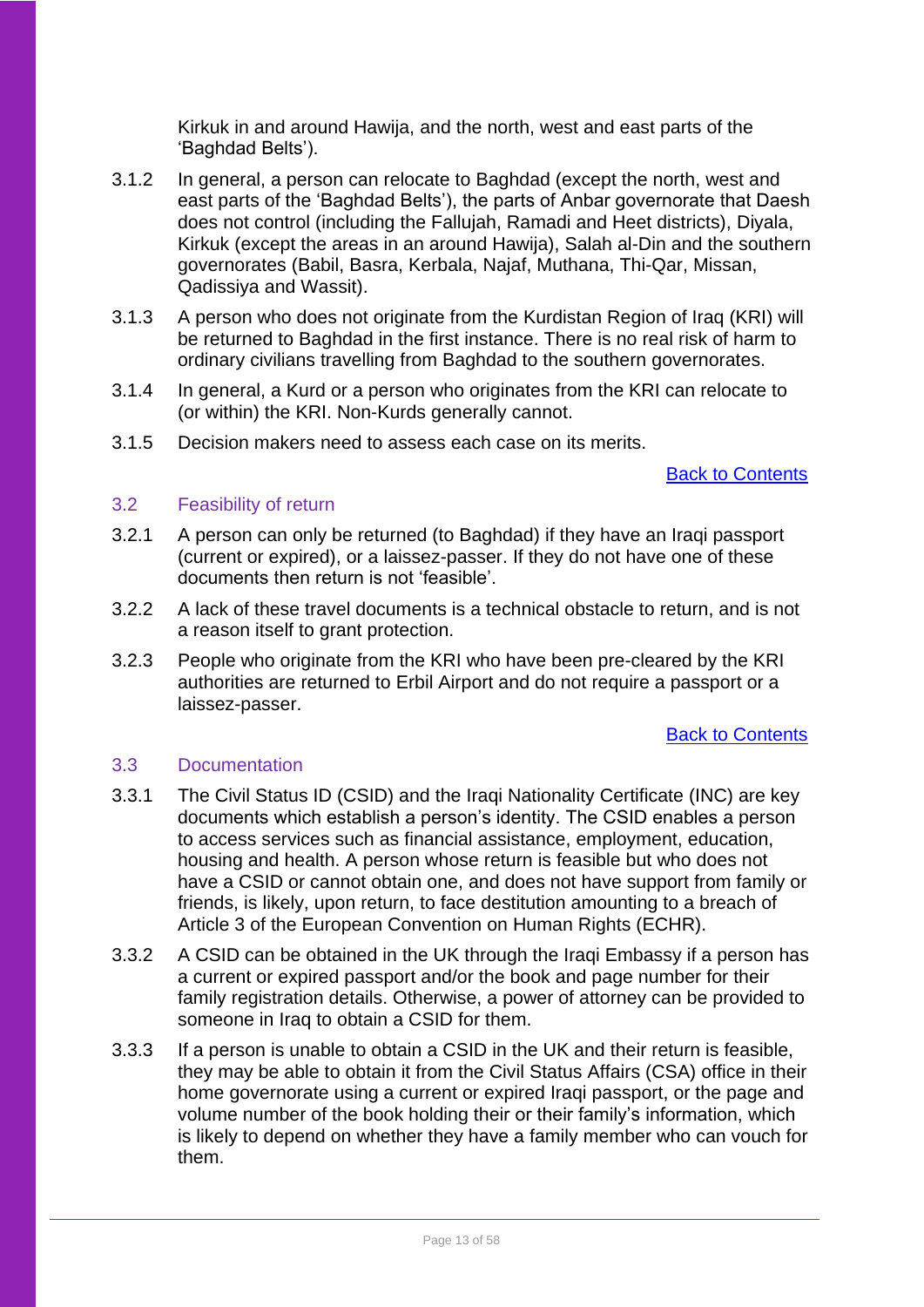Kirkuk in and around Hawija, and the north, west and east parts of the 'Baghdad Belts').

3.1.2 In general, a person can relocate to Baghdad (except the north, west and east parts of the 'Baghdad Belts'), the parts of Anbar governorate that Daesh does not control (including the Fallujah, Ramadi and Heet districts), Diyala, Kirkuk (except the areas in an around Hawija), Salah al-Din and the southern governorates (Babil, Basra, Kerbala, Najaf, Muthana, Thi-Qar, Missan, Qadissiya and Wassit).

3.1.3 A person who does not originate from the Kurdistan Region of Iraq (KRI) will be returned to Baghdad in the first instance. There is no real risk of harm to ordinary civilians travelling from Baghdad to the southern governorates.

3.1.4 In general, a Kurd or a person who originates from the KRI can relocate to (or within) the KRI. Non-Kurds generally cannot.

3.1.5 Decision makers need to assess each case on its merits.

Back to Contents

## 3.2 Feasibility of return

3.2.1 A person can only be returned (to Baghdad) if they have an Iraqi passport (current or expired), or a laissez-passer. If they do not have one of these documents then return is not 'feasible'.

3.2.2 A lack of these travel documents is a technical obstacle to return, and is not a reason itself to grant protection.

3.2.3 People who originate from the KRI who have been pre-cleared by the KRI authorities are returned to Erbil Airport and do not require a passport or a laissez-passer.

Back to Contents

## 3.3 Documentation

3.3.1 The Civil Status ID (CSID) and the Iraqi Nationality Certificate (INC) are key documents which establish a person's identity. The CSID enables a person to access services such as financial assistance, employment, education, housing and health. A person whose return is feasible but who does not have a CSID or cannot obtain one, and does not have support from family or friends, is likely, upon return, to face destitution amounting to a breach of Article 3 of the European Convention on Human Rights (ECHR).

3.3.2 A CSID can be obtained in the UK through the Iraqi Embassy if a person has a current or expired passport and/or the book and page number for their family registration details. Otherwise, a power of attorney can be provided to someone in Iraq to obtain a CSID for them.

3.3.3 If a person is unable to obtain a CSID in the UK and their return is feasible, they may be able to obtain it from the Civil Status Affairs (CSA) office in their home governorate using a current or expired Iraqi passport, or the page and volume number of the book holding their or their family's information, which is likely to depend on whether they have a family member who can vouch for them.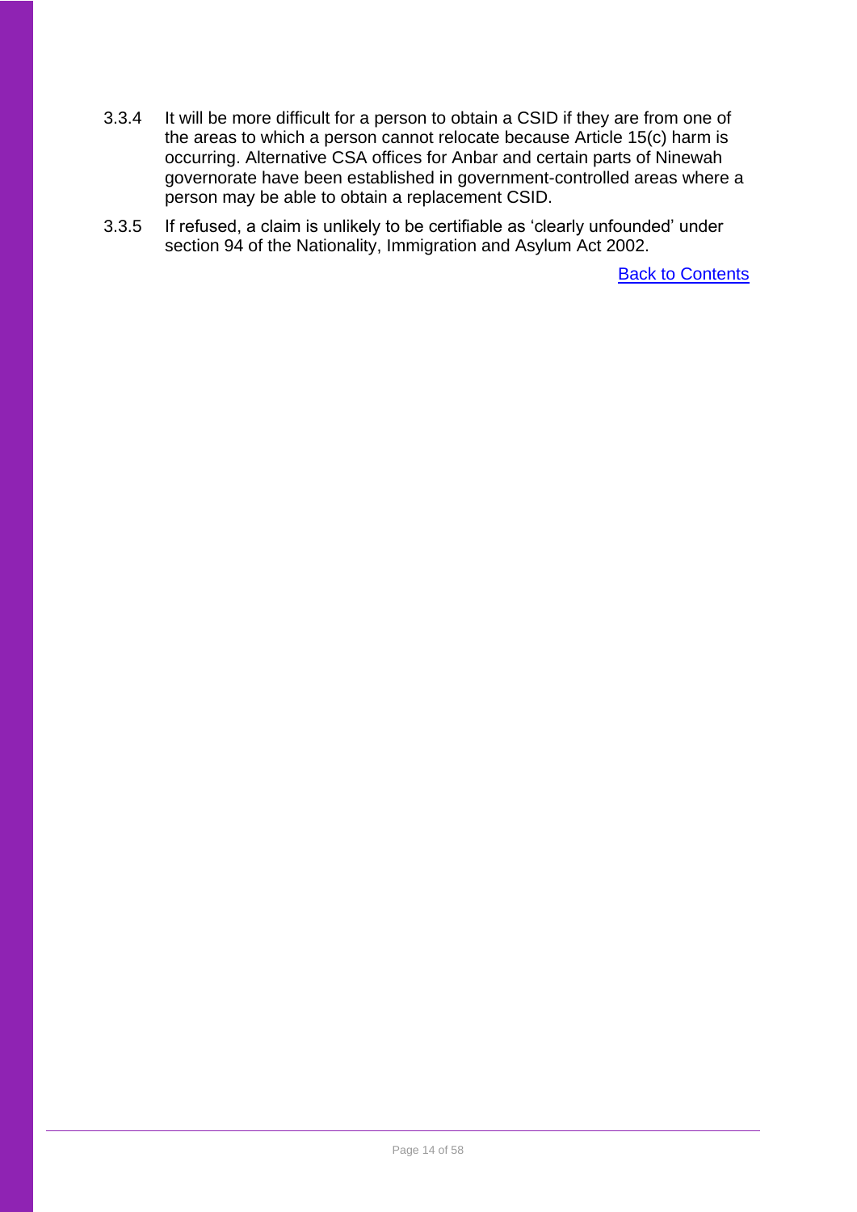3.3.4 It will be more difficult for a person to obtain a CSID if they are from one of the areas to which a person cannot relocate because Article 15(c) harm is occurring. Alternative CSA offices for Anbar and certain parts of Ninewah governorate have been established in government-controlled areas where a person may be able to obtain a replacement CSID.

3.3.5 If refused, a claim is unlikely to be certifiable as 'clearly unfounded' under section 94 of the Nationality, Immigration and Asylum Act 2002.

Back to Contents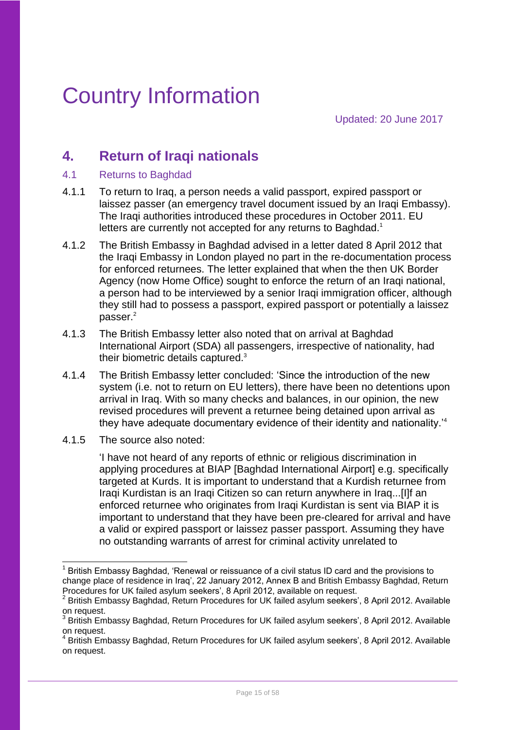# Country Information

Updated: 20 June 2017

## 4. Return of Iraqi nationals

### 4.1 Returns to Baghdad

4.1.1 To return to Iraq, a person needs a valid passport, expired passport or laissez passer (an emergency travel document issued by an Iraqi Embassy). The Iraqi authorities introduced these procedures in October 2011. EU letters are currently not accepted for any returns to Baghdad.[1]

4.1.2 The British Embassy in Baghdad advised in a letter dated 8 April 2012 that the Iraqi Embassy in London played no part in the re-documentation process for enforced returnees. The letter explained that when the then UK Border Agency (now Home Office) sought to enforce the return of an Iraqi national, a person had to be interviewed by a senior Iraqi immigration officer, although they still had to possess a passport, expired passport or potentially a laissez passer.[2]

4.1.3 The British Embassy letter also noted that on arrival at Baghdad International Airport (SDA) all passengers, irrespective of nationality, had their biometric details captured.[3]

4.1.4 The British Embassy letter concluded: 'Since the introduction of the new system (i.e. not to return on EU letters), there have been no detentions upon arrival in Iraq. With so many checks and balances, in our opinion, the new revised procedures will prevent a returnee being detained upon arrival as they have adequate documentary evidence of their identity and nationality.'[4]

4.1.5 The source also noted:

> 'I have not heard of any reports of ethnic or religious discrimination in applying procedures at BIAP [Baghdad International Airport] e.g. specifically targeted at Kurds. It is important to understand that a Kurdish returnee from Iraqi Kurdistan is an Iraqi Citizen so can return anywhere in Iraq...[I]f an enforced returnee who originates from Iraqi Kurdistan is sent via BIAP it is important to understand that they have been pre-cleared for arrival and have a valid or expired passport or laissez passer passport. Assuming they have no outstanding warrants of arrest for criminal activity unrelated to

---

[1] British Embassy Baghdad, 'Renewal or reissuance of a civil status ID card and the provisions to change place of residence in Iraq', 22 January 2012, Annex B and British Embassy Baghdad, Return Procedures for UK failed asylum seekers', 8 April 2012, available on request.

[2] British Embassy Baghdad, Return Procedures for UK failed asylum seekers', 8 April 2012. Available on request.

[3] British Embassy Baghdad, Return Procedures for UK failed asylum seekers', 8 April 2012. Available on request.

[4] British Embassy Baghdad, Return Procedures for UK failed asylum seekers', 8 April 2012. Available on request.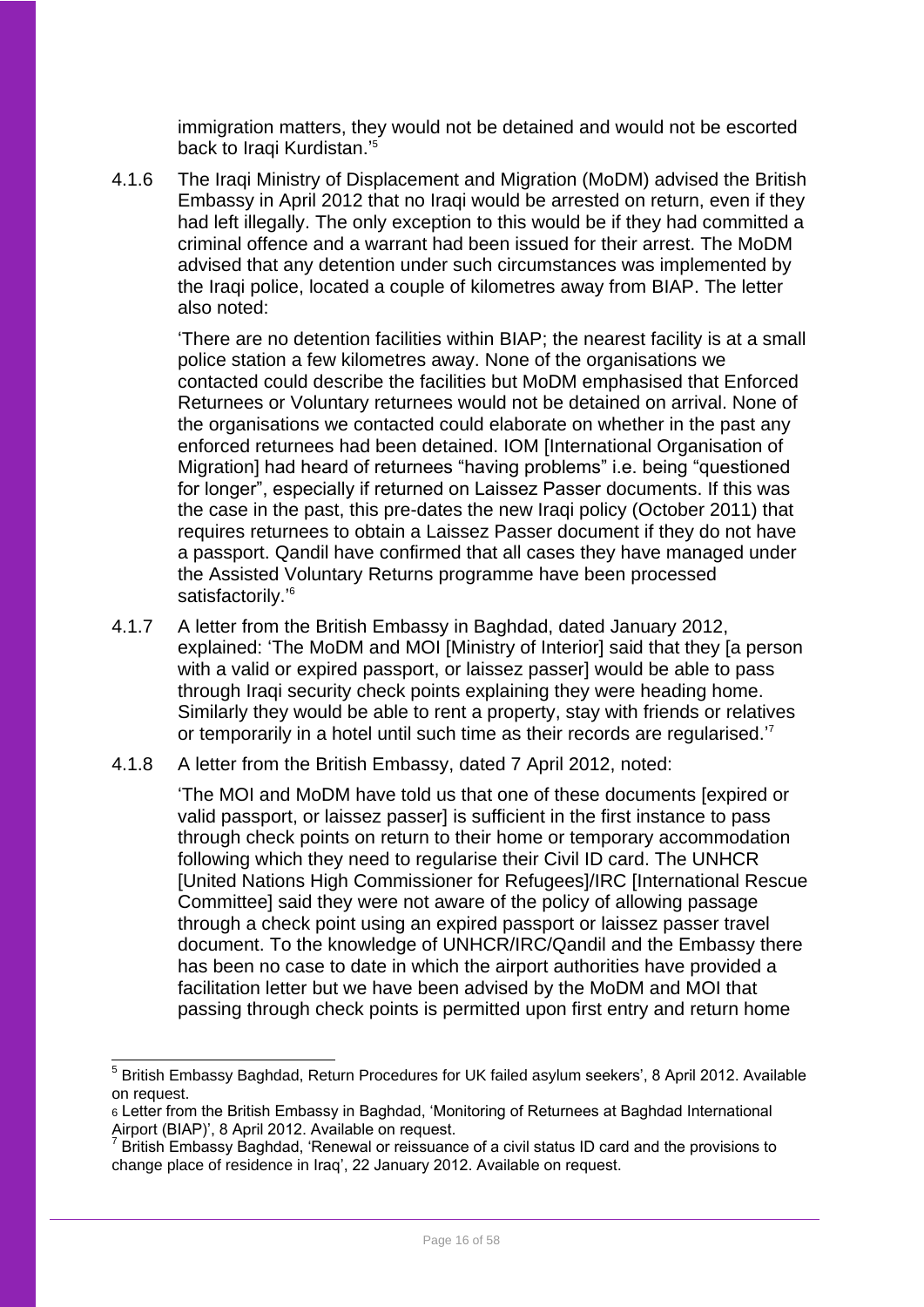immigration matters, they would not be detained and would not be escorted back to Iraqi Kurdistan.'[5]

4.1.6 The Iraqi Ministry of Displacement and Migration (MoDM) advised the British Embassy in April 2012 that no Iraqi would be arrested on return, even if they had left illegally. The only exception to this would be if they had committed a criminal offence and a warrant had been issued for their arrest. The MoDM advised that any detention under such circumstances was implemented by the Iraqi police, located a couple of kilometres away from BIAP. The letter also noted:

> 'There are no detention facilities within BIAP; the nearest facility is at a small police station a few kilometres away. None of the organisations we contacted could describe the facilities but MoDM emphasised that Enforced Returnees or Voluntary returnees would not be detained on arrival. None of the organisations we contacted could elaborate on whether in the past any enforced returnees had been detained. IOM [International Organisation of Migration] had heard of returnees "having problems" i.e. being "questioned for longer", especially if returned on Laissez Passer documents. If this was the case in the past, this pre-dates the new Iraqi policy (October 2011) that requires returnees to obtain a Laissez Passer document if they do not have a passport. Qandil have confirmed that all cases they have managed under the Assisted Voluntary Returns programme have been processed satisfactorily.'[6]

4.1.7 A letter from the British Embassy in Baghdad, dated January 2012, explained: 'The MoDM and MOI [Ministry of Interior] said that they [a person with a valid or expired passport, or laissez passer] would be able to pass through Iraqi security check points explaining they were heading home. Similarly they would be able to rent a property, stay with friends or relatives or temporarily in a hotel until such time as their records are regularised.'[7]

4.1.8 A letter from the British Embassy, dated 7 April 2012, noted:

> 'The MOI and MoDM have told us that one of these documents [expired or valid passport, or laissez passer] is sufficient in the first instance to pass through check points on return to their home or temporary accommodation following which they need to regularise their Civil ID card. The UNHCR [United Nations High Commissioner for Refugees]/IRC [International Rescue Committee] said they were not aware of the policy of allowing passage through a check point using an expired passport or laissez passer travel document. To the knowledge of UNHCR/IRC/Qandil and the Embassy there has been no case to date in which the airport authorities have provided a facilitation letter but we have been advised by the MoDM and MOI that passing through check points is permitted upon first entry and return home

---

[5] British Embassy Baghdad, Return Procedures for UK failed asylum seekers', 8 April 2012. Available on request.

[6] Letter from the British Embassy in Baghdad, 'Monitoring of Returnees at Baghdad International Airport (BIAP)', 8 April 2012. Available on request.

[7] British Embassy Baghdad, 'Renewal or reissuance of a civil status ID card and the provisions to change place of residence in Iraq', 22 January 2012. Available on request.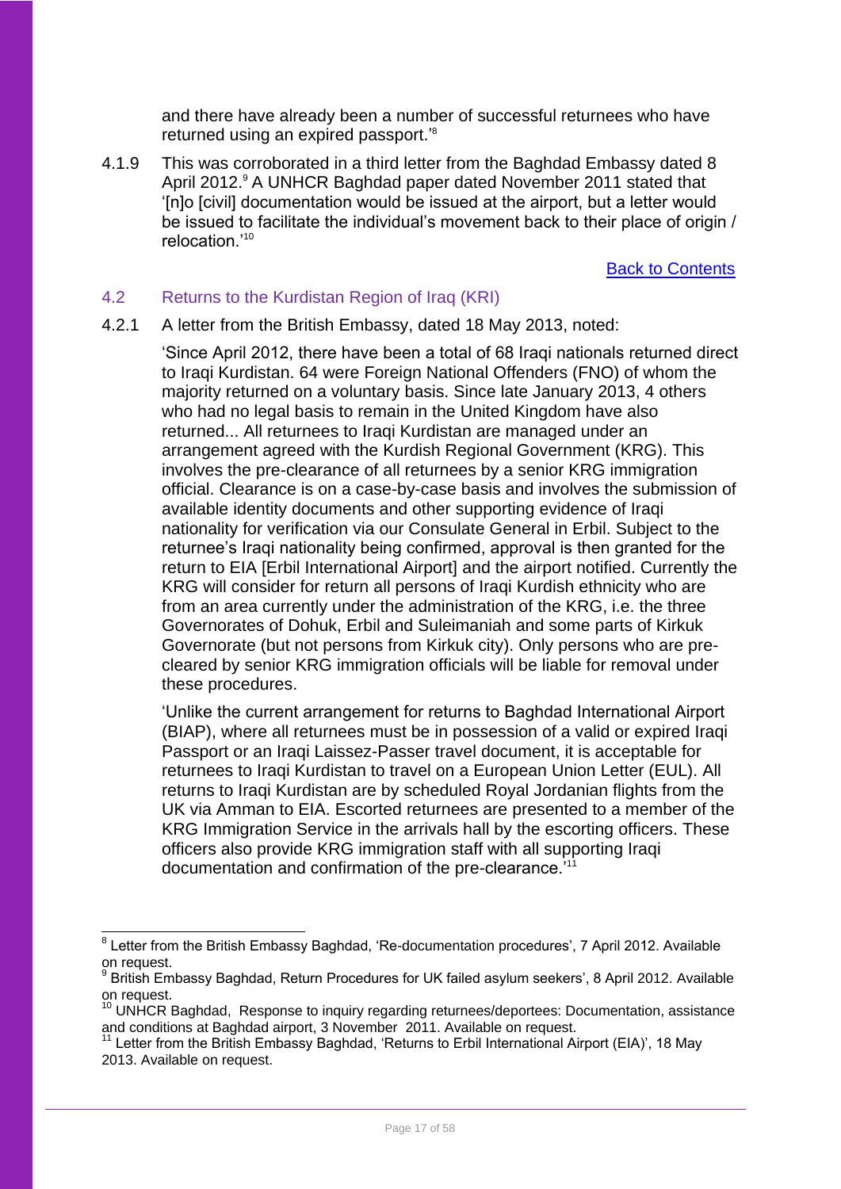and there have already been a number of successful returnees who have returned using an expired passport.'[8]

4.1.9 This was corroborated in a third letter from the Baghdad Embassy dated 8 April 2012.[9] A UNHCR Baghdad paper dated November 2011 stated that '[n]o [civil] documentation would be issued at the airport, but a letter would be issued to facilitate the individual's movement back to their place of origin / relocation.'[10]

Back to Contents

## 4.2 Returns to the Kurdistan Region of Iraq (KRI)

4.2.1 A letter from the British Embassy, dated 18 May 2013, noted:

> 'Since April 2012, there have been a total of 68 Iraqi nationals returned direct to Iraqi Kurdistan. 64 were Foreign National Offenders (FNO) of whom the majority returned on a voluntary basis. Since late January 2013, 4 others who had no legal basis to remain in the United Kingdom have also returned... All returnees to Iraqi Kurdistan are managed under an arrangement agreed with the Kurdish Regional Government (KRG). This involves the pre-clearance of all returnees by a senior KRG immigration official. Clearance is on a case-by-case basis and involves the submission of available identity documents and other supporting evidence of Iraqi nationality for verification via our Consulate General in Erbil. Subject to the returnee's Iraqi nationality being confirmed, approval is then granted for the return to EIA [Erbil International Airport] and the airport notified. Currently the KRG will consider for return all persons of Iraqi Kurdish ethnicity who are from an area currently under the administration of the KRG, i.e. the three Governorates of Dohuk, Erbil and Suleimaniah and some parts of Kirkuk Governorate (but not persons from Kirkuk city). Only persons who are pre-cleared by senior KRG immigration officials will be liable for removal under these procedures.
>
> 'Unlike the current arrangement for returns to Baghdad International Airport (BIAP), where all returnees must be in possession of a valid or expired Iraqi Passport or an Iraqi Laissez-Passer travel document, it is acceptable for returnees to Iraqi Kurdistan to travel on a European Union Letter (EUL). All returns to Iraqi Kurdistan are by scheduled Royal Jordanian flights from the UK via Amman to EIA. Escorted returnees are presented to a member of the KRG Immigration Service in the arrivals hall by the escorting officers. These officers also provide KRG immigration staff with all supporting Iraqi documentation and confirmation of the pre-clearance.'[11]

---

[8] Letter from the British Embassy Baghdad, 'Re-documentation procedures', 7 April 2012. Available on request.

[9] British Embassy Baghdad, Return Procedures for UK failed asylum seekers', 8 April 2012. Available on request.

[10] UNHCR Baghdad, Response to inquiry regarding returnees/deportees: Documentation, assistance and conditions at Baghdad airport, 3 November 2011. Available on request.

[11] Letter from the British Embassy Baghdad, 'Returns to Erbil International Airport (EIA)', 18 May 2013. Available on request.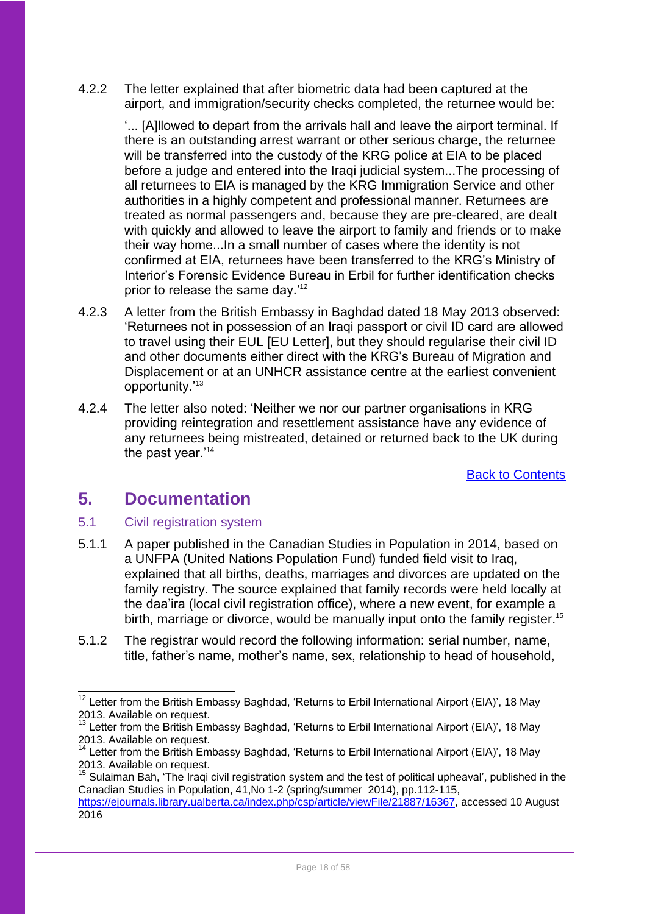4.2.2 The letter explained that after biometric data had been captured at the airport, and immigration/security checks completed, the returnee would be:

> '... [A]llowed to depart from the arrivals hall and leave the airport terminal. If there is an outstanding arrest warrant or other serious charge, the returnee will be transferred into the custody of the KRG police at EIA to be placed before a judge and entered into the Iraqi judicial system...The processing of all returnees to EIA is managed by the KRG Immigration Service and other authorities in a highly competent and professional manner. Returnees are treated as normal passengers and, because they are pre-cleared, are dealt with quickly and allowed to leave the airport to family and friends or to make their way home...In a small number of cases where the identity is not confirmed at EIA, returnees have been transferred to the KRG's Ministry of Interior's Forensic Evidence Bureau in Erbil for further identification checks prior to release the same day.'[12]

4.2.3 A letter from the British Embassy in Baghdad dated 18 May 2013 observed: 'Returnees not in possession of an Iraqi passport or civil ID card are allowed to travel using their EUL [EU Letter], but they should regularise their civil ID and other documents either direct with the KRG's Bureau of Migration and Displacement or at an UNHCR assistance centre at the earliest convenient opportunity.'[13]

4.2.4 The letter also noted: 'Neither we nor our partner organisations in KRG providing reintegration and resettlement assistance have any evidence of any returnees being mistreated, detained or returned back to the UK during the past year.'[14]

Back to Contents

# 5. Documentation

## 5.1 Civil registration system

5.1.1 A paper published in the Canadian Studies in Population in 2014, based on a UNFPA (United Nations Population Fund) funded field visit to Iraq, explained that all births, deaths, marriages and divorces are updated on the family registry. The source explained that family records were held locally at the daa'ira (local civil registration office), where a new event, for example a birth, marriage or divorce, would be manually input onto the family register.[15]

5.1.2 The registrar would record the following information: serial number, name, title, father's name, mother's name, sex, relationship to head of household,

---

[12] Letter from the British Embassy Baghdad, 'Returns to Erbil International Airport (EIA)', 18 May 2013. Available on request.

[13] Letter from the British Embassy Baghdad, 'Returns to Erbil International Airport (EIA)', 18 May 2013. Available on request.

[14] Letter from the British Embassy Baghdad, 'Returns to Erbil International Airport (EIA)', 18 May 2013. Available on request.

[15] Sulaiman Bah, 'The Iraqi civil registration system and the test of political upheaval', published in the Canadian Studies in Population, 41,No 1-2 (spring/summer 2014), pp.112-115, https://ejournals.library.ualberta.ca/index.php/csp/article/viewFile/21887/16367, accessed 10 August 2016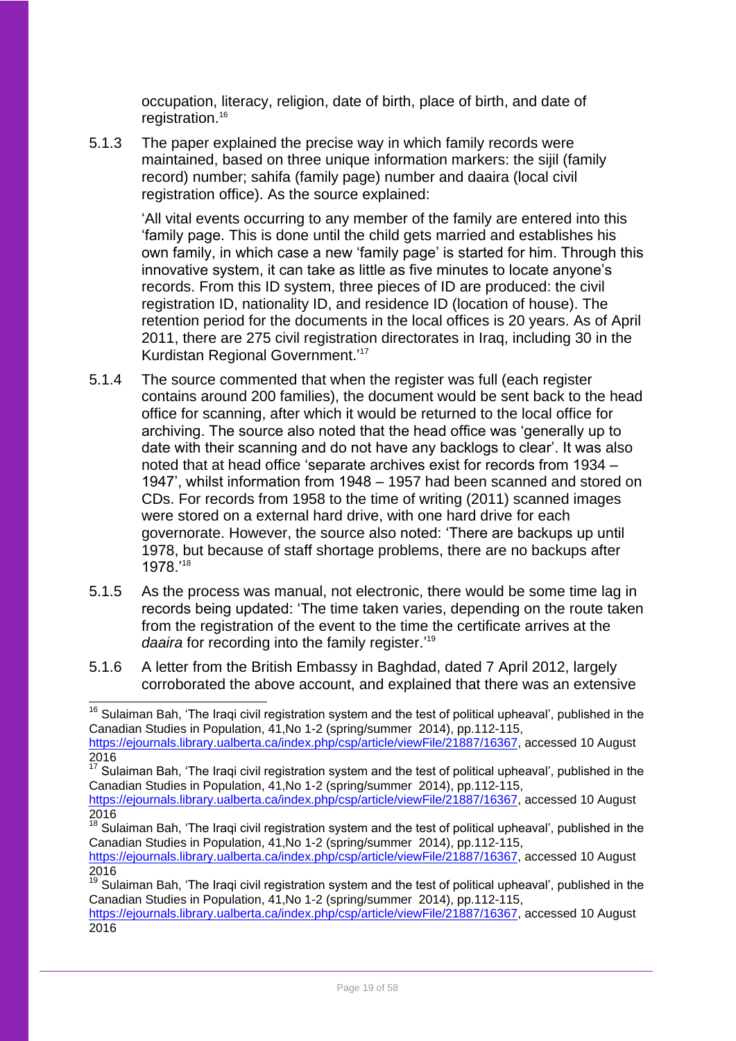occupation, literacy, religion, date of birth, place of birth, and date of registration.[16]

5.1.3 The paper explained the precise way in which family records were maintained, based on three unique information markers: the sijil (family record) number; sahifa (family page) number and daaira (local civil registration office). As the source explained:

> 'All vital events occurring to any member of the family are entered into this 'family page. This is done until the child gets married and establishes his own family, in which case a new 'family page' is started for him. Through this innovative system, it can take as little as five minutes to locate anyone's records. From this ID system, three pieces of ID are produced: the civil registration ID, nationality ID, and residence ID (location of house). The retention period for the documents in the local offices is 20 years. As of April 2011, there are 275 civil registration directorates in Iraq, including 30 in the Kurdistan Regional Government.'[17]

5.1.4 The source commented that when the register was full (each register contains around 200 families), the document would be sent back to the head office for scanning, after which it would be returned to the local office for archiving. The source also noted that the head office was 'generally up to date with their scanning and do not have any backlogs to clear'. It was also noted that at head office 'separate archives exist for records from 1934 – 1947', whilst information from 1948 – 1957 had been scanned and stored on CDs. For records from 1958 to the time of writing (2011) scanned images were stored on a external hard drive, with one hard drive for each governorate. However, the source also noted: 'There are backups up until 1978, but because of staff shortage problems, there are no backups after 1978.'[18]

5.1.5 As the process was manual, not electronic, there would be some time lag in records being updated: 'The time taken varies, depending on the route taken from the registration of the event to the time the certificate arrives at the *daaira* for recording into the family register.'[19]

5.1.6 A letter from the British Embassy in Baghdad, dated 7 April 2012, largely corroborated the above account, and explained that there was an extensive

---

[16] Sulaiman Bah, 'The Iraqi civil registration system and the test of political upheaval', published in the Canadian Studies in Population, 41,No 1-2 (spring/summer 2014), pp.112-115, https://ejournals.library.ualberta.ca/index.php/csp/article/viewFile/21887/16367, accessed 10 August 2016

[17] Sulaiman Bah, 'The Iraqi civil registration system and the test of political upheaval', published in the Canadian Studies in Population, 41,No 1-2 (spring/summer 2014), pp.112-115, https://ejournals.library.ualberta.ca/index.php/csp/article/viewFile/21887/16367, accessed 10 August 2016

[18] Sulaiman Bah, 'The Iraqi civil registration system and the test of political upheaval', published in the Canadian Studies in Population, 41,No 1-2 (spring/summer 2014), pp.112-115, https://ejournals.library.ualberta.ca/index.php/csp/article/viewFile/21887/16367, accessed 10 August 2016

[19] Sulaiman Bah, 'The Iraqi civil registration system and the test of political upheaval', published in the Canadian Studies in Population, 41,No 1-2 (spring/summer 2014), pp.112-115, https://ejournals.library.ualberta.ca/index.php/csp/article/viewFile/21887/16367, accessed 10 August 2016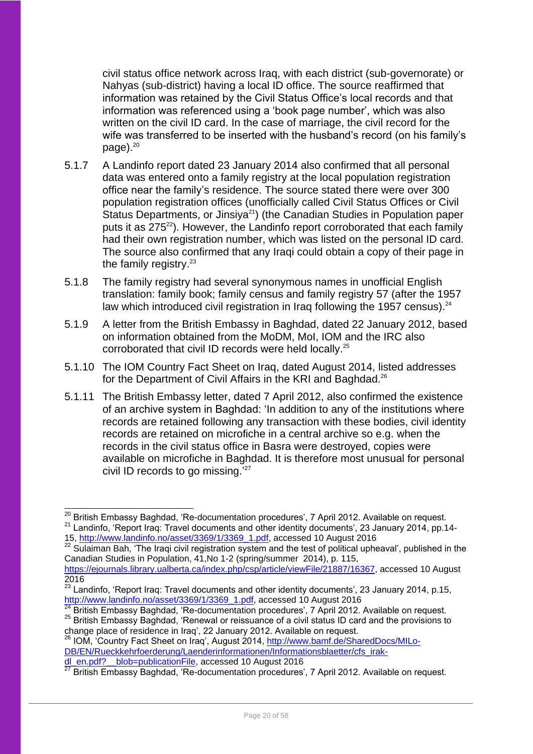civil status office network across Iraq, with each district (sub-governorate) or Nahyas (sub-district) having a local ID office. The source reaffirmed that information was retained by the Civil Status Office's local records and that information was referenced using a 'book page number', which was also written on the civil ID card. In the case of marriage, the civil record for the wife was transferred to be inserted with the husband's record (on his family's page).[20]

5.1.7 A Landinfo report dated 23 January 2014 also confirmed that all personal data was entered onto a family registry at the local population registration office near the family's residence. The source stated there were over 300 population registration offices (unofficially called Civil Status Offices or Civil Status Departments, or Jinsiya[21]) (the Canadian Studies in Population paper puts it as 275[22]). However, the Landinfo report corroborated that each family had their own registration number, which was listed on the personal ID card. The source also confirmed that any Iraqi could obtain a copy of their page in the family registry.[23]

5.1.8 The family registry had several synonymous names in unofficial English translation: family book; family census and family registry 57 (after the 1957 law which introduced civil registration in Iraq following the 1957 census).[24]

5.1.9 A letter from the British Embassy in Baghdad, dated 22 January 2012, based on information obtained from the MoDM, MoI, IOM and the IRC also corroborated that civil ID records were held locally.[25]

5.1.10 The IOM Country Fact Sheet on Iraq, dated August 2014, listed addresses for the Department of Civil Affairs in the KRI and Baghdad.[26]

5.1.11 The British Embassy letter, dated 7 April 2012, also confirmed the existence of an archive system in Baghdad: 'In addition to any of the institutions where records are retained following any transaction with these bodies, civil identity records are retained on microfiche in a central archive so e.g. when the records in the civil status office in Basra were destroyed, copies were available on microfiche in Baghdad. It is therefore most unusual for personal civil ID records to go missing.'[27]

---

[20] British Embassy Baghdad, 'Re-documentation procedures', 7 April 2012. Available on request.

[21] Landinfo, 'Report Iraq: Travel documents and other identity documents', 23 January 2014, pp.14-15, http://www.landinfo.no/asset/3369/1/3369_1.pdf, accessed 10 August 2016

[22] Sulaiman Bah, 'The Iraqi civil registration system and the test of political upheaval', published in the Canadian Studies in Population, 41,No 1-2 (spring/summer 2014), p. 115, https://ejournals.library.ualberta.ca/index.php/csp/article/viewFile/21887/16367, accessed 10 August 2016

[23] Landinfo, 'Report Iraq: Travel documents and other identity documents', 23 January 2014, p.15, http://www.landinfo.no/asset/3369/1/3369_1.pdf, accessed 10 August 2016

[24] British Embassy Baghdad, 'Re-documentation procedures', 7 April 2012. Available on request.

[25] British Embassy Baghdad, 'Renewal or reissuance of a civil status ID card and the provisions to change place of residence in Iraq', 22 January 2012. Available on request.

[26] IOM, 'Country Fact Sheet on Iraq', August 2014, http://www.bamf.de/SharedDocs/MILo-DB/EN/Rueckkehrfoerderung/Laenderinformationen/Informationsblaetter/cfs_irak-dl_en.pdf?__blob=publicationFile, accessed 10 August 2016

[27] British Embassy Baghdad, 'Re-documentation procedures', 7 April 2012. Available on request.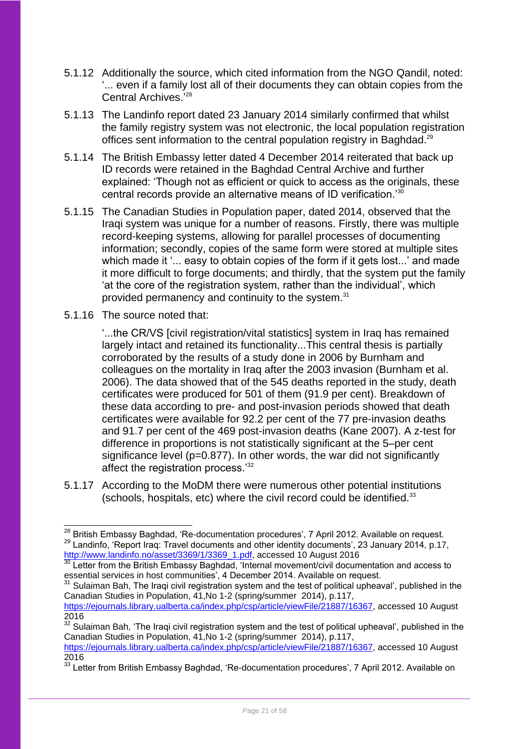5.1.12 Additionally the source, which cited information from the NGO Qandil, noted: '... even if a family lost all of their documents they can obtain copies from the Central Archives.'[28]

5.1.13 The Landinfo report dated 23 January 2014 similarly confirmed that whilst the family registry system was not electronic, the local population registration offices sent information to the central population registry in Baghdad.[29]

5.1.14 The British Embassy letter dated 4 December 2014 reiterated that back up ID records were retained in the Baghdad Central Archive and further explained: 'Though not as efficient or quick to access as the originals, these central records provide an alternative means of ID verification.'[30]

5.1.15 The Canadian Studies in Population paper, dated 2014, observed that the Iraqi system was unique for a number of reasons. Firstly, there was multiple record-keeping systems, allowing for parallel processes of documenting information; secondly, copies of the same form were stored at multiple sites which made it '... easy to obtain copies of the form if it gets lost...' and made it more difficult to forge documents; and thirdly, that the system put the family 'at the core of the registration system, rather than the individual', which provided permanency and continuity to the system.[31]

5.1.16 The source noted that:

> '...the CR/VS [civil registration/vital statistics] system in Iraq has remained largely intact and retained its functionality...This central thesis is partially corroborated by the results of a study done in 2006 by Burnham and colleagues on the mortality in Iraq after the 2003 invasion (Burnham et al. 2006). The data showed that of the 545 deaths reported in the study, death certificates were produced for 501 of them (91.9 per cent). Breakdown of these data according to pre- and post-invasion periods showed that death certificates were available for 92.2 per cent of the 77 pre-invasion deaths and 91.7 per cent of the 469 post-invasion deaths (Kane 2007). A z-test for difference in proportions is not statistically significant at the 5–per cent significance level (p=0.877). In other words, the war did not significantly affect the registration process.'[32]

5.1.17 According to the MoDM there were numerous other potential institutions (schools, hospitals, etc) where the civil record could be identified.[33]

---

[28] British Embassy Baghdad, 'Re-documentation procedures', 7 April 2012. Available on request.

[29] Landinfo, 'Report Iraq: Travel documents and other identity documents', 23 January 2014, p.17, http://www.landinfo.no/asset/3369/1/3369_1.pdf, accessed 10 August 2016

[30] Letter from the British Embassy Baghdad, 'Internal movement/civil documentation and access to essential services in host communities', 4 December 2014. Available on request.

[31] Sulaiman Bah, The Iraqi civil registration system and the test of political upheaval', published in the Canadian Studies in Population, 41,No 1-2 (spring/summer 2014), p.117, https://ejournals.library.ualberta.ca/index.php/csp/article/viewFile/21887/16367, accessed 10 August 2016

[32] Sulaiman Bah, 'The Iraqi civil registration system and the test of political upheaval', published in the Canadian Studies in Population, 41,No 1-2 (spring/summer 2014), p.117, https://ejournals.library.ualberta.ca/index.php/csp/article/viewFile/21887/16367, accessed 10 August 2016

[33] Letter from British Embassy Baghdad, 'Re-documentation procedures', 7 April 2012. Available on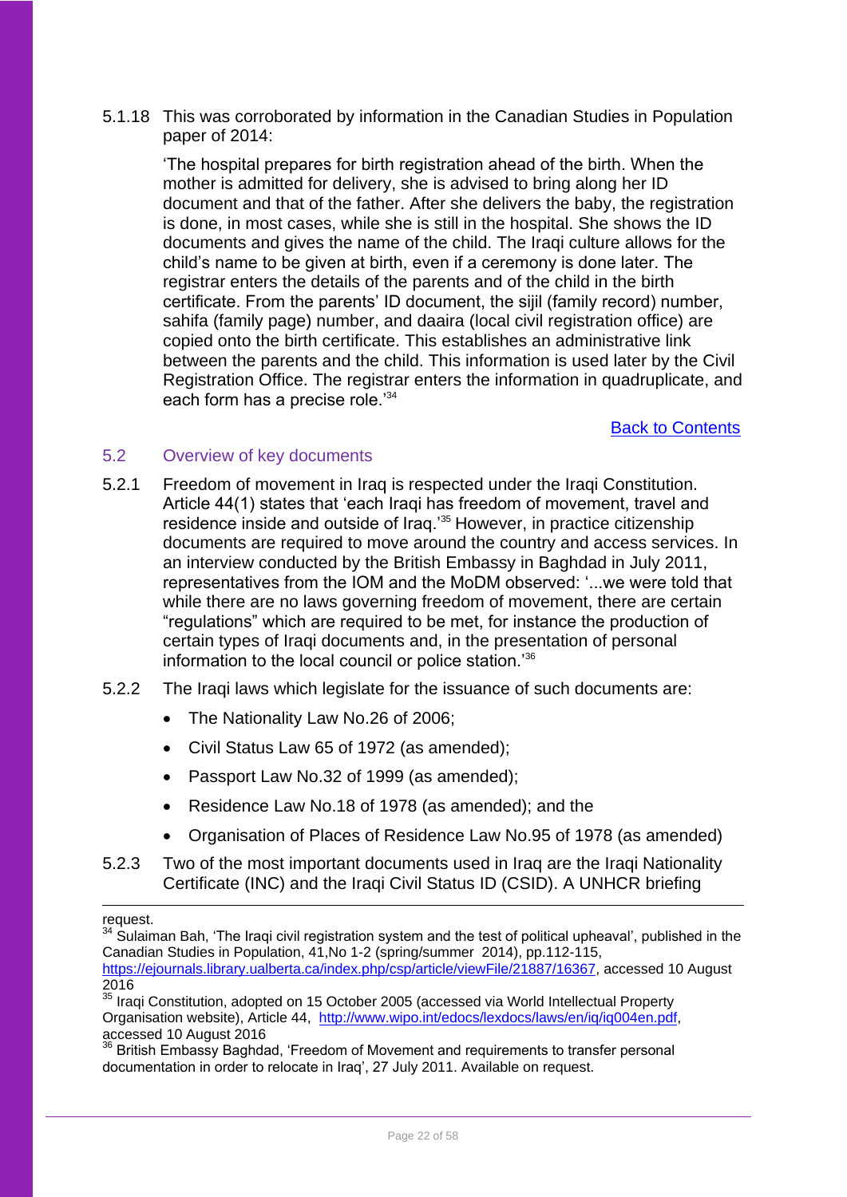5.1.18 This was corroborated by information in the Canadian Studies in Population paper of 2014:

> 'The hospital prepares for birth registration ahead of the birth. When the mother is admitted for delivery, she is advised to bring along her ID document and that of the father. After she delivers the baby, the registration is done, in most cases, while she is still in the hospital. She shows the ID documents and gives the name of the child. The Iraqi culture allows for the child's name to be given at birth, even if a ceremony is done later. The registrar enters the details of the parents and of the child in the birth certificate. From the parents' ID document, the sijil (family record) number, sahifa (family page) number, and daaira (local civil registration office) are copied onto the birth certificate. This establishes an administrative link between the parents and the child. This information is used later by the Civil Registration Office. The registrar enters the information in quadruplicate, and each form has a precise role.'[34]

Back to Contents

## 5.2 Overview of key documents

5.2.1 Freedom of movement in Iraq is respected under the Iraqi Constitution. Article 44(1) states that 'each Iraqi has freedom of movement, travel and residence inside and outside of Iraq.'[35] However, in practice citizenship documents are required to move around the country and access services. In an interview conducted by the British Embassy in Baghdad in July 2011, representatives from the IOM and the MoDM observed: '...we were told that while there are no laws governing freedom of movement, there are certain "regulations" which are required to be met, for instance the production of certain types of Iraqi documents and, in the presentation of personal information to the local council or police station.'[36]

5.2.2 The Iraqi laws which legislate for the issuance of such documents are:

- The Nationality Law No.26 of 2006;
- Civil Status Law 65 of 1972 (as amended);
- Passport Law No.32 of 1999 (as amended);
- Residence Law No.18 of 1978 (as amended); and the
- Organisation of Places of Residence Law No.95 of 1978 (as amended)

5.2.3 Two of the most important documents used in Iraq are the Iraqi Nationality Certificate (INC) and the Iraqi Civil Status ID (CSID). A UNHCR briefing

---

request.

[34] Sulaiman Bah, 'The Iraqi civil registration system and the test of political upheaval', published in the Canadian Studies in Population, 41,No 1-2 (spring/summer 2014), pp.112-115, https://ejournals.library.ualberta.ca/index.php/csp/article/viewFile/21887/16367, accessed 10 August 2016

[35] Iraqi Constitution, adopted on 15 October 2005 (accessed via World Intellectual Property Organisation website), Article 44, http://www.wipo.int/edocs/lexdocs/laws/en/iq/iq004en.pdf, accessed 10 August 2016

[36] British Embassy Baghdad, 'Freedom of Movement and requirements to transfer personal documentation in order to relocate in Iraq', 27 July 2011. Available on request.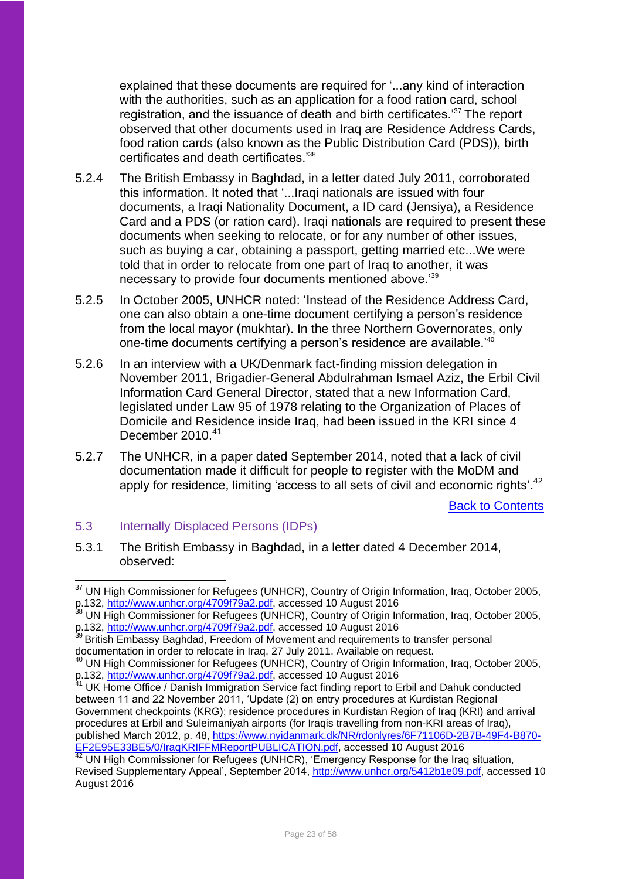explained that these documents are required for '...any kind of interaction with the authorities, such as an application for a food ration card, school registration, and the issuance of death and birth certificates.'[37] The report observed that other documents used in Iraq are Residence Address Cards, food ration cards (also known as the Public Distribution Card (PDS)), birth certificates and death certificates.'[38]

5.2.4 The British Embassy in Baghdad, in a letter dated July 2011, corroborated this information. It noted that '...Iraqi nationals are issued with four documents, a Iraqi Nationality Document, a ID card (Jensiya), a Residence Card and a PDS (or ration card). Iraqi nationals are required to present these documents when seeking to relocate, or for any number of other issues, such as buying a car, obtaining a passport, getting married etc...We were told that in order to relocate from one part of Iraq to another, it was necessary to provide four documents mentioned above.'[39]

5.2.5 In October 2005, UNHCR noted: 'Instead of the Residence Address Card, one can also obtain a one-time document certifying a person's residence from the local mayor (mukhtar). In the three Northern Governorates, only one-time documents certifying a person's residence are available.'[40]

5.2.6 In an interview with a UK/Denmark fact-finding mission delegation in November 2011, Brigadier-General Abdulrahman Ismael Aziz, the Erbil Civil Information Card General Director, stated that a new Information Card, legislated under Law 95 of 1978 relating to the Organization of Places of Domicile and Residence inside Iraq, had been issued in the KRI since 4 December 2010.[41]

5.2.7 The UNHCR, in a paper dated September 2014, noted that a lack of civil documentation made it difficult for people to register with the MoDM and apply for residence, limiting 'access to all sets of civil and economic rights'.[42]

Back to Contents

## 5.3 Internally Displaced Persons (IDPs)

5.3.1 The British Embassy in Baghdad, in a letter dated 4 December 2014, observed:

---

[37] UN High Commissioner for Refugees (UNHCR), Country of Origin Information, Iraq, October 2005, p.132, http://www.unhcr.org/4709f79a2.pdf, accessed 10 August 2016

[38] UN High Commissioner for Refugees (UNHCR), Country of Origin Information, Iraq, October 2005, p.132, http://www.unhcr.org/4709f79a2.pdf, accessed 10 August 2016

[39] British Embassy Baghdad, Freedom of Movement and requirements to transfer personal documentation in order to relocate in Iraq, 27 July 2011. Available on request.

[40] UN High Commissioner for Refugees (UNHCR), Country of Origin Information, Iraq, October 2005, p.132, http://www.unhcr.org/4709f79a2.pdf, accessed 10 August 2016

[41] UK Home Office / Danish Immigration Service fact finding report to Erbil and Dahuk conducted between 11 and 22 November 2011, 'Update (2) on entry procedures at Kurdistan Regional Government checkpoints (KRG); residence procedures in Kurdistan Region of Iraq (KRI) and arrival procedures at Erbil and Suleimaniyah airports (for Iraqis travelling from non-KRI areas of Iraq), published March 2012, p. 48, https://www.nyidanmark.dk/NR/rdonlyres/6F71106D-2B7B-49F4-B870-EF2E95E33BE5/0/IraqKRIFFMReportPUBLICATION.pdf, accessed 10 August 2016

[42] UN High Commissioner for Refugees (UNHCR), 'Emergency Response for the Iraq situation, Revised Supplementary Appeal', September 2014, http://www.unhcr.org/5412b1e09.pdf, accessed 10 August 2016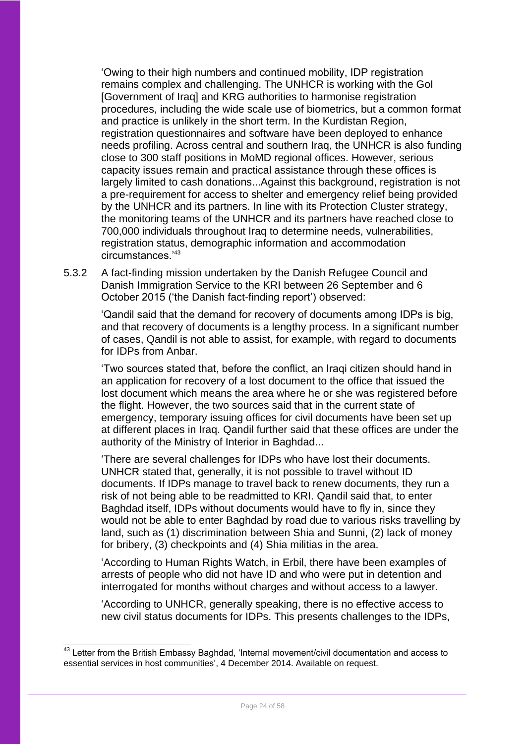> 'Owing to their high numbers and continued mobility, IDP registration remains complex and challenging. The UNHCR is working with the GoI [Government of Iraq] and KRG authorities to harmonise registration procedures, including the wide scale use of biometrics, but a common format and practice is unlikely in the short term. In the Kurdistan Region, registration questionnaires and software have been deployed to enhance needs profiling. Across central and southern Iraq, the UNHCR is also funding close to 300 staff positions in MoMD regional offices. However, serious capacity issues remain and practical assistance through these offices is largely limited to cash donations...Against this background, registration is not a pre-requirement for access to shelter and emergency relief being provided by the UNHCR and its partners. In line with its Protection Cluster strategy, the monitoring teams of the UNHCR and its partners have reached close to 700,000 individuals throughout Iraq to determine needs, vulnerabilities, registration status, demographic information and accommodation circumstances.'[43]

5.3.2 A fact-finding mission undertaken by the Danish Refugee Council and Danish Immigration Service to the KRI between 26 September and 6 October 2015 ('the Danish fact-finding report') observed:

> 'Qandil said that the demand for recovery of documents among IDPs is big, and that recovery of documents is a lengthy process. In a significant number of cases, Qandil is not able to assist, for example, with regard to documents for IDPs from Anbar.
>
> 'Two sources stated that, before the conflict, an Iraqi citizen should hand in an application for recovery of a lost document to the office that issued the lost document which means the area where he or she was registered before the flight. However, the two sources said that in the current state of emergency, temporary issuing offices for civil documents have been set up at different places in Iraq. Qandil further said that these offices are under the authority of the Ministry of Interior in Baghdad...
>
> 'There are several challenges for IDPs who have lost their documents. UNHCR stated that, generally, it is not possible to travel without ID documents. If IDPs manage to travel back to renew documents, they run a risk of not being able to be readmitted to KRI. Qandil said that, to enter Baghdad itself, IDPs without documents would have to fly in, since they would not be able to enter Baghdad by road due to various risks travelling by land, such as (1) discrimination between Shia and Sunni, (2) lack of money for bribery, (3) checkpoints and (4) Shia militias in the area.
>
> 'According to Human Rights Watch, in Erbil, there have been examples of arrests of people who did not have ID and who were put in detention and interrogated for months without charges and without access to a lawyer.
>
> 'According to UNHCR, generally speaking, there is no effective access to new civil status documents for IDPs. This presents challenges to the IDPs,

[43] Letter from the British Embassy Baghdad, 'Internal movement/civil documentation and access to essential services in host communities', 4 December 2014. Available on request.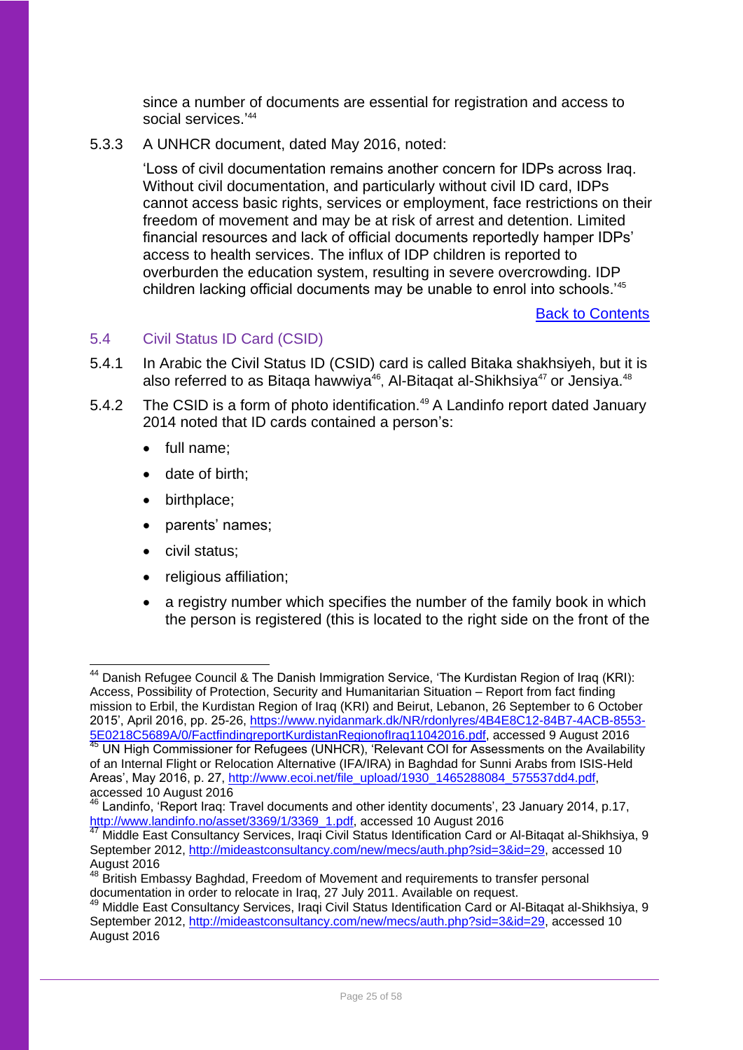since a number of documents are essential for registration and access to social services.'[44]

5.3.3 A UNHCR document, dated May 2016, noted:

> 'Loss of civil documentation remains another concern for IDPs across Iraq. Without civil documentation, and particularly without civil ID card, IDPs cannot access basic rights, services or employment, face restrictions on their freedom of movement and may be at risk of arrest and detention. Limited financial resources and lack of official documents reportedly hamper IDPs' access to health services. The influx of IDP children is reported to overburden the education system, resulting in severe overcrowding. IDP children lacking official documents may be unable to enrol into schools.'[45]

Back to Contents

## 5.4 Civil Status ID Card (CSID)

5.4.1 In Arabic the Civil Status ID (CSID) card is called Bitaka shakhsiyeh, but it is also referred to as Bitaqa hawwiya[46], Al-Bitaqat al-Shikhsiya[47] or Jensiya.[48]

5.4.2 The CSID is a form of photo identification.[49] A Landinfo report dated January 2014 noted that ID cards contained a person's:

- full name;
- date of birth;
- birthplace;
- parents' names;
- civil status;
- religious affiliation;
- a registry number which specifies the number of the family book in which the person is registered (this is located to the right side on the front of the

---

[44] Danish Refugee Council & The Danish Immigration Service, 'The Kurdistan Region of Iraq (KRI): Access, Possibility of Protection, Security and Humanitarian Situation – Report from fact finding mission to Erbil, the Kurdistan Region of Iraq (KRI) and Beirut, Lebanon, 26 September to 6 October 2015', April 2016, pp. 25-26, https://www.nyidanmark.dk/NR/rdonlyres/4B4E8C12-84B7-4ACB-8553-5E0218C5689A/0/FactfindingreportKurdistanRegionofIraq11042016.pdf, accessed 9 August 2016

[45] UN High Commissioner for Refugees (UNHCR), 'Relevant COI for Assessments on the Availability of an Internal Flight or Relocation Alternative (IFA/IRA) in Baghdad for Sunni Arabs from ISIS-Held Areas', May 2016, p. 27, http://www.ecoi.net/file_upload/1930_1465288084_575537dd4.pdf, accessed 10 August 2016

[46] Landinfo, 'Report Iraq: Travel documents and other identity documents', 23 January 2014, p.17, http://www.landinfo.no/asset/3369/1/3369_1.pdf, accessed 10 August 2016

[47] Middle East Consultancy Services, Iraqi Civil Status Identification Card or Al-Bitaqat al-Shikhsiya, 9 September 2012, http://mideastconsultancy.com/new/mecs/auth.php?sid=3&id=29, accessed 10 August 2016

[48] British Embassy Baghdad, Freedom of Movement and requirements to transfer personal documentation in order to relocate in Iraq, 27 July 2011. Available on request.

[49] Middle East Consultancy Services, Iraqi Civil Status Identification Card or Al-Bitaqat al-Shikhsiya, 9 September 2012, http://mideastconsultancy.com/new/mecs/auth.php?sid=3&id=29, accessed 10 August 2016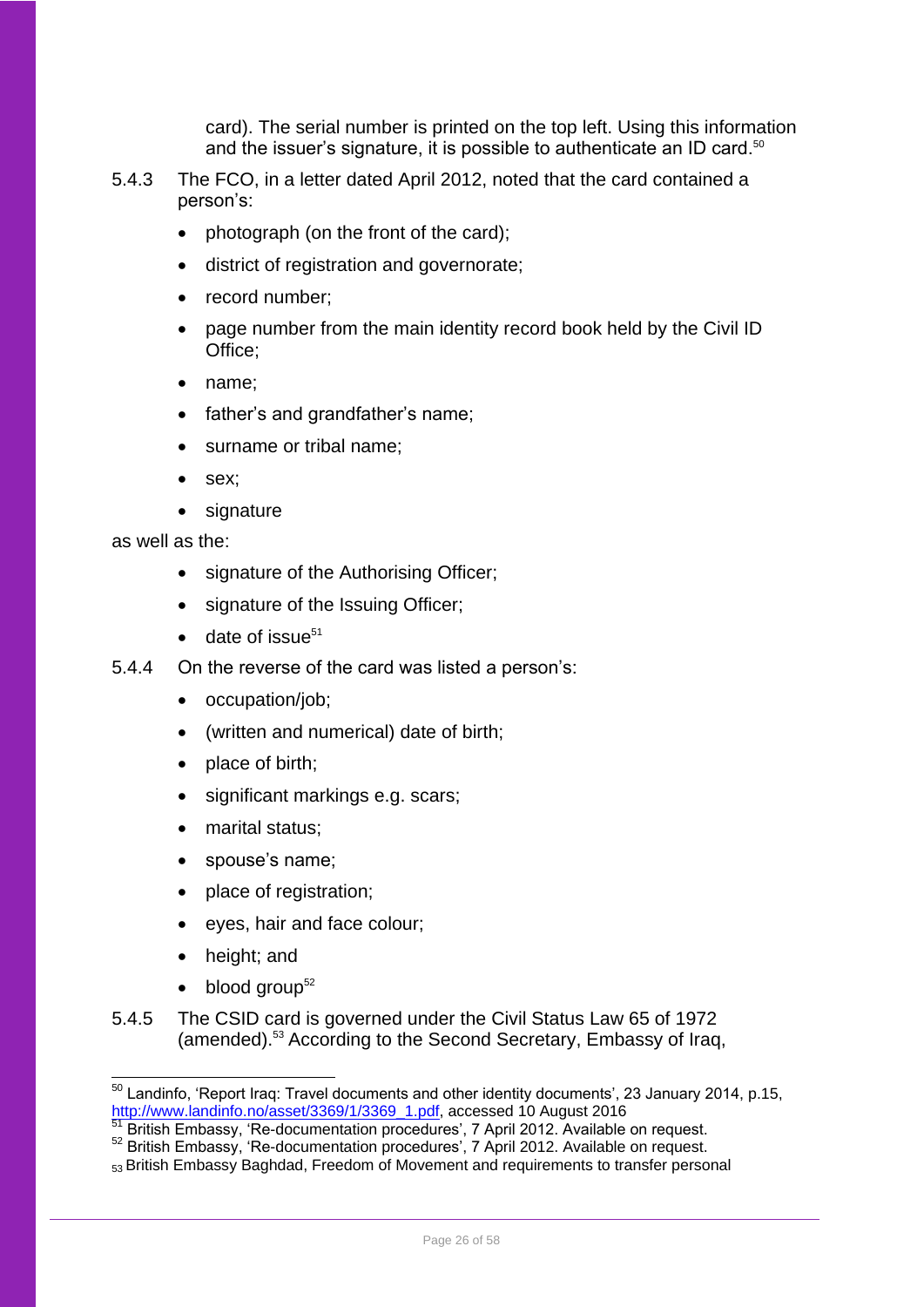card). The serial number is printed on the top left. Using this information and the issuer's signature, it is possible to authenticate an ID card.[50]

5.4.3 The FCO, in a letter dated April 2012, noted that the card contained a person's:

- photograph (on the front of the card);
- district of registration and governorate;
- record number;
- page number from the main identity record book held by the Civil ID Office;
- name;
- father's and grandfather's name;
- surname or tribal name;
- sex;
- signature

as well as the:

- signature of the Authorising Officer;
- signature of the Issuing Officer;
- date of issue[51]

5.4.4 On the reverse of the card was listed a person's:

- occupation/job;
- (written and numerical) date of birth;
- place of birth;
- significant markings e.g. scars;
- marital status;
- spouse's name;
- place of registration;
- eyes, hair and face colour;
- height; and
- blood group[52]

5.4.5 The CSID card is governed under the Civil Status Law 65 of 1972 (amended).[53] According to the Second Secretary, Embassy of Iraq,

---

[50] Landinfo, 'Report Iraq: Travel documents and other identity documents', 23 January 2014, p.15, http://www.landinfo.no/asset/3369/1/3369_1.pdf, accessed 10 August 2016

[51] British Embassy, 'Re-documentation procedures', 7 April 2012. Available on request.

[52] British Embassy, 'Re-documentation procedures', 7 April 2012. Available on request.

[53] British Embassy Baghdad, Freedom of Movement and requirements to transfer personal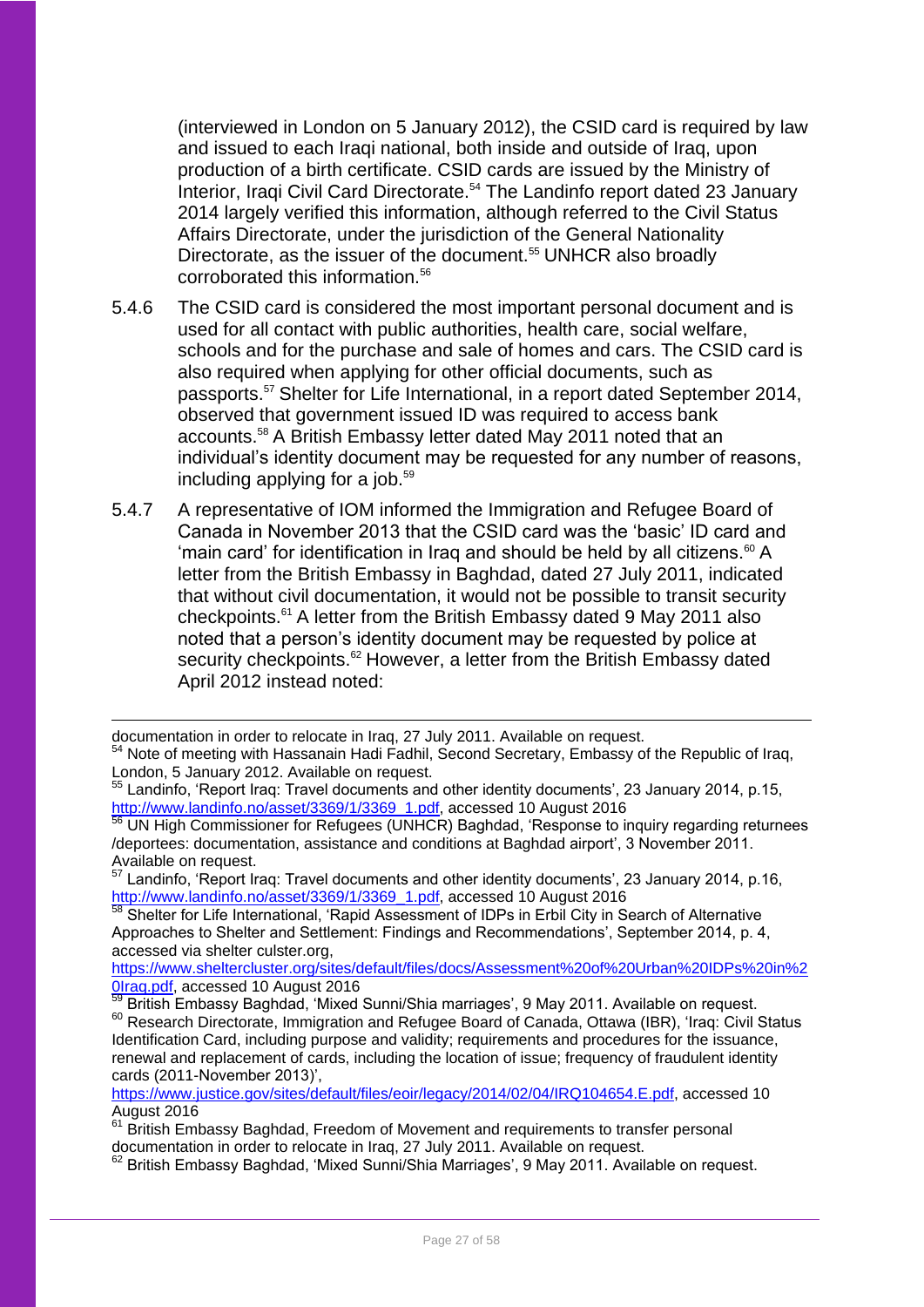(interviewed in London on 5 January 2012), the CSID card is required by law and issued to each Iraqi national, both inside and outside of Iraq, upon production of a birth certificate. CSID cards are issued by the Ministry of Interior, Iraqi Civil Card Directorate.[54] The Landinfo report dated 23 January 2014 largely verified this information, although referred to the Civil Status Affairs Directorate, under the jurisdiction of the General Nationality Directorate, as the issuer of the document.[55] UNHCR also broadly corroborated this information.[56]

5.4.6 The CSID card is considered the most important personal document and is used for all contact with public authorities, health care, social welfare, schools and for the purchase and sale of homes and cars. The CSID card is also required when applying for other official documents, such as passports.[57] Shelter for Life International, in a report dated September 2014, observed that government issued ID was required to access bank accounts.[58] A British Embassy letter dated May 2011 noted that an individual's identity document may be requested for any number of reasons, including applying for a job.[59]

5.4.7 A representative of IOM informed the Immigration and Refugee Board of Canada in November 2013 that the CSID card was the 'basic' ID card and 'main card' for identification in Iraq and should be held by all citizens.[60] A letter from the British Embassy in Baghdad, dated 27 July 2011, indicated that without civil documentation, it would not be possible to transit security checkpoints.[61] A letter from the British Embassy dated 9 May 2011 also noted that a person's identity document may be requested by police at security checkpoints.[62] However, a letter from the British Embassy dated April 2012 instead noted:

---

documentation in order to relocate in Iraq, 27 July 2011. Available on request.

[54] Note of meeting with Hassanain Hadi Fadhil, Second Secretary, Embassy of the Republic of Iraq, London, 5 January 2012. Available on request.

[55] Landinfo, 'Report Iraq: Travel documents and other identity documents', 23 January 2014, p.15, http://www.landinfo.no/asset/3369/1/3369_1.pdf, accessed 10 August 2016

[56] UN High Commissioner for Refugees (UNHCR) Baghdad, 'Response to inquiry regarding returnees /deportees: documentation, assistance and conditions at Baghdad airport', 3 November 2011. Available on request.

[57] Landinfo, 'Report Iraq: Travel documents and other identity documents', 23 January 2014, p.16, http://www.landinfo.no/asset/3369/1/3369_1.pdf, accessed 10 August 2016

[58] Shelter for Life International, 'Rapid Assessment of IDPs in Erbil City in Search of Alternative Approaches to Shelter and Settlement: Findings and Recommendations', September 2014, p. 4, accessed via shelter culster.org, https://www.sheltercluster.org/sites/default/files/docs/Assessment%20of%20Urban%20IDPs%20in%20Iraq.pdf, accessed 10 August 2016

[59] British Embassy Baghdad, 'Mixed Sunni/Shia marriages', 9 May 2011. Available on request.

[60] Research Directorate, Immigration and Refugee Board of Canada, Ottawa (IBR), 'Iraq: Civil Status Identification Card, including purpose and validity; requirements and procedures for the issuance, renewal and replacement of cards, including the location of issue; frequency of fraudulent identity cards (2011-November 2013)', https://www.justice.gov/sites/default/files/eoir/legacy/2014/02/04/IRQ104654.E.pdf, accessed 10 August 2016

[61] British Embassy Baghdad, Freedom of Movement and requirements to transfer personal documentation in order to relocate in Iraq, 27 July 2011. Available on request.

[62] British Embassy Baghdad, 'Mixed Sunni/Shia Marriages', 9 May 2011. Available on request.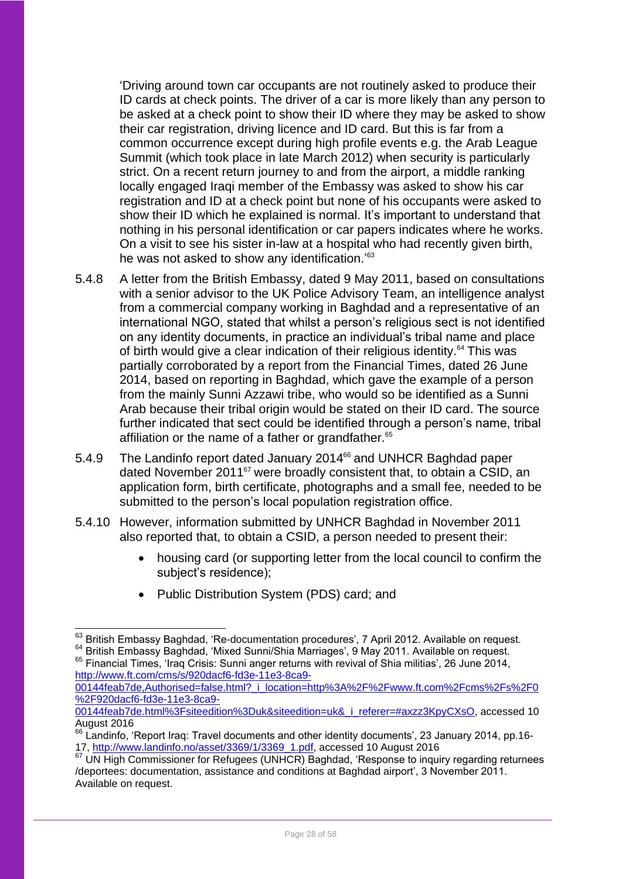'Driving around town car occupants are not routinely asked to produce their ID cards at check points. The driver of a car is more likely than any person to be asked at a check point to show their ID where they may be asked to show their car registration, driving licence and ID card. But this is far from a common occurrence except during high profile events e.g. the Arab League Summit (which took place in late March 2012) when security is particularly strict. On a recent return journey to and from the airport, a middle ranking locally engaged Iraqi member of the Embassy was asked to show his car registration and ID at a check point but none of his occupants were asked to show their ID which he explained is normal. It's important to understand that nothing in his personal identification or car papers indicates where he works. On a visit to see his sister in-law at a hospital who had recently given birth, he was not asked to show any identification.'[63]

5.4.8 A letter from the British Embassy, dated 9 May 2011, based on consultations with a senior advisor to the UK Police Advisory Team, an intelligence analyst from a commercial company working in Baghdad and a representative of an international NGO, stated that whilst a person's religious sect is not identified on any identity documents, in practice an individual's tribal name and place of birth would give a clear indication of their religious identity.[64] This was partially corroborated by a report from the Financial Times, dated 26 June 2014, based on reporting in Baghdad, which gave the example of a person from the mainly Sunni Azzawi tribe, who would so be identified as a Sunni Arab because their tribal origin would be stated on their ID card. The source further indicated that sect could be identified through a person's name, tribal affiliation or the name of a father or grandfather.[65]

5.4.9 The Landinfo report dated January 2014[66] and UNHCR Baghdad paper dated November 2011[67] were broadly consistent that, to obtain a CSID, an application form, birth certificate, photographs and a small fee, needed to be submitted to the person's local population registration office.

5.4.10 However, information submitted by UNHCR Baghdad in November 2011 also reported that, to obtain a CSID, a person needed to present their:

- housing card (or supporting letter from the local council to confirm the subject's residence);
- Public Distribution System (PDS) card; and

---

[63] British Embassy Baghdad, 'Re-documentation procedures', 7 April 2012. Available on request.

[64] British Embassy Baghdad, 'Mixed Sunni/Shia Marriages', 9 May 2011. Available on request.

[65] Financial Times, 'Iraq Crisis: Sunni anger returns with revival of Shia militias', 26 June 2014, http://www.ft.com/cms/s/920dacf6-fd3e-11e3-8ca9-00144feab7de,Authorised=false.html?_i_location=http%3A%2F%2Fwww.ft.com%2Fcms%2Fs%2F0%2F920dacf6-fd3e-11e3-8ca9-00144feab7de.html%3Fsiteedition%3Duk&siteedition=uk&_i_referer=#axzz3KpyCXsO, accessed 10 August 2016

[66] Landinfo, 'Report Iraq: Travel documents and other identity documents', 23 January 2014, pp.16-17, http://www.landinfo.no/asset/3369/1/3369_1.pdf, accessed 10 August 2016

[67] UN High Commissioner for Refugees (UNHCR) Baghdad, 'Response to inquiry regarding returnees /deportees: documentation, assistance and conditions at Baghdad airport', 3 November 2011. Available on request.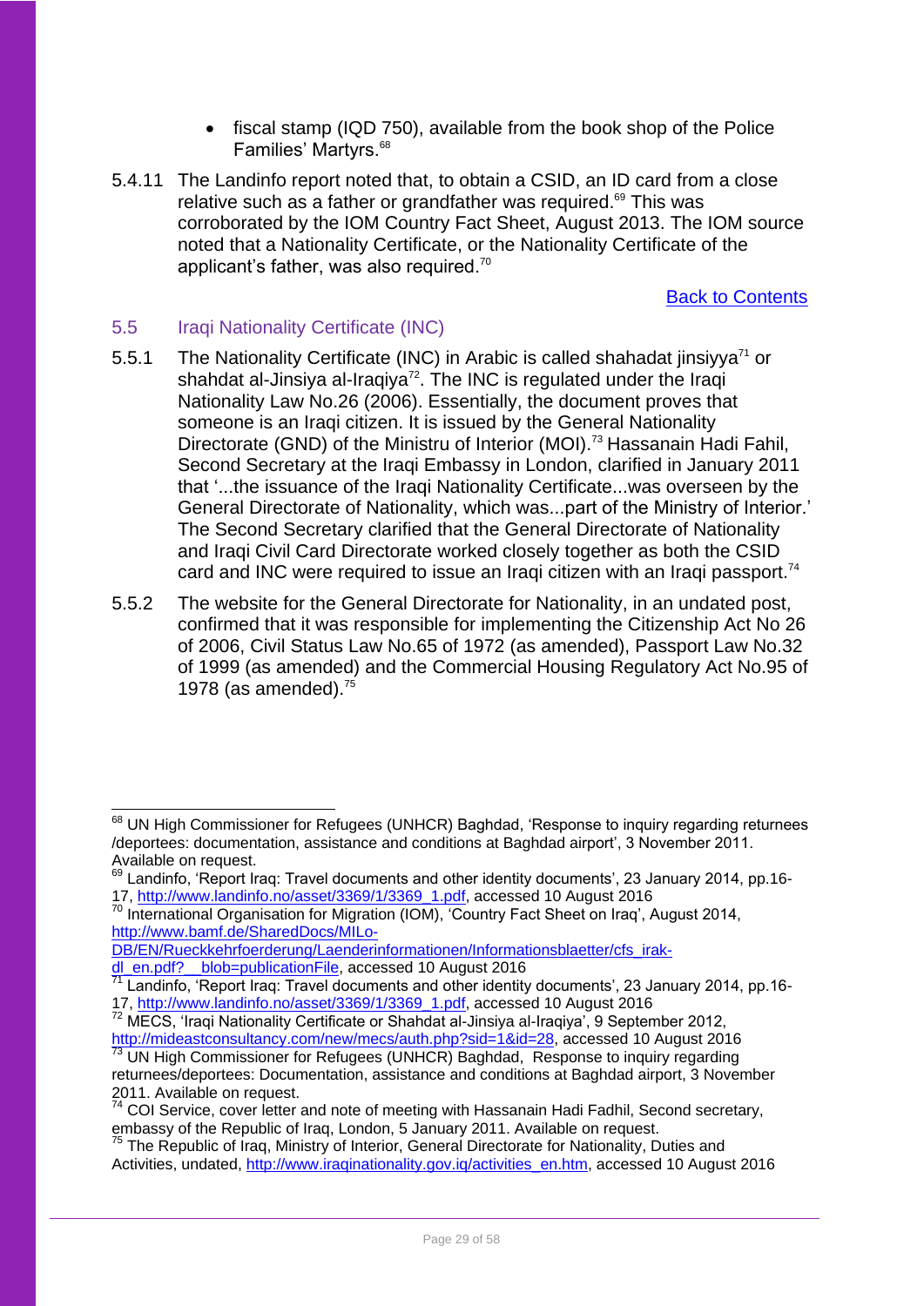- fiscal stamp (IQD 750), available from the book shop of the Police Families' Martyrs.[68]

5.4.11 The Landinfo report noted that, to obtain a CSID, an ID card from a close relative such as a father or grandfather was required.[69] This was corroborated by the IOM Country Fact Sheet, August 2013. The IOM source noted that a Nationality Certificate, or the Nationality Certificate of the applicant's father, was also required.[70]

[Back to Contents]

## 5.5 Iraqi Nationality Certificate (INC)

5.5.1 The Nationality Certificate (INC) in Arabic is called shahadat jinsiyya[71] or shahdat al-Jinsiya al-Iraqiya[72]. The INC is regulated under the Iraqi Nationality Law No.26 (2006). Essentially, the document proves that someone is an Iraqi citizen. It is issued by the General Nationality Directorate (GND) of the Ministru of Interior (MOI).[73] Hassanain Hadi Fahil, Second Secretary at the Iraqi Embassy in London, clarified in January 2011 that '...the issuance of the Iraqi Nationality Certificate...was overseen by the General Directorate of Nationality, which was...part of the Ministry of Interior.' The Second Secretary clarified that the General Directorate of Nationality and Iraqi Civil Card Directorate worked closely together as both the CSID card and INC were required to issue an Iraqi citizen with an Iraqi passport.[74]

5.5.2 The website for the General Directorate for Nationality, in an undated post, confirmed that it was responsible for implementing the Citizenship Act No 26 of 2006, Civil Status Law No.65 of 1972 (as amended), Passport Law No.32 of 1999 (as amended) and the Commercial Housing Regulatory Act No.95 of 1978 (as amended).[75]

---

[68] UN High Commissioner for Refugees (UNHCR) Baghdad, 'Response to inquiry regarding returnees /deportees: documentation, assistance and conditions at Baghdad airport', 3 November 2011. Available on request.

[69] Landinfo, 'Report Iraq: Travel documents and other identity documents', 23 January 2014, pp.16-17, http://www.landinfo.no/asset/3369/1/3369_1.pdf, accessed 10 August 2016

[70] International Organisation for Migration (IOM), 'Country Fact Sheet on Iraq', August 2014, http://www.bamf.de/SharedDocs/MILo-DB/EN/Rueckkehrfoerderung/Laenderinformationen/Informationsblaetter/cfs_irak-dl_en.pdf?__blob=publicationFile, accessed 10 August 2016

[71] Landinfo, 'Report Iraq: Travel documents and other identity documents', 23 January 2014, pp.16-17, http://www.landinfo.no/asset/3369/1/3369_1.pdf, accessed 10 August 2016

[72] MECS, 'Iraqi Nationality Certificate or Shahdat al-Jinsiya al-Iraqiya', 9 September 2012, http://mideastconsultancy.com/new/mecs/auth.php?sid=1&id=28, accessed 10 August 2016

[73] UN High Commissioner for Refugees (UNHCR) Baghdad, Response to inquiry regarding returnees/deportees: Documentation, assistance and conditions at Baghdad airport, 3 November 2011. Available on request.

[74] COI Service, cover letter and note of meeting with Hassanain Hadi Fadhil, Second secretary, embassy of the Republic of Iraq, London, 5 January 2011. Available on request.

[75] The Republic of Iraq, Ministry of Interior, General Directorate for Nationality, Duties and Activities, undated, http://www.iraqinationality.gov.iq/activities_en.htm, accessed 10 August 2016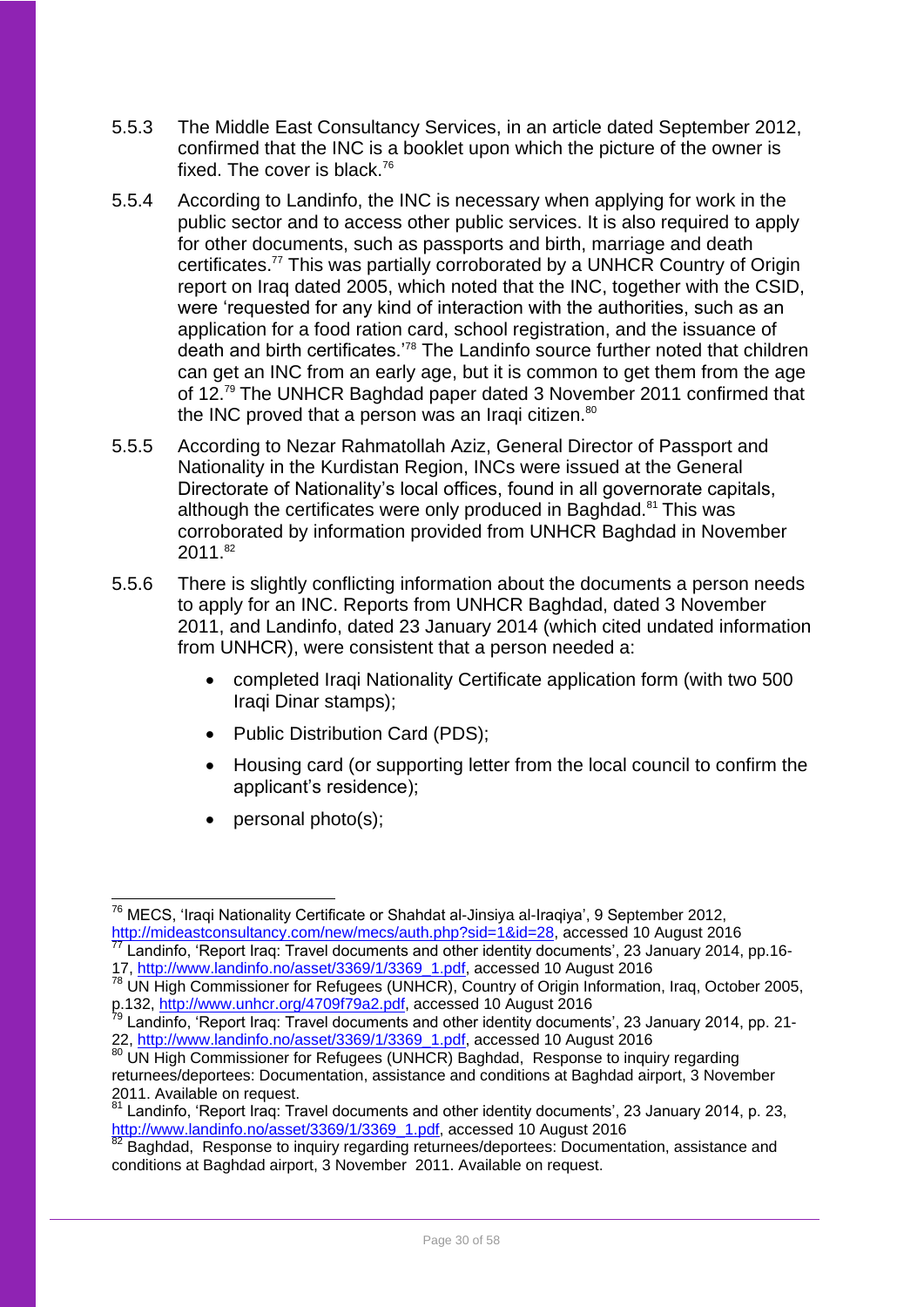5.5.3 The Middle East Consultancy Services, in an article dated September 2012, confirmed that the INC is a booklet upon which the picture of the owner is fixed. The cover is black.[76]

5.5.4 According to Landinfo, the INC is necessary when applying for work in the public sector and to access other public services. It is also required to apply for other documents, such as passports and birth, marriage and death certificates.[77] This was partially corroborated by a UNHCR Country of Origin report on Iraq dated 2005, which noted that the INC, together with the CSID, were 'requested for any kind of interaction with the authorities, such as an application for a food ration card, school registration, and the issuance of death and birth certificates.'[78] The Landinfo source further noted that children can get an INC from an early age, but it is common to get them from the age of 12.[79] The UNHCR Baghdad paper dated 3 November 2011 confirmed that the INC proved that a person was an Iraqi citizen.[80]

5.5.5 According to Nezar Rahmatollah Aziz, General Director of Passport and Nationality in the Kurdistan Region, INCs were issued at the General Directorate of Nationality's local offices, found in all governorate capitals, although the certificates were only produced in Baghdad.[81] This was corroborated by information provided from UNHCR Baghdad in November 2011.[82]

5.5.6 There is slightly conflicting information about the documents a person needs to apply for an INC. Reports from UNHCR Baghdad, dated 3 November 2011, and Landinfo, dated 23 January 2014 (which cited undated information from UNHCR), were consistent that a person needed a:

- completed Iraqi Nationality Certificate application form (with two 500 Iraqi Dinar stamps);
- Public Distribution Card (PDS);
- Housing card (or supporting letter from the local council to confirm the applicant's residence);
- personal photo(s);

---

[76] MECS, 'Iraqi Nationality Certificate or Shahdat al-Jinsiya al-Iraqiya', 9 September 2012, http://mideastconsultancy.com/new/mecs/auth.php?sid=1&id=28, accessed 10 August 2016

[77] Landinfo, 'Report Iraq: Travel documents and other identity documents', 23 January 2014, pp.16-17, http://www.landinfo.no/asset/3369/1/3369_1.pdf, accessed 10 August 2016

[78] UN High Commissioner for Refugees (UNHCR), Country of Origin Information, Iraq, October 2005, p.132, http://www.unhcr.org/4709f79a2.pdf, accessed 10 August 2016

[79] Landinfo, 'Report Iraq: Travel documents and other identity documents', 23 January 2014, pp. 21-22, http://www.landinfo.no/asset/3369/1/3369_1.pdf, accessed 10 August 2016

[80] UN High Commissioner for Refugees (UNHCR) Baghdad, Response to inquiry regarding returnees/deportees: Documentation, assistance and conditions at Baghdad airport, 3 November 2011. Available on request.

[81] Landinfo, 'Report Iraq: Travel documents and other identity documents', 23 January 2014, p. 23, http://www.landinfo.no/asset/3369/1/3369_1.pdf, accessed 10 August 2016

[82] Baghdad, Response to inquiry regarding returnees/deportees: Documentation, assistance and conditions at Baghdad airport, 3 November 2011. Available on request.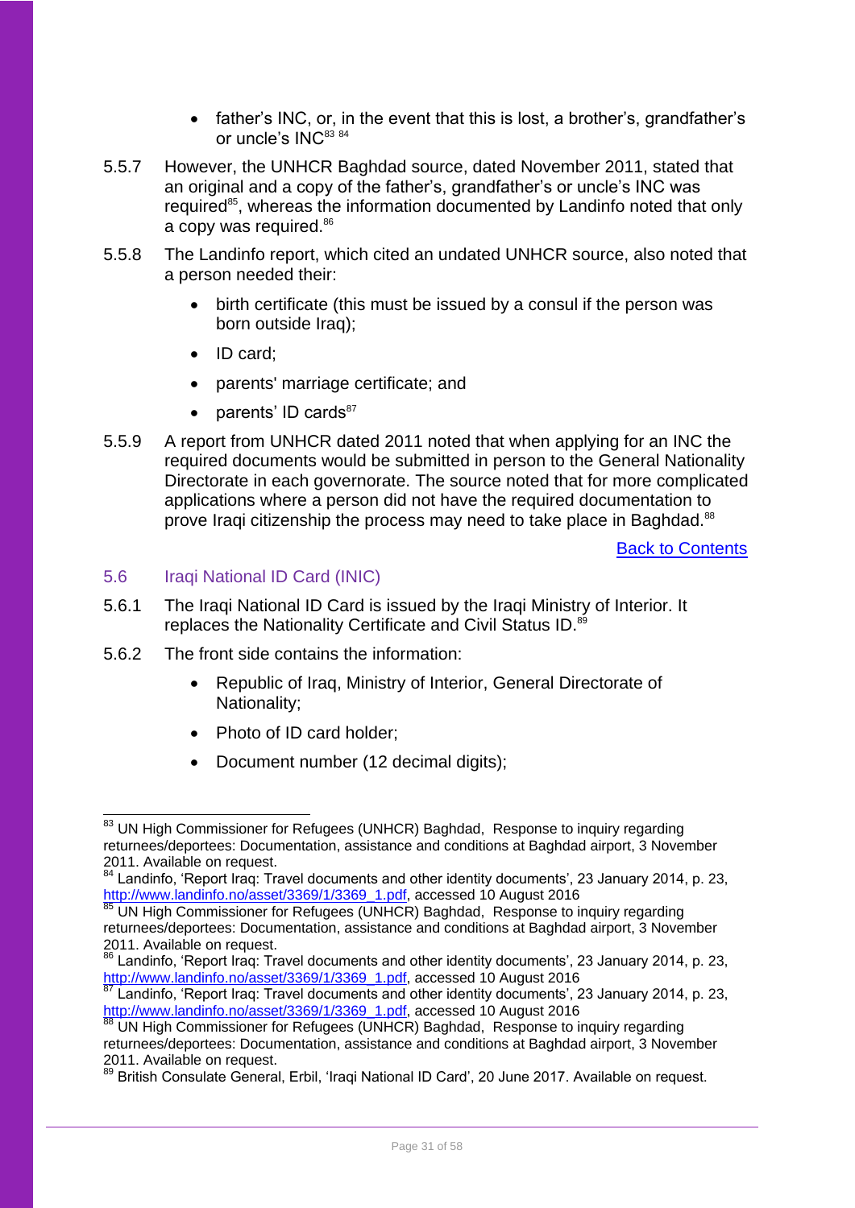- father's INC, or, in the event that this is lost, a brother's, grandfather's or uncle's INC[83] [84]

5.5.7 However, the UNHCR Baghdad source, dated November 2011, stated that an original and a copy of the father's, grandfather's or uncle's INC was required[85], whereas the information documented by Landinfo noted that only a copy was required.[86]

5.5.8 The Landinfo report, which cited an undated UNHCR source, also noted that a person needed their:

- birth certificate (this must be issued by a consul if the person was born outside Iraq);
- ID card;
- parents' marriage certificate; and
- parents' ID cards[87]

5.5.9 A report from UNHCR dated 2011 noted that when applying for an INC the required documents would be submitted in person to the General Nationality Directorate in each governorate. The source noted that for more complicated applications where a person did not have the required documentation to prove Iraqi citizenship the process may need to take place in Baghdad.[88]

[Back to Contents]

### 5.6 Iraqi National ID Card (INIC)

5.6.1 The Iraqi National ID Card is issued by the Iraqi Ministry of Interior. It replaces the Nationality Certificate and Civil Status ID.[89]

5.6.2 The front side contains the information:

- Republic of Iraq, Ministry of Interior, General Directorate of Nationality;
- Photo of ID card holder;
- Document number (12 decimal digits);

---

[83] UN High Commissioner for Refugees (UNHCR) Baghdad, Response to inquiry regarding returnees/deportees: Documentation, assistance and conditions at Baghdad airport, 3 November 2011. Available on request.

[84] Landinfo, 'Report Iraq: Travel documents and other identity documents', 23 January 2014, p. 23, http://www.landinfo.no/asset/3369/1/3369_1.pdf, accessed 10 August 2016

[85] UN High Commissioner for Refugees (UNHCR) Baghdad, Response to inquiry regarding returnees/deportees: Documentation, assistance and conditions at Baghdad airport, 3 November 2011. Available on request.

[86] Landinfo, 'Report Iraq: Travel documents and other identity documents', 23 January 2014, p. 23, http://www.landinfo.no/asset/3369/1/3369_1.pdf, accessed 10 August 2016

[87] Landinfo, 'Report Iraq: Travel documents and other identity documents', 23 January 2014, p. 23, http://www.landinfo.no/asset/3369/1/3369_1.pdf, accessed 10 August 2016

[88] UN High Commissioner for Refugees (UNHCR) Baghdad, Response to inquiry regarding returnees/deportees: Documentation, assistance and conditions at Baghdad airport, 3 November 2011. Available on request.

[89] British Consulate General, Erbil, 'Iraqi National ID Card', 20 June 2017. Available on request.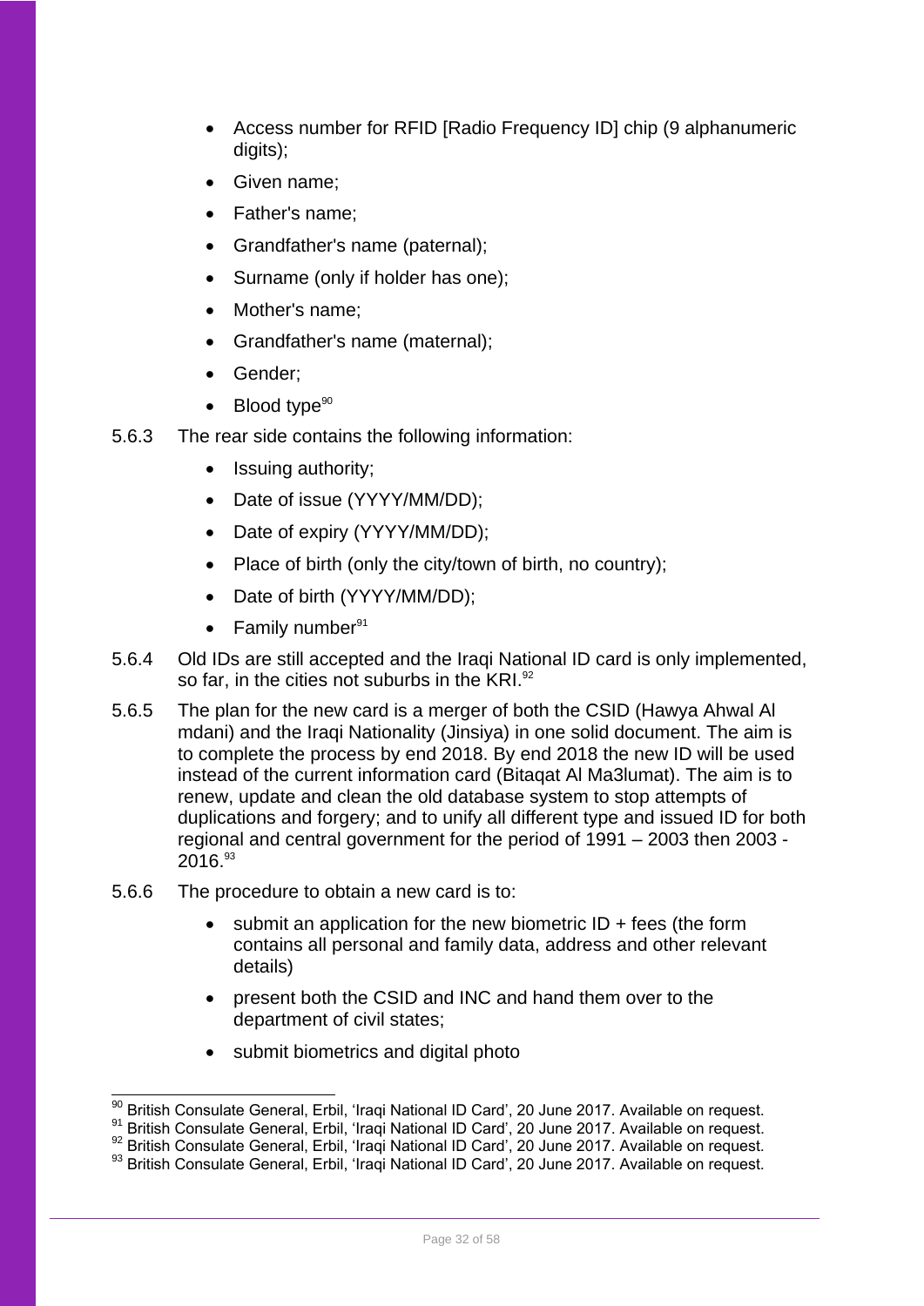- Access number for RFID [Radio Frequency ID] chip (9 alphanumeric digits);
- Given name;
- Father's name;
- Grandfather's name (paternal);
- Surname (only if holder has one);
- Mother's name;
- Grandfather's name (maternal);
- Gender;
- Blood type[90]

5.6.3 The rear side contains the following information:

- Issuing authority;
- Date of issue (YYYY/MM/DD);
- Date of expiry (YYYY/MM/DD);
- Place of birth (only the city/town of birth, no country);
- Date of birth (YYYY/MM/DD);
- Family number[91]

5.6.4 Old IDs are still accepted and the Iraqi National ID card is only implemented, so far, in the cities not suburbs in the KRI.[92]

5.6.5 The plan for the new card is a merger of both the CSID (Hawya Ahwal Al mdani) and the Iraqi Nationality (Jinsiya) in one solid document. The aim is to complete the process by end 2018. By end 2018 the new ID will be used instead of the current information card (Bitaqat Al Ma3lumat). The aim is to renew, update and clean the old database system to stop attempts of duplications and forgery; and to unify all different type and issued ID for both regional and central government for the period of 1991 – 2003 then 2003 - 2016.[93]

5.6.6 The procedure to obtain a new card is to:

- submit an application for the new biometric ID + fees (the form contains all personal and family data, address and other relevant details)
- present both the CSID and INC and hand them over to the department of civil states;
- submit biometrics and digital photo

---

[90] British Consulate General, Erbil, 'Iraqi National ID Card', 20 June 2017. Available on request.
[91] British Consulate General, Erbil, 'Iraqi National ID Card', 20 June 2017. Available on request.
[92] British Consulate General, Erbil, 'Iraqi National ID Card', 20 June 2017. Available on request.
[93] British Consulate General, Erbil, 'Iraqi National ID Card', 20 June 2017. Available on request.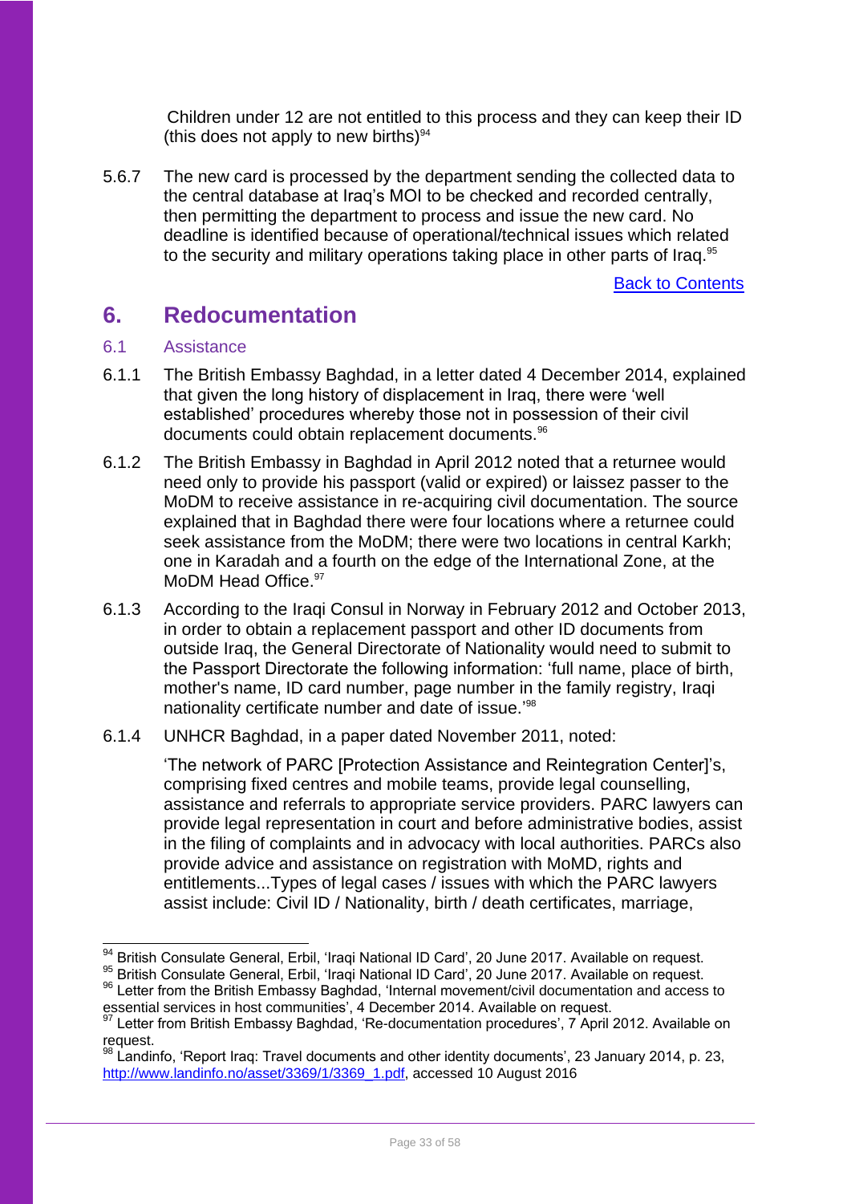Children under 12 are not entitled to this process and they can keep their ID (this does not apply to new births)[94]

5.6.7 The new card is processed by the department sending the collected data to the central database at Iraq's MOI to be checked and recorded centrally, then permitting the department to process and issue the new card. No deadline is identified because of operational/technical issues which related to the security and military operations taking place in other parts of Iraq.[95]

Back to Contents

# 6. Redocumentation

## 6.1 Assistance

6.1.1 The British Embassy Baghdad, in a letter dated 4 December 2014, explained that given the long history of displacement in Iraq, there were 'well established' procedures whereby those not in possession of their civil documents could obtain replacement documents.[96]

6.1.2 The British Embassy in Baghdad in April 2012 noted that a returnee would need only to provide his passport (valid or expired) or laissez passer to the MoDM to receive assistance in re-acquiring civil documentation. The source explained that in Baghdad there were four locations where a returnee could seek assistance from the MoDM; there were two locations in central Karkh; one in Karadah and a fourth on the edge of the International Zone, at the MoDM Head Office.[97]

6.1.3 According to the Iraqi Consul in Norway in February 2012 and October 2013, in order to obtain a replacement passport and other ID documents from outside Iraq, the General Directorate of Nationality would need to submit to the Passport Directorate the following information: 'full name, place of birth, mother's name, ID card number, page number in the family registry, Iraqi nationality certificate number and date of issue.'[98]

6.1.4 UNHCR Baghdad, in a paper dated November 2011, noted:

'The network of PARC [Protection Assistance and Reintegration Center]'s, comprising fixed centres and mobile teams, provide legal counselling, assistance and referrals to appropriate service providers. PARC lawyers can provide legal representation in court and before administrative bodies, assist in the filing of complaints and in advocacy with local authorities. PARCs also provide advice and assistance on registration with MoMD, rights and entitlements...Types of legal cases / issues with which the PARC lawyers assist include: Civil ID / Nationality, birth / death certificates, marriage,

---

[94] British Consulate General, Erbil, 'Iraqi National ID Card', 20 June 2017. Available on request.

[95] British Consulate General, Erbil, 'Iraqi National ID Card', 20 June 2017. Available on request.

[96] Letter from the British Embassy Baghdad, 'Internal movement/civil documentation and access to essential services in host communities', 4 December 2014. Available on request.

[97] Letter from British Embassy Baghdad, 'Re-documentation procedures', 7 April 2012. Available on request.

[98] Landinfo, 'Report Iraq: Travel documents and other identity documents', 23 January 2014, p. 23, http://www.landinfo.no/asset/3369/1/3369_1.pdf, accessed 10 August 2016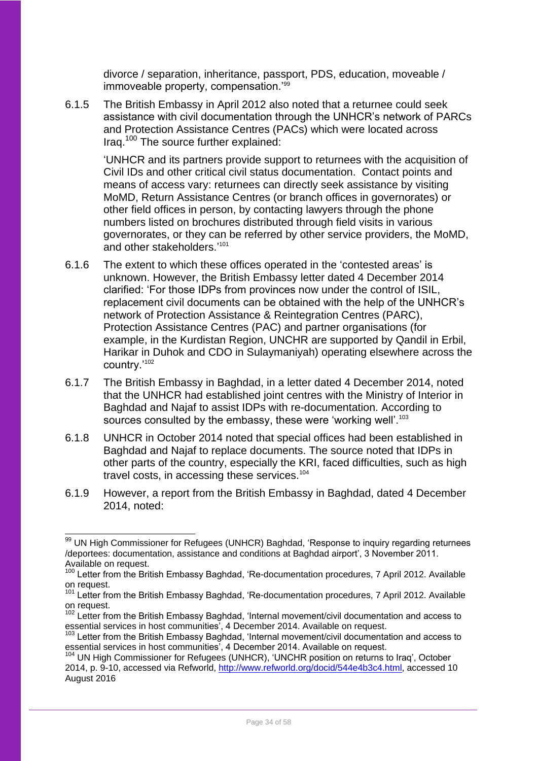divorce / separation, inheritance, passport, PDS, education, moveable / immoveable property, compensation.'[99]

6.1.5 The British Embassy in April 2012 also noted that a returnee could seek assistance with civil documentation through the UNHCR's network of PARCs and Protection Assistance Centres (PACs) which were located across Iraq.[100] The source further explained:

> 'UNHCR and its partners provide support to returnees with the acquisition of Civil IDs and other critical civil status documentation. Contact points and means of access vary: returnees can directly seek assistance by visiting MoMD, Return Assistance Centres (or branch offices in governorates) or other field offices in person, by contacting lawyers through the phone numbers listed on brochures distributed through field visits in various governorates, or they can be referred by other service providers, the MoMD, and other stakeholders.'[101]

6.1.6 The extent to which these offices operated in the 'contested areas' is unknown. However, the British Embassy letter dated 4 December 2014 clarified: 'For those IDPs from provinces now under the control of ISIL, replacement civil documents can be obtained with the help of the UNHCR's network of Protection Assistance & Reintegration Centres (PARC), Protection Assistance Centres (PAC) and partner organisations (for example, in the Kurdistan Region, UNCHR are supported by Qandil in Erbil, Harikar in Duhok and CDO in Sulaymaniyah) operating elsewhere across the country.'[102]

6.1.7 The British Embassy in Baghdad, in a letter dated 4 December 2014, noted that the UNHCR had established joint centres with the Ministry of Interior in Baghdad and Najaf to assist IDPs with re-documentation. According to sources consulted by the embassy, these were 'working well'.[103]

6.1.8 UNHCR in October 2014 noted that special offices had been established in Baghdad and Najaf to replace documents. The source noted that IDPs in other parts of the country, especially the KRI, faced difficulties, such as high travel costs, in accessing these services.[104]

6.1.9 However, a report from the British Embassy in Baghdad, dated 4 December 2014, noted:

---

[99] UN High Commissioner for Refugees (UNHCR) Baghdad, 'Response to inquiry regarding returnees /deportees: documentation, assistance and conditions at Baghdad airport', 3 November 2011. Available on request.

[100] Letter from the British Embassy Baghdad, 'Re-documentation procedures, 7 April 2012. Available on request.

[101] Letter from the British Embassy Baghdad, 'Re-documentation procedures, 7 April 2012. Available on request.

[102] Letter from the British Embassy Baghdad, 'Internal movement/civil documentation and access to essential services in host communities', 4 December 2014. Available on request.

[103] Letter from the British Embassy Baghdad, 'Internal movement/civil documentation and access to essential services in host communities', 4 December 2014. Available on request.

[104] UN High Commissioner for Refugees (UNHCR), 'UNCHR position on returns to Iraq', October 2014, p. 9-10, accessed via Refworld, http://www.refworld.org/docid/544e4b3c4.html, accessed 10 August 2016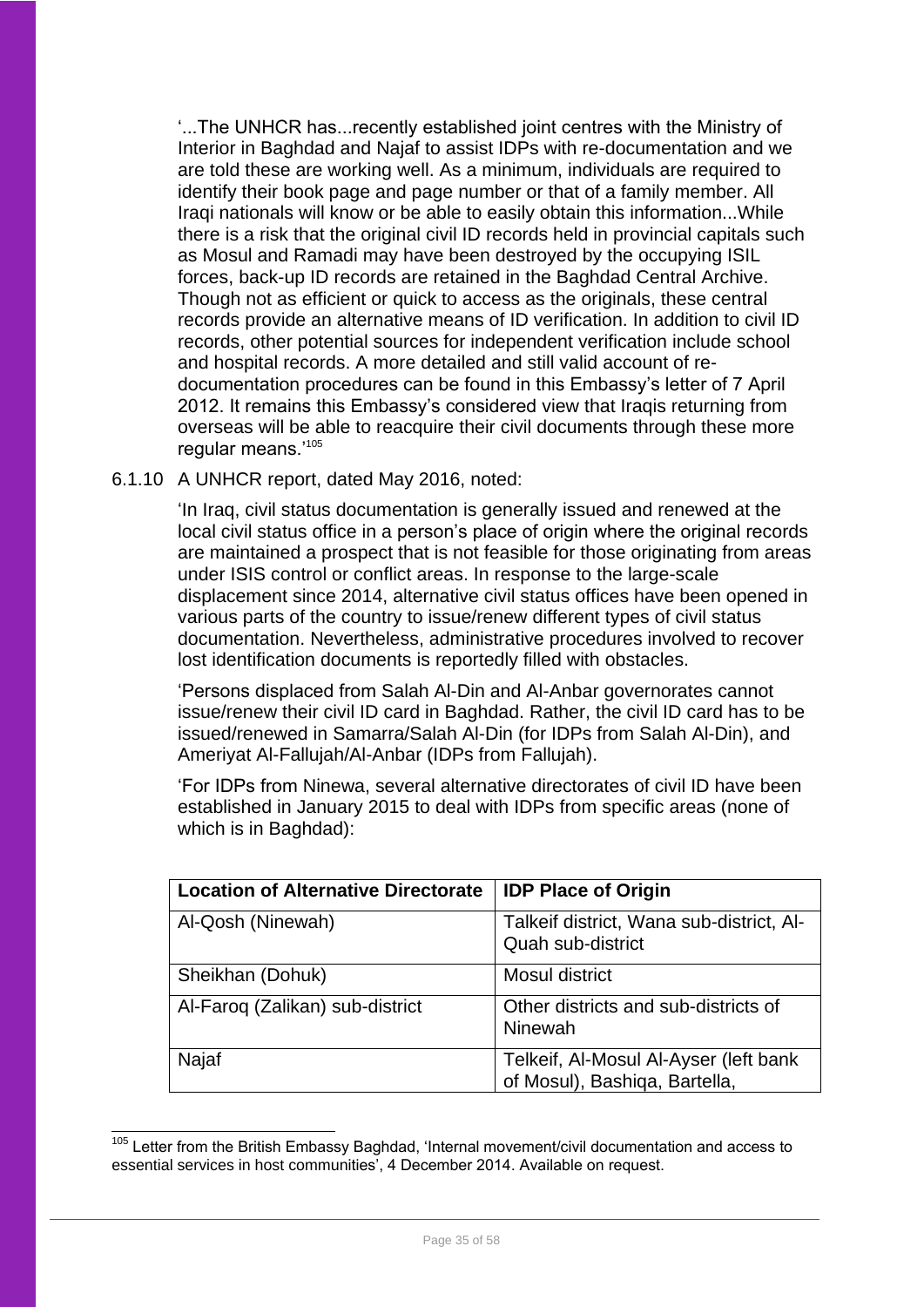'...The UNHCR has...recently established joint centres with the Ministry of Interior in Baghdad and Najaf to assist IDPs with re-documentation and we are told these are working well. As a minimum, individuals are required to identify their book page and page number or that of a family member. All Iraqi nationals will know or be able to easily obtain this information...While there is a risk that the original civil ID records held in provincial capitals such as Mosul and Ramadi may have been destroyed by the occupying ISIL forces, back-up ID records are retained in the Baghdad Central Archive. Though not as efficient or quick to access as the originals, these central records provide an alternative means of ID verification. In addition to civil ID records, other potential sources for independent verification include school and hospital records. A more detailed and still valid account of re-documentation procedures can be found in this Embassy's letter of 7 April 2012. It remains this Embassy's considered view that Iraqis returning from overseas will be able to reacquire their civil documents through these more regular means.'[105]

6.1.10 A UNHCR report, dated May 2016, noted:

'In Iraq, civil status documentation is generally issued and renewed at the local civil status office in a person's place of origin where the original records are maintained a prospect that is not feasible for those originating from areas under ISIS control or conflict areas. In response to the large-scale displacement since 2014, alternative civil status offices have been opened in various parts of the country to issue/renew different types of civil status documentation. Nevertheless, administrative procedures involved to recover lost identification documents is reportedly filled with obstacles.

'Persons displaced from Salah Al-Din and Al-Anbar governorates cannot issue/renew their civil ID card in Baghdad. Rather, the civil ID card has to be issued/renewed in Samarra/Salah Al-Din (for IDPs from Salah Al-Din), and Ameriyat Al-Fallujah/Al-Anbar (IDPs from Fallujah).

'For IDPs from Ninewa, several alternative directorates of civil ID have been established in January 2015 to deal with IDPs from specific areas (none of which is in Baghdad):

| Location of Alternative Directorate | IDP Place of Origin |
| --- | --- |
| Al-Qosh (Ninewah) | Talkeif district, Wana sub-district, Al-Quah sub-district |
| Sheikhan (Dohuk) | Mosul district |
| Al-Faroq (Zalikan) sub-district | Other districts and sub-districts of Ninewah |
| Najaf | Telkeif, Al-Mosul Al-Ayser (left bank of Mosul), Bashiqa, Bartella, |

[105] Letter from the British Embassy Baghdad, 'Internal movement/civil documentation and access to essential services in host communities', 4 December 2014. Available on request.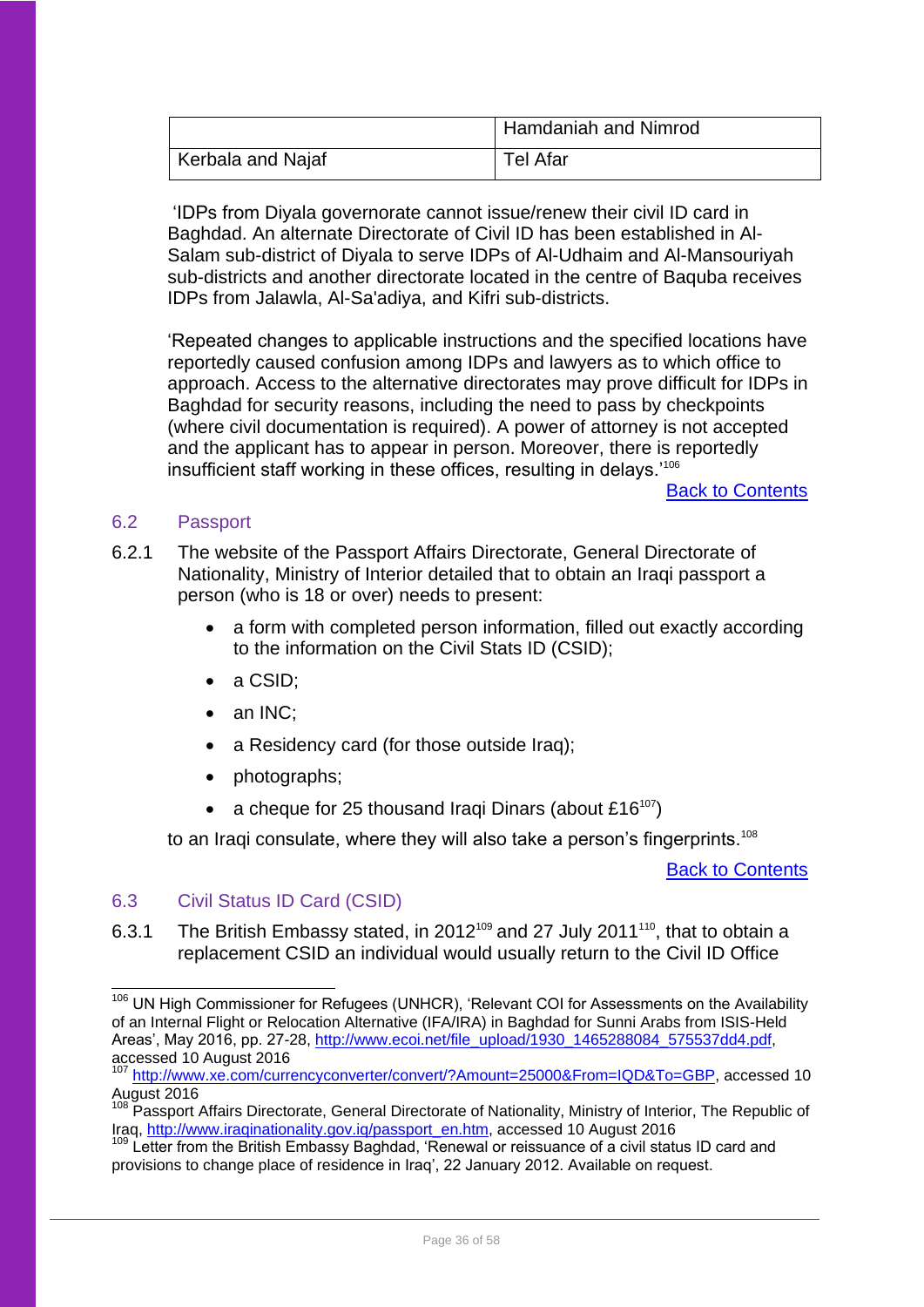| | Hamdaniah and Nimrod |
|---|---|
| Kerbala and Najaf | Tel Afar |

'IDPs from Diyala governorate cannot issue/renew their civil ID card in Baghdad. An alternate Directorate of Civil ID has been established in Al-Salam sub-district of Diyala to serve IDPs of Al-Udhaim and Al-Mansouriyah sub-districts and another directorate located in the centre of Baquba receives IDPs from Jalawla, Al-Sa'adiya, and Kifri sub-districts.

'Repeated changes to applicable instructions and the specified locations have reportedly caused confusion among IDPs and lawyers as to which office to approach. Access to the alternative directorates may prove difficult for IDPs in Baghdad for security reasons, including the need to pass by checkpoints (where civil documentation is required). A power of attorney is not accepted and the applicant has to appear in person. Moreover, there is reportedly insufficient staff working in these offices, resulting in delays.'[106]

Back to Contents

## 6.2 Passport

6.2.1 The website of the Passport Affairs Directorate, General Directorate of Nationality, Ministry of Interior detailed that to obtain an Iraqi passport a person (who is 18 or over) needs to present:

- a form with completed person information, filled out exactly according to the information on the Civil Stats ID (CSID);
- a CSID;
- an INC;
- a Residency card (for those outside Iraq);
- photographs;
- a cheque for 25 thousand Iraqi Dinars (about £16[107])

to an Iraqi consulate, where they will also take a person's fingerprints.[108]

Back to Contents

## 6.3 Civil Status ID Card (CSID)

6.3.1 The British Embassy stated, in 2012[109] and 27 July 2011[110], that to obtain a replacement CSID an individual would usually return to the Civil ID Office

---

[106] UN High Commissioner for Refugees (UNHCR), 'Relevant COI for Assessments on the Availability of an Internal Flight or Relocation Alternative (IFA/IRA) in Baghdad for Sunni Arabs from ISIS-Held Areas', May 2016, pp. 27-28, http://www.ecoi.net/file_upload/1930_1465288084_575537dd4.pdf, accessed 10 August 2016

[107] http://www.xe.com/currencyconverter/convert/?Amount=25000&From=IQD&To=GBP, accessed 10 August 2016

[108] Passport Affairs Directorate, General Directorate of Nationality, Ministry of Interior, The Republic of Iraq, http://www.iraqinationality.gov.iq/passport_en.htm, accessed 10 August 2016

[109] Letter from the British Embassy Baghdad, 'Renewal or reissuance of a civil status ID card and provisions to change place of residence in Iraq', 22 January 2012. Available on request.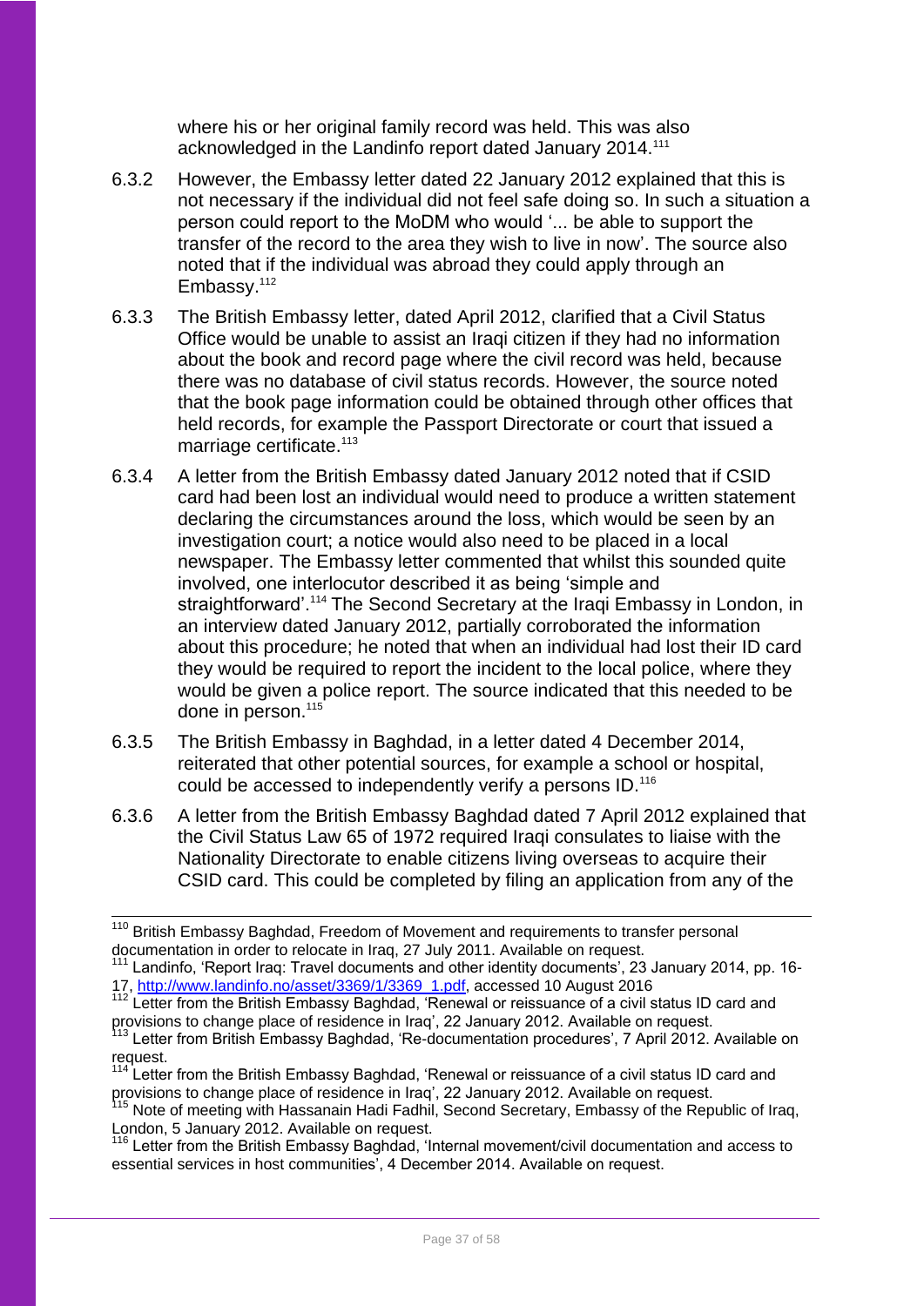where his or her original family record was held. This was also acknowledged in the Landinfo report dated January 2014.[111]

6.3.2 However, the Embassy letter dated 22 January 2012 explained that this is not necessary if the individual did not feel safe doing so. In such a situation a person could report to the MoDM who would '... be able to support the transfer of the record to the area they wish to live in now'. The source also noted that if the individual was abroad they could apply through an Embassy.[112]

6.3.3 The British Embassy letter, dated April 2012, clarified that a Civil Status Office would be unable to assist an Iraqi citizen if they had no information about the book and record page where the civil record was held, because there was no database of civil status records. However, the source noted that the book page information could be obtained through other offices that held records, for example the Passport Directorate or court that issued a marriage certificate.[113]

6.3.4 A letter from the British Embassy dated January 2012 noted that if CSID card had been lost an individual would need to produce a written statement declaring the circumstances around the loss, which would be seen by an investigation court; a notice would also need to be placed in a local newspaper. The Embassy letter commented that whilst this sounded quite involved, one interlocutor described it as being 'simple and straightforward'.[114] The Second Secretary at the Iraqi Embassy in London, in an interview dated January 2012, partially corroborated the information about this procedure; he noted that when an individual had lost their ID card they would be required to report the incident to the local police, where they would be given a police report. The source indicated that this needed to be done in person.[115]

6.3.5 The British Embassy in Baghdad, in a letter dated 4 December 2014, reiterated that other potential sources, for example a school or hospital, could be accessed to independently verify a persons ID.[116]

6.3.6 A letter from the British Embassy Baghdad dated 7 April 2012 explained that the Civil Status Law 65 of 1972 required Iraqi consulates to liaise with the Nationality Directorate to enable citizens living overseas to acquire their CSID card. This could be completed by filing an application from any of the

---

[110] British Embassy Baghdad, Freedom of Movement and requirements to transfer personal documentation in order to relocate in Iraq, 27 July 2011. Available on request.

[111] Landinfo, 'Report Iraq: Travel documents and other identity documents', 23 January 2014, pp. 16-17, http://www.landinfo.no/asset/3369/1/3369_1.pdf, accessed 10 August 2016

[112] Letter from the British Embassy Baghdad, 'Renewal or reissuance of a civil status ID card and provisions to change place of residence in Iraq', 22 January 2012. Available on request.

[113] Letter from British Embassy Baghdad, 'Re-documentation procedures', 7 April 2012. Available on request.

[114] Letter from the British Embassy Baghdad, 'Renewal or reissuance of a civil status ID card and provisions to change place of residence in Iraq', 22 January 2012. Available on request.

[115] Note of meeting with Hassanain Hadi Fadhil, Second Secretary, Embassy of the Republic of Iraq, London, 5 January 2012. Available on request.

[116] Letter from the British Embassy Baghdad, 'Internal movement/civil documentation and access to essential services in host communities', 4 December 2014. Available on request.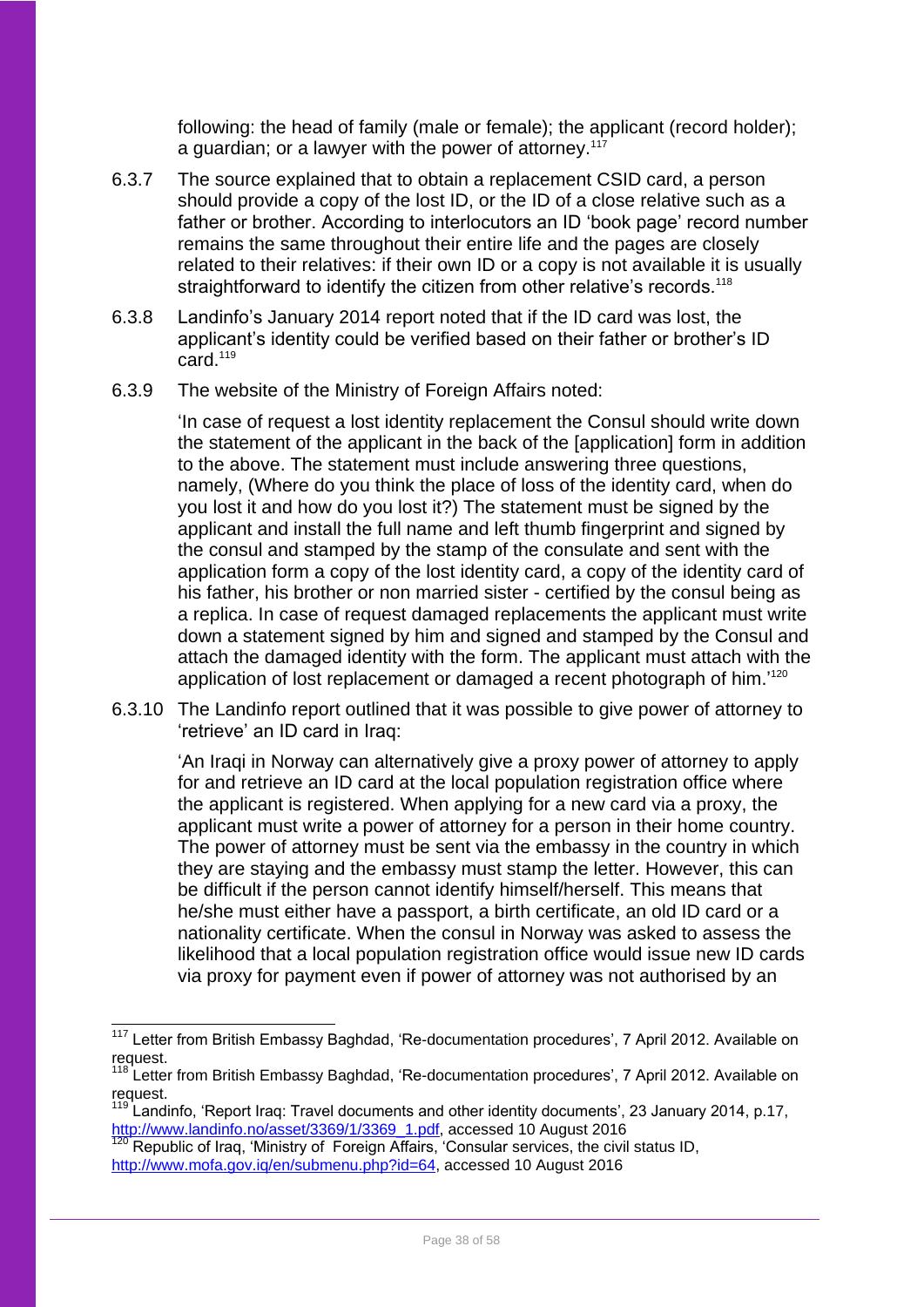following: the head of family (male or female); the applicant (record holder); a guardian; or a lawyer with the power of attorney.[117]

6.3.7 The source explained that to obtain a replacement CSID card, a person should provide a copy of the lost ID, or the ID of a close relative such as a father or brother. According to interlocutors an ID 'book page' record number remains the same throughout their entire life and the pages are closely related to their relatives: if their own ID or a copy is not available it is usually straightforward to identify the citizen from other relative's records.[118]

6.3.8 Landinfo's January 2014 report noted that if the ID card was lost, the applicant's identity could be verified based on their father or brother's ID card.[119]

6.3.9 The website of the Ministry of Foreign Affairs noted:

> 'In case of request a lost identity replacement the Consul should write down the statement of the applicant in the back of the [application] form in addition to the above. The statement must include answering three questions, namely, (Where do you think the place of loss of the identity card, when do you lost it and how do you lost it?) The statement must be signed by the applicant and install the full name and left thumb fingerprint and signed by the consul and stamped by the stamp of the consulate and sent with the application form a copy of the lost identity card, a copy of the identity card of his father, his brother or non married sister - certified by the consul being as a replica. In case of request damaged replacements the applicant must write down a statement signed by him and signed and stamped by the Consul and attach the damaged identity with the form. The applicant must attach with the application of lost replacement or damaged a recent photograph of him.'[120]

6.3.10 The Landinfo report outlined that it was possible to give power of attorney to 'retrieve' an ID card in Iraq:

> 'An Iraqi in Norway can alternatively give a proxy power of attorney to apply for and retrieve an ID card at the local population registration office where the applicant is registered. When applying for a new card via a proxy, the applicant must write a power of attorney for a person in their home country. The power of attorney must be sent via the embassy in the country in which they are staying and the embassy must stamp the letter. However, this can be difficult if the person cannot identify himself/herself. This means that he/she must either have a passport, a birth certificate, an old ID card or a nationality certificate. When the consul in Norway was asked to assess the likelihood that a local population registration office would issue new ID cards via proxy for payment even if power of attorney was not authorised by an

---

[117] Letter from British Embassy Baghdad, 'Re-documentation procedures', 7 April 2012. Available on request.

[118] Letter from British Embassy Baghdad, 'Re-documentation procedures', 7 April 2012. Available on request.

[119] Landinfo, 'Report Iraq: Travel documents and other identity documents', 23 January 2014, p.17, http://www.landinfo.no/asset/3369/1/3369_1.pdf, accessed 10 August 2016

[120] Republic of Iraq, 'Ministry of Foreign Affairs, 'Consular services, the civil status ID, http://www.mofa.gov.iq/en/submenu.php?id=64, accessed 10 August 2016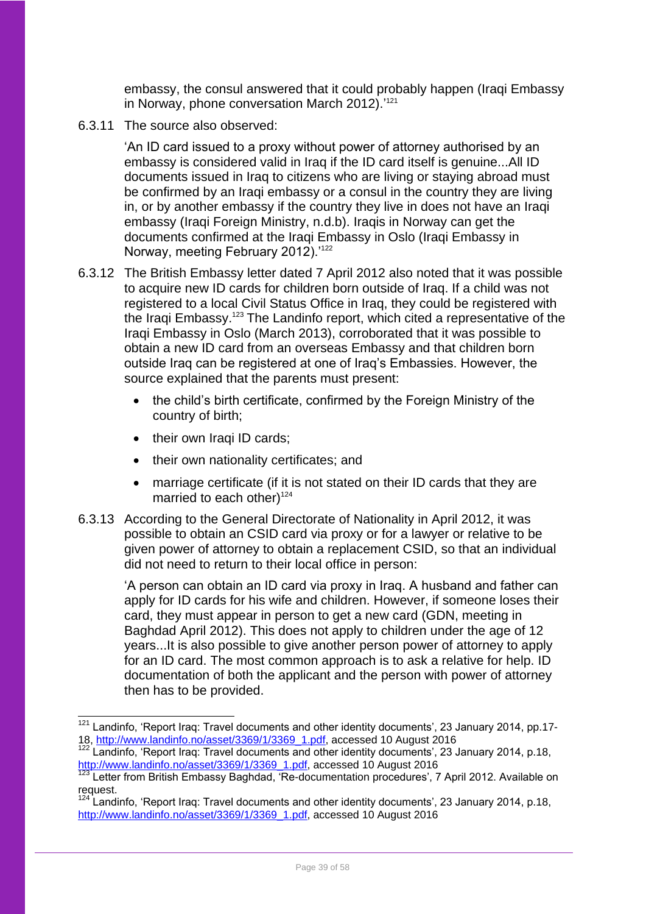embassy, the consul answered that it could probably happen (Iraqi Embassy in Norway, phone conversation March 2012).'[121]

6.3.11 The source also observed:

> 'An ID card issued to a proxy without power of attorney authorised by an embassy is considered valid in Iraq if the ID card itself is genuine...All ID documents issued in Iraq to citizens who are living or staying abroad must be confirmed by an Iraqi embassy or a consul in the country they are living in, or by another embassy if the country they live in does not have an Iraqi embassy (Iraqi Foreign Ministry, n.d.b). Iraqis in Norway can get the documents confirmed at the Iraqi Embassy in Oslo (Iraqi Embassy in Norway, meeting February 2012).'[122]

6.3.12 The British Embassy letter dated 7 April 2012 also noted that it was possible to acquire new ID cards for children born outside of Iraq. If a child was not registered to a local Civil Status Office in Iraq, they could be registered with the Iraqi Embassy.[123] The Landinfo report, which cited a representative of the Iraqi Embassy in Oslo (March 2013), corroborated that it was possible to obtain a new ID card from an overseas Embassy and that children born outside Iraq can be registered at one of Iraq's Embassies. However, the source explained that the parents must present:

- the child's birth certificate, confirmed by the Foreign Ministry of the country of birth;
- their own Iraqi ID cards;
- their own nationality certificates; and
- marriage certificate (if it is not stated on their ID cards that they are married to each other)[124]

6.3.13 According to the General Directorate of Nationality in April 2012, it was possible to obtain an CSID card via proxy or for a lawyer or relative to be given power of attorney to obtain a replacement CSID, so that an individual did not need to return to their local office in person:

> 'A person can obtain an ID card via proxy in Iraq. A husband and father can apply for ID cards for his wife and children. However, if someone loses their card, they must appear in person to get a new card (GDN, meeting in Baghdad April 2012). This does not apply to children under the age of 12 years...It is also possible to give another person power of attorney to apply for an ID card. The most common approach is to ask a relative for help. ID documentation of both the applicant and the person with power of attorney then has to be provided.

---

[121] Landinfo, 'Report Iraq: Travel documents and other identity documents', 23 January 2014, pp.17-18, http://www.landinfo.no/asset/3369/1/3369_1.pdf, accessed 10 August 2016

[122] Landinfo, 'Report Iraq: Travel documents and other identity documents', 23 January 2014, p.18, http://www.landinfo.no/asset/3369/1/3369_1.pdf, accessed 10 August 2016

[123] Letter from British Embassy Baghdad, 'Re-documentation procedures', 7 April 2012. Available on request.

[124] Landinfo, 'Report Iraq: Travel documents and other identity documents', 23 January 2014, p.18, http://www.landinfo.no/asset/3369/1/3369_1.pdf, accessed 10 August 2016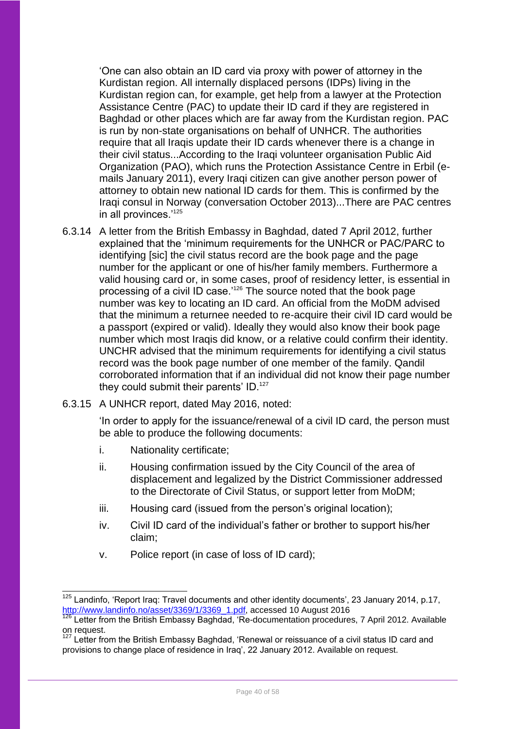'One can also obtain an ID card via proxy with power of attorney in the Kurdistan region. All internally displaced persons (IDPs) living in the Kurdistan region can, for example, get help from a lawyer at the Protection Assistance Centre (PAC) to update their ID card if they are registered in Baghdad or other places which are far away from the Kurdistan region. PAC is run by non-state organisations on behalf of UNHCR. The authorities require that all Iraqis update their ID cards whenever there is a change in their civil status...According to the Iraqi volunteer organisation Public Aid Organization (PAO), which runs the Protection Assistance Centre in Erbil (e-mails January 2011), every Iraqi citizen can give another person power of attorney to obtain new national ID cards for them. This is confirmed by the Iraqi consul in Norway (conversation October 2013)...There are PAC centres in all provinces.'[125]

6.3.14 A letter from the British Embassy in Baghdad, dated 7 April 2012, further explained that the 'minimum requirements for the UNHCR or PAC/PARC to identifying [sic] the civil status record are the book page and the page number for the applicant or one of his/her family members. Furthermore a valid housing card or, in some cases, proof of residency letter, is essential in processing of a civil ID case.'[126] The source noted that the book page number was key to locating an ID card. An official from the MoDM advised that the minimum a returnee needed to re-acquire their civil ID card would be a passport (expired or valid). Ideally they would also know their book page number which most Iraqis did know, or a relative could confirm their identity. UNCHR advised that the minimum requirements for identifying a civil status record was the book page number of one member of the family. Qandil corroborated information that if an individual did not know their page number they could submit their parents' ID.[127]

6.3.15 A UNHCR report, dated May 2016, noted:

'In order to apply for the issuance/renewal of a civil ID card, the person must be able to produce the following documents:

i. Nationality certificate;

ii. Housing confirmation issued by the City Council of the area of displacement and legalized by the District Commissioner addressed to the Directorate of Civil Status, or support letter from MoDM;

iii. Housing card (issued from the person's original location);

iv. Civil ID card of the individual's father or brother to support his/her claim;

v. Police report (in case of loss of ID card);

---

[125] Landinfo, 'Report Iraq: Travel documents and other identity documents', 23 January 2014, p.17, http://www.landinfo.no/asset/3369/1/3369_1.pdf, accessed 10 August 2016

[126] Letter from the British Embassy Baghdad, 'Re-documentation procedures, 7 April 2012. Available on request.

[127] Letter from the British Embassy Baghdad, 'Renewal or reissuance of a civil status ID card and provisions to change place of residence in Iraq', 22 January 2012. Available on request.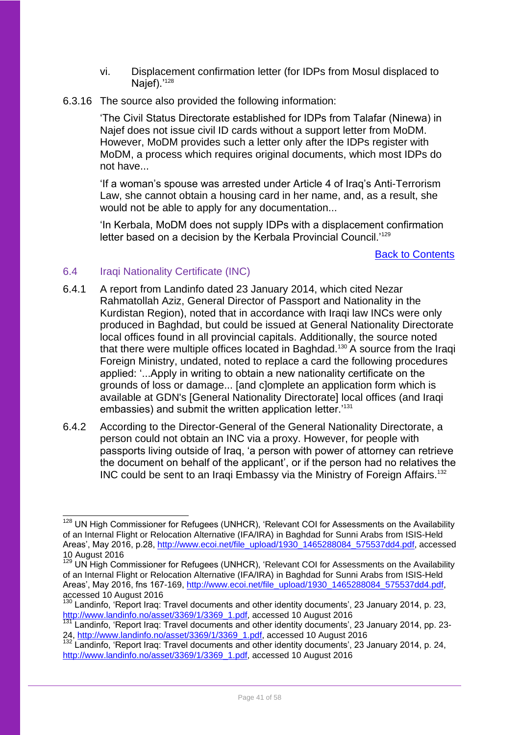vi. Displacement confirmation letter (for IDPs from Mosul displaced to Najef).'[128]

6.3.16 The source also provided the following information:

> 'The Civil Status Directorate established for IDPs from Talafar (Ninewa) in Najef does not issue civil ID cards without a support letter from MoDM. However, MoDM provides such a letter only after the IDPs register with MoDM, a process which requires original documents, which most IDPs do not have...
>
> 'If a woman's spouse was arrested under Article 4 of Iraq's Anti-Terrorism Law, she cannot obtain a housing card in her name, and, as a result, she would not be able to apply for any documentation...
>
> 'In Kerbala, MoDM does not supply IDPs with a displacement confirmation letter based on a decision by the Kerbala Provincial Council.'[129]

[Back to Contents]

## 6.4 Iraqi Nationality Certificate (INC)

6.4.1 A report from Landinfo dated 23 January 2014, which cited Nezar Rahmatollah Aziz, General Director of Passport and Nationality in the Kurdistan Region), noted that in accordance with Iraqi law INCs were only produced in Baghdad, but could be issued at General Nationality Directorate local offices found in all provincial capitals. Additionally, the source noted that there were multiple offices located in Baghdad.[130] A source from the Iraqi Foreign Ministry, undated, noted to replace a card the following procedures applied: '...Apply in writing to obtain a new nationality certificate on the grounds of loss or damage... [and c]omplete an application form which is available at GDN's [General Nationality Directorate] local offices (and Iraqi embassies) and submit the written application letter.'[131]

6.4.2 According to the Director-General of the General Nationality Directorate, a person could not obtain an INC via a proxy. However, for people with passports living outside of Iraq, 'a person with power of attorney can retrieve the document on behalf of the applicant', or if the person had no relatives the INC could be sent to an Iraqi Embassy via the Ministry of Foreign Affairs.[132]

---

[128] UN High Commissioner for Refugees (UNHCR), 'Relevant COI for Assessments on the Availability of an Internal Flight or Relocation Alternative (IFA/IRA) in Baghdad for Sunni Arabs from ISIS-Held Areas', May 2016, p.28, http://www.ecoi.net/file_upload/1930_1465288084_575537dd4.pdf, accessed 10 August 2016

[129] UN High Commissioner for Refugees (UNHCR), 'Relevant COI for Assessments on the Availability of an Internal Flight or Relocation Alternative (IFA/IRA) in Baghdad for Sunni Arabs from ISIS-Held Areas', May 2016, fns 167-169, http://www.ecoi.net/file_upload/1930_1465288084_575537dd4.pdf, accessed 10 August 2016

[130] Landinfo, 'Report Iraq: Travel documents and other identity documents', 23 January 2014, p. 23, http://www.landinfo.no/asset/3369/1/3369_1.pdf, accessed 10 August 2016

[131] Landinfo, 'Report Iraq: Travel documents and other identity documents', 23 January 2014, pp. 23-24, http://www.landinfo.no/asset/3369/1/3369_1.pdf, accessed 10 August 2016

[132] Landinfo, 'Report Iraq: Travel documents and other identity documents', 23 January 2014, p. 24, http://www.landinfo.no/asset/3369/1/3369_1.pdf, accessed 10 August 2016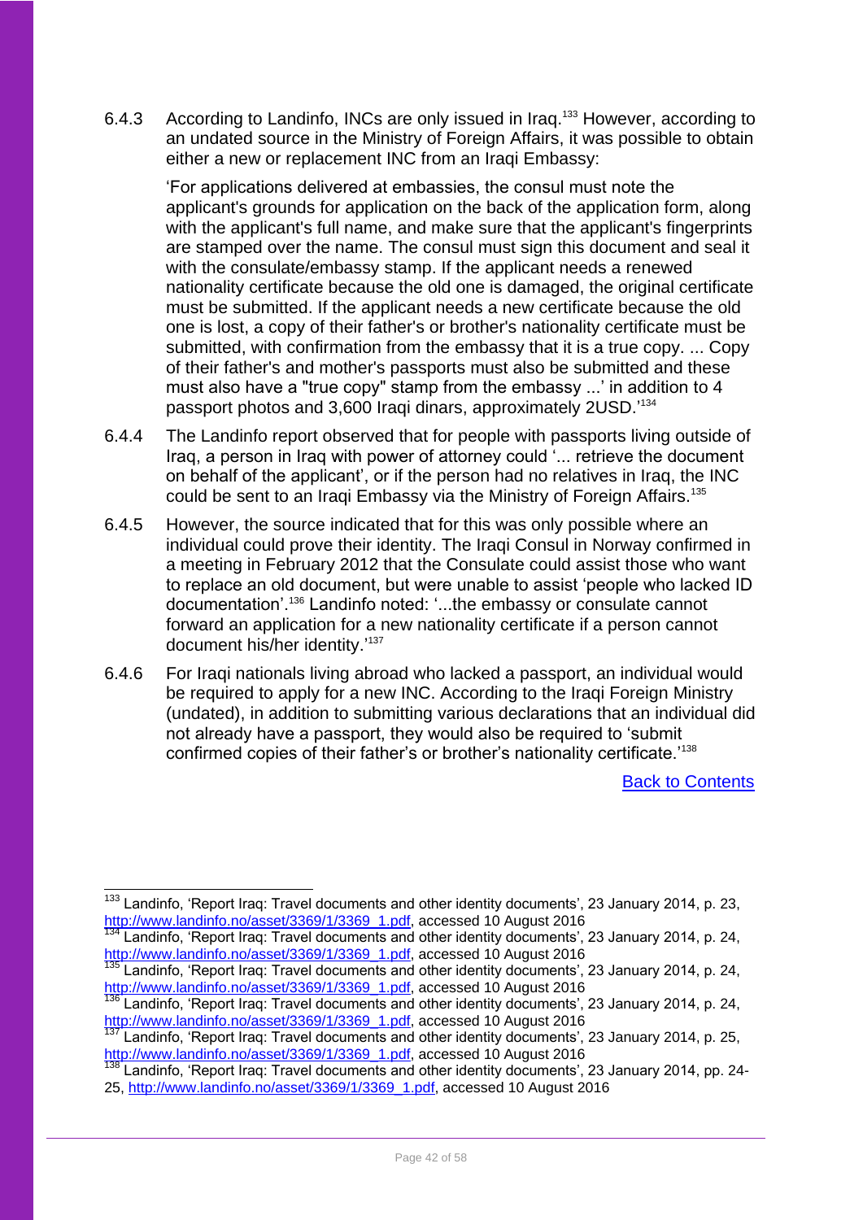6.4.3 According to Landinfo, INCs are only issued in Iraq.[133] However, according to an undated source in the Ministry of Foreign Affairs, it was possible to obtain either a new or replacement INC from an Iraqi Embassy:

> 'For applications delivered at embassies, the consul must note the applicant's grounds for application on the back of the application form, along with the applicant's full name, and make sure that the applicant's fingerprints are stamped over the name. The consul must sign this document and seal it with the consulate/embassy stamp. If the applicant needs a renewed nationality certificate because the old one is damaged, the original certificate must be submitted. If the applicant needs a new certificate because the old one is lost, a copy of their father's or brother's nationality certificate must be submitted, with confirmation from the embassy that it is a true copy. ... Copy of their father's and mother's passports must also be submitted and these must also have a "true copy" stamp from the embassy ...' in addition to 4 passport photos and 3,600 Iraqi dinars, approximately 2USD.'[134]

6.4.4 The Landinfo report observed that for people with passports living outside of Iraq, a person in Iraq with power of attorney could '... retrieve the document on behalf of the applicant', or if the person had no relatives in Iraq, the INC could be sent to an Iraqi Embassy via the Ministry of Foreign Affairs.[135]

6.4.5 However, the source indicated that for this was only possible where an individual could prove their identity. The Iraqi Consul in Norway confirmed in a meeting in February 2012 that the Consulate could assist those who want to replace an old document, but were unable to assist 'people who lacked ID documentation'.[136] Landinfo noted: '...the embassy or consulate cannot forward an application for a new nationality certificate if a person cannot document his/her identity.'[137]

6.4.6 For Iraqi nationals living abroad who lacked a passport, an individual would be required to apply for a new INC. According to the Iraqi Foreign Ministry (undated), in addition to submitting various declarations that an individual did not already have a passport, they would also be required to 'submit confirmed copies of their father's or brother's nationality certificate.'[138]

[Back to Contents]

---

[133] Landinfo, 'Report Iraq: Travel documents and other identity documents', 23 January 2014, p. 23, http://www.landinfo.no/asset/3369/1/3369_1.pdf, accessed 10 August 2016

[134] Landinfo, 'Report Iraq: Travel documents and other identity documents', 23 January 2014, p. 24, http://www.landinfo.no/asset/3369/1/3369_1.pdf, accessed 10 August 2016

[135] Landinfo, 'Report Iraq: Travel documents and other identity documents', 23 January 2014, p. 24, http://www.landinfo.no/asset/3369/1/3369_1.pdf, accessed 10 August 2016

[136] Landinfo, 'Report Iraq: Travel documents and other identity documents', 23 January 2014, p. 24, http://www.landinfo.no/asset/3369/1/3369_1.pdf, accessed 10 August 2016

[137] Landinfo, 'Report Iraq: Travel documents and other identity documents', 23 January 2014, p. 25, http://www.landinfo.no/asset/3369/1/3369_1.pdf, accessed 10 August 2016

[138] Landinfo, 'Report Iraq: Travel documents and other identity documents', 23 January 2014, pp. 24-25, http://www.landinfo.no/asset/3369/1/3369_1.pdf, accessed 10 August 2016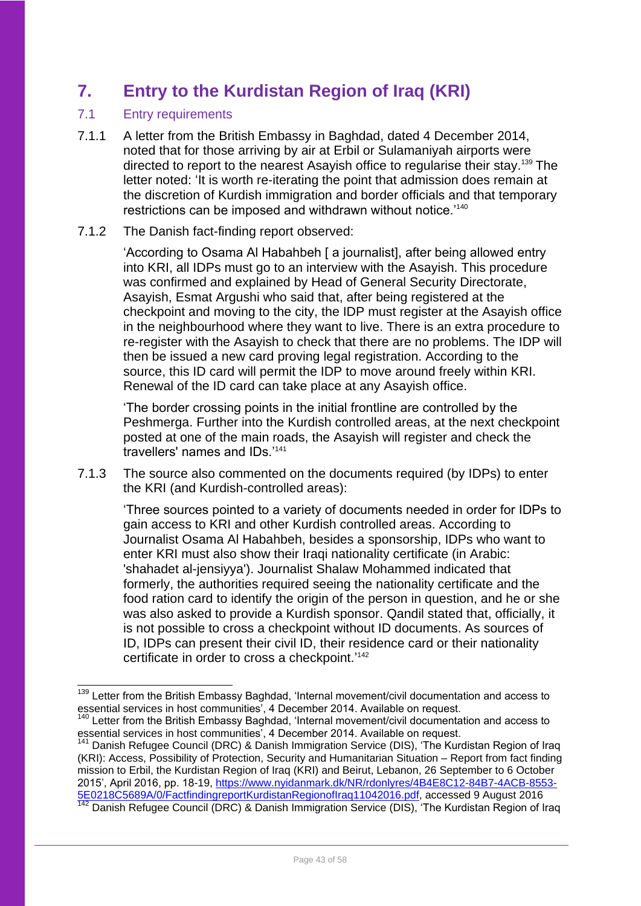# 7. Entry to the Kurdistan Region of Iraq (KRI)

## 7.1 Entry requirements

7.1.1 A letter from the British Embassy in Baghdad, dated 4 December 2014, noted that for those arriving by air at Erbil or Sulamaniyah airports were directed to report to the nearest Asayish office to regularise their stay.[139] The letter noted: 'It is worth re-iterating the point that admission does remain at the discretion of Kurdish immigration and border officials and that temporary restrictions can be imposed and withdrawn without notice.'[140]

7.1.2 The Danish fact-finding report observed:

> 'According to Osama Al Habahbeh [ a journalist], after being allowed entry into KRI, all IDPs must go to an interview with the Asayish. This procedure was confirmed and explained by Head of General Security Directorate, Asayish, Esmat Argushi who said that, after being registered at the checkpoint and moving to the city, the IDP must register at the Asayish office in the neighbourhood where they want to live. There is an extra procedure to re-register with the Asayish to check that there are no problems. The IDP will then be issued a new card proving legal registration. According to the source, this ID card will permit the IDP to move around freely within KRI. Renewal of the ID card can take place at any Asayish office.
>
> 'The border crossing points in the initial frontline are controlled by the Peshmerga. Further into the Kurdish controlled areas, at the next checkpoint posted at one of the main roads, the Asayish will register and check the travellers' names and IDs.'[141]

7.1.3 The source also commented on the documents required (by IDPs) to enter the KRI (and Kurdish-controlled areas):

> 'Three sources pointed to a variety of documents needed in order for IDPs to gain access to KRI and other Kurdish controlled areas. According to Journalist Osama Al Habahbeh, besides a sponsorship, IDPs who want to enter KRI must also show their Iraqi nationality certificate (in Arabic: 'shahadet al-jensiyya'). Journalist Shalaw Mohammed indicated that formerly, the authorities required seeing the nationality certificate and the food ration card to identify the origin of the person in question, and he or she was also asked to provide a Kurdish sponsor. Qandil stated that, officially, it is not possible to cross a checkpoint without ID documents. As sources of ID, IDPs can present their civil ID, their residence card or their nationality certificate in order to cross a checkpoint.'[142]

---

[139] Letter from the British Embassy Baghdad, 'Internal movement/civil documentation and access to essential services in host communities', 4 December 2014. Available on request.

[140] Letter from the British Embassy Baghdad, 'Internal movement/civil documentation and access to essential services in host communities', 4 December 2014. Available on request.

[141] Danish Refugee Council (DRC) & Danish Immigration Service (DIS), 'The Kurdistan Region of Iraq (KRI): Access, Possibility of Protection, Security and Humanitarian Situation – Report from fact finding mission to Erbil, the Kurdistan Region of Iraq (KRI) and Beirut, Lebanon, 26 September to 6 October 2015', April 2016, pp. 18-19, https://www.nyidanmark.dk/NR/rdonlyres/4B4E8C12-84B7-4ACB-8553-5E0218C5689A/0/FactfindingreportKurdistanRegionofIraq11042016.pdf, accessed 9 August 2016

[142] Danish Refugee Council (DRC) & Danish Immigration Service (DIS), 'The Kurdistan Region of Iraq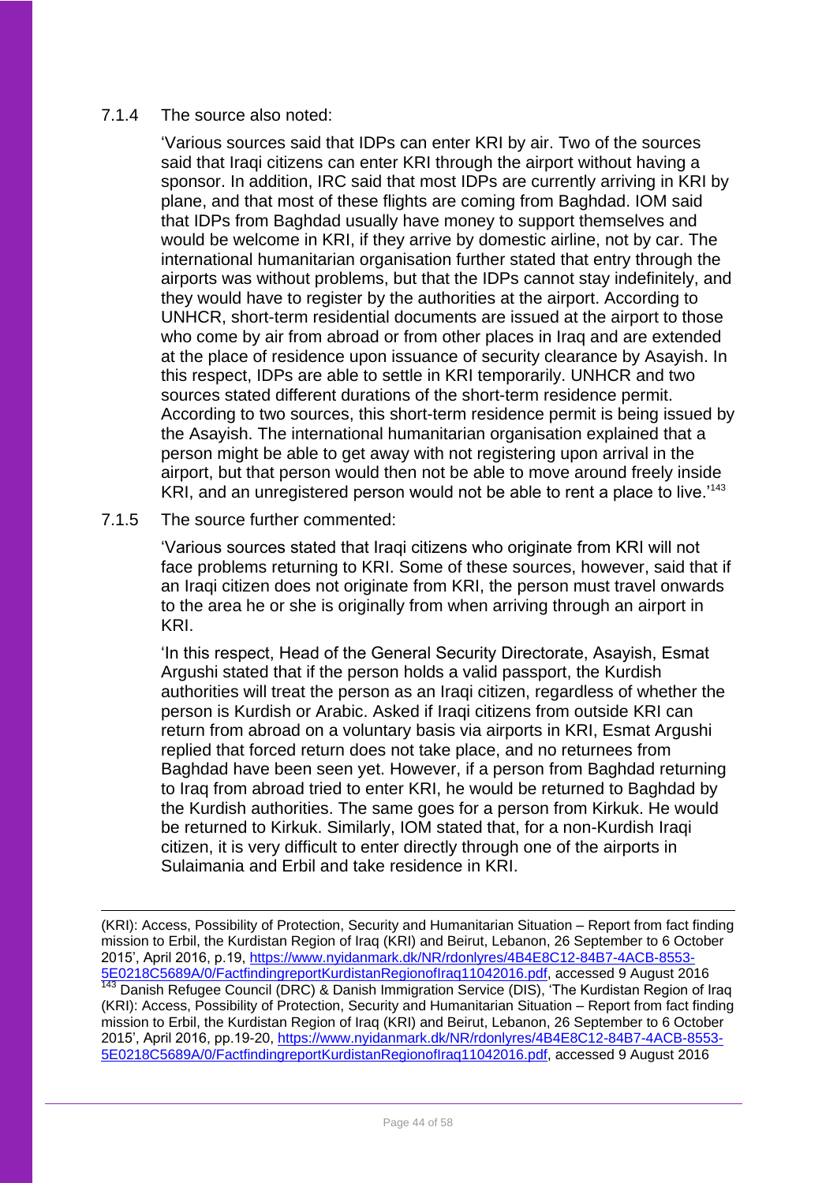7.1.4 The source also noted:

> 'Various sources said that IDPs can enter KRI by air. Two of the sources said that Iraqi citizens can enter KRI through the airport without having a sponsor. In addition, IRC said that most IDPs are currently arriving in KRI by plane, and that most of these flights are coming from Baghdad. IOM said that IDPs from Baghdad usually have money to support themselves and would be welcome in KRI, if they arrive by domestic airline, not by car. The international humanitarian organisation further stated that entry through the airports was without problems, but that the IDPs cannot stay indefinitely, and they would have to register by the authorities at the airport. According to UNHCR, short-term residential documents are issued at the airport to those who come by air from abroad or from other places in Iraq and are extended at the place of residence upon issuance of security clearance by Asayish. In this respect, IDPs are able to settle in KRI temporarily. UNHCR and two sources stated different durations of the short-term residence permit. According to two sources, this short-term residence permit is being issued by the Asayish. The international humanitarian organisation explained that a person might be able to get away with not registering upon arrival in the airport, but that person would then not be able to move around freely inside KRI, and an unregistered person would not be able to rent a place to live.'[143]

7.1.5 The source further commented:

> 'Various sources stated that Iraqi citizens who originate from KRI will not face problems returning to KRI. Some of these sources, however, said that if an Iraqi citizen does not originate from KRI, the person must travel onwards to the area he or she is originally from when arriving through an airport in KRI.
>
> 'In this respect, Head of the General Security Directorate, Asayish, Esmat Argushi stated that if the person holds a valid passport, the Kurdish authorities will treat the person as an Iraqi citizen, regardless of whether the person is Kurdish or Arabic. Asked if Iraqi citizens from outside KRI can return from abroad on a voluntary basis via airports in KRI, Esmat Argushi replied that forced return does not take place, and no returnees from Baghdad have been seen yet. However, if a person from Baghdad returning to Iraq from abroad tried to enter KRI, he would be returned to Baghdad by the Kurdish authorities. The same goes for a person from Kirkuk. He would be returned to Kirkuk. Similarly, IOM stated that, for a non-Kurdish Iraqi citizen, it is very difficult to enter directly through one of the airports in Sulaimania and Erbil and take residence in KRI.

---

(KRI): Access, Possibility of Protection, Security and Humanitarian Situation – Report from fact finding mission to Erbil, the Kurdistan Region of Iraq (KRI) and Beirut, Lebanon, 26 September to 6 October 2015', April 2016, p.19, https://www.nyidanmark.dk/NR/rdonlyres/4B4E8C12-84B7-4ACB-8553-5E0218C5689A/0/FactfindingreportKurdistanRegionofIraq11042016.pdf, accessed 9 August 2016

[143] Danish Refugee Council (DRC) & Danish Immigration Service (DIS), 'The Kurdistan Region of Iraq (KRI): Access, Possibility of Protection, Security and Humanitarian Situation – Report from fact finding mission to Erbil, the Kurdistan Region of Iraq (KRI) and Beirut, Lebanon, 26 September to 6 October 2015', April 2016, pp.19-20, https://www.nyidanmark.dk/NR/rdonlyres/4B4E8C12-84B7-4ACB-8553-5E0218C5689A/0/FactfindingreportKurdistanRegionofIraq11042016.pdf, accessed 9 August 2016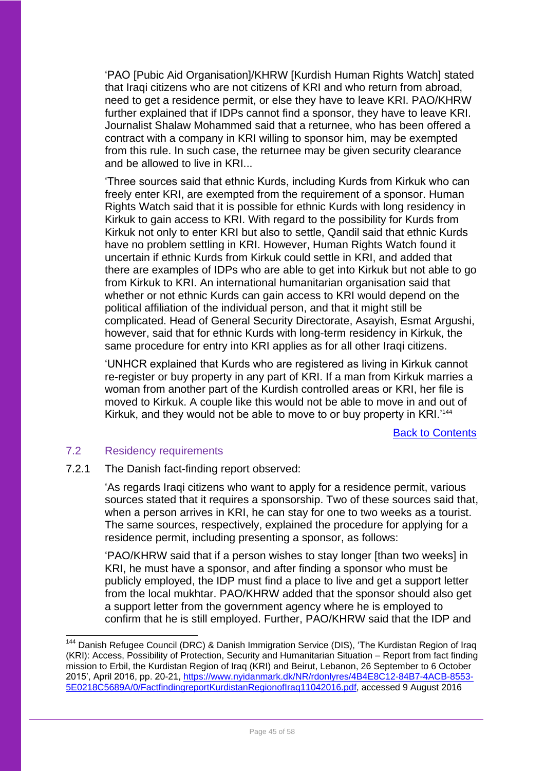'PAO [Pubic Aid Organisation]/KHRW [Kurdish Human Rights Watch] stated that Iraqi citizens who are not citizens of KRI and who return from abroad, need to get a residence permit, or else they have to leave KRI. PAO/KHRW further explained that if IDPs cannot find a sponsor, they have to leave KRI. Journalist Shalaw Mohammed said that a returnee, who has been offered a contract with a company in KRI willing to sponsor him, may be exempted from this rule. In such case, the returnee may be given security clearance and be allowed to live in KRI...

'Three sources said that ethnic Kurds, including Kurds from Kirkuk who can freely enter KRI, are exempted from the requirement of a sponsor. Human Rights Watch said that it is possible for ethnic Kurds with long residency in Kirkuk to gain access to KRI. With regard to the possibility for Kurds from Kirkuk not only to enter KRI but also to settle, Qandil said that ethnic Kurds have no problem settling in KRI. However, Human Rights Watch found it uncertain if ethnic Kurds from Kirkuk could settle in KRI, and added that there are examples of IDPs who are able to get into Kirkuk but not able to go from Kirkuk to KRI. An international humanitarian organisation said that whether or not ethnic Kurds can gain access to KRI would depend on the political affiliation of the individual person, and that it might still be complicated. Head of General Security Directorate, Asayish, Esmat Argushi, however, said that for ethnic Kurds with long-term residency in Kirkuk, the same procedure for entry into KRI applies as for all other Iraqi citizens.

'UNHCR explained that Kurds who are registered as living in Kirkuk cannot re-register or buy property in any part of KRI. If a man from Kirkuk marries a woman from another part of the Kurdish controlled areas or KRI, her file is moved to Kirkuk. A couple like this would not be able to move in and out of Kirkuk, and they would not be able to move to or buy property in KRI.'[144]

Back to Contents

## 7.2 Residency requirements

7.2.1 The Danish fact-finding report observed:

'As regards Iraqi citizens who want to apply for a residence permit, various sources stated that it requires a sponsorship. Two of these sources said that, when a person arrives in KRI, he can stay for one to two weeks as a tourist. The same sources, respectively, explained the procedure for applying for a residence permit, including presenting a sponsor, as follows:

'PAO/KHRW said that if a person wishes to stay longer [than two weeks] in KRI, he must have a sponsor, and after finding a sponsor who must be publicly employed, the IDP must find a place to live and get a support letter from the local mukhtar. PAO/KHRW added that the sponsor should also get a support letter from the government agency where he is employed to confirm that he is still employed. Further, PAO/KHRW said that the IDP and

---

[144] Danish Refugee Council (DRC) & Danish Immigration Service (DIS), 'The Kurdistan Region of Iraq (KRI): Access, Possibility of Protection, Security and Humanitarian Situation – Report from fact finding mission to Erbil, the Kurdistan Region of Iraq (KRI) and Beirut, Lebanon, 26 September to 6 October 2015', April 2016, pp. 20-21, https://www.nyidanmark.dk/NR/rdonlyres/4B4E8C12-84B7-4ACB-8553-5E0218C5689A/0/FactfindingreportKurdistanRegionofIraq11042016.pdf, accessed 9 August 2016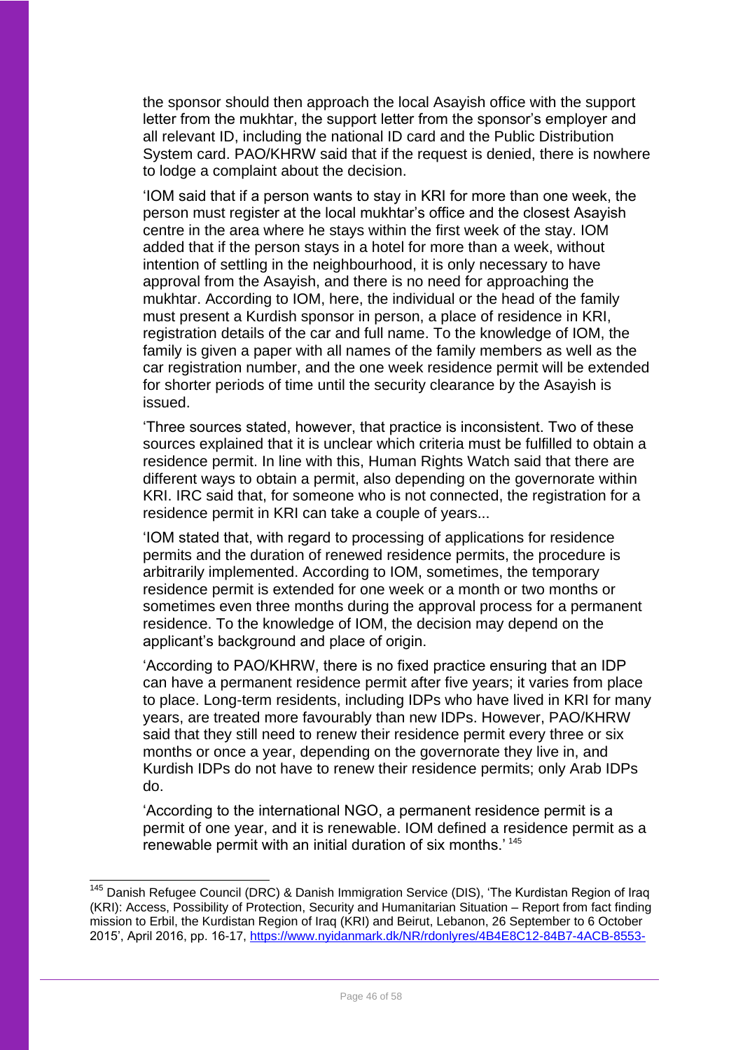the sponsor should then approach the local Asayish office with the support letter from the mukhtar, the support letter from the sponsor's employer and all relevant ID, including the national ID card and the Public Distribution System card. PAO/KHRW said that if the request is denied, there is nowhere to lodge a complaint about the decision.

'IOM said that if a person wants to stay in KRI for more than one week, the person must register at the local mukhtar's office and the closest Asayish centre in the area where he stays within the first week of the stay. IOM added that if the person stays in a hotel for more than a week, without intention of settling in the neighbourhood, it is only necessary to have approval from the Asayish, and there is no need for approaching the mukhtar. According to IOM, here, the individual or the head of the family must present a Kurdish sponsor in person, a place of residence in KRI, registration details of the car and full name. To the knowledge of IOM, the family is given a paper with all names of the family members as well as the car registration number, and the one week residence permit will be extended for shorter periods of time until the security clearance by the Asayish is issued.

'Three sources stated, however, that practice is inconsistent. Two of these sources explained that it is unclear which criteria must be fulfilled to obtain a residence permit. In line with this, Human Rights Watch said that there are different ways to obtain a permit, also depending on the governorate within KRI. IRC said that, for someone who is not connected, the registration for a residence permit in KRI can take a couple of years...

'IOM stated that, with regard to processing of applications for residence permits and the duration of renewed residence permits, the procedure is arbitrarily implemented. According to IOM, sometimes, the temporary residence permit is extended for one week or a month or two months or sometimes even three months during the approval process for a permanent residence. To the knowledge of IOM, the decision may depend on the applicant's background and place of origin.

'According to PAO/KHRW, there is no fixed practice ensuring that an IDP can have a permanent residence permit after five years; it varies from place to place. Long-term residents, including IDPs who have lived in KRI for many years, are treated more favourably than new IDPs. However, PAO/KHRW said that they still need to renew their residence permit every three or six months or once a year, depending on the governorate they live in, and Kurdish IDPs do not have to renew their residence permits; only Arab IDPs do.

'According to the international NGO, a permanent residence permit is a permit of one year, and it is renewable. IOM defined a residence permit as a renewable permit with an initial duration of six months.' [145]

---

[145] Danish Refugee Council (DRC) & Danish Immigration Service (DIS), 'The Kurdistan Region of Iraq (KRI): Access, Possibility of Protection, Security and Humanitarian Situation – Report from fact finding mission to Erbil, the Kurdistan Region of Iraq (KRI) and Beirut, Lebanon, 26 September to 6 October 2015', April 2016, pp. 16-17, https://www.nyidanmark.dk/NR/rdonlyres/4B4E8C12-84B7-4ACB-8553-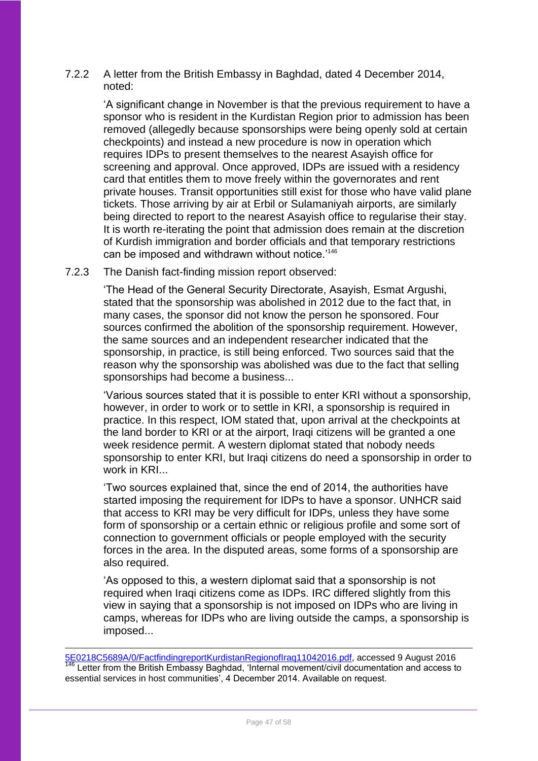7.2.2 A letter from the British Embassy in Baghdad, dated 4 December 2014, noted:

> 'A significant change in November is that the previous requirement to have a sponsor who is resident in the Kurdistan Region prior to admission has been removed (allegedly because sponsorships were being openly sold at certain checkpoints) and instead a new procedure is now in operation which requires IDPs to present themselves to the nearest Asayish office for screening and approval. Once approved, IDPs are issued with a residency card that entitles them to move freely within the governorates and rent private houses. Transit opportunities still exist for those who have valid plane tickets. Those arriving by air at Erbil or Sulamaniyah airports, are similarly being directed to report to the nearest Asayish office to regularise their stay. It is worth re-iterating the point that admission does remain at the discretion of Kurdish immigration and border officials and that temporary restrictions can be imposed and withdrawn without notice.'[146]

7.2.3 The Danish fact-finding mission report observed:

> 'The Head of the General Security Directorate, Asayish, Esmat Argushi, stated that the sponsorship was abolished in 2012 due to the fact that, in many cases, the sponsor did not know the person he sponsored. Four sources confirmed the abolition of the sponsorship requirement. However, the same sources and an independent researcher indicated that the sponsorship, in practice, is still being enforced. Two sources said that the reason why the sponsorship was abolished was due to the fact that selling sponsorships had become a business...
>
> 'Various sources stated that it is possible to enter KRI without a sponsorship, however, in order to work or to settle in KRI, a sponsorship is required in practice. In this respect, IOM stated that, upon arrival at the checkpoints at the land border to KRI or at the airport, Iraqi citizens will be granted a one week residence permit. A western diplomat stated that nobody needs sponsorship to enter KRI, but Iraqi citizens do need a sponsorship in order to work in KRI...
>
> 'Two sources explained that, since the end of 2014, the authorities have started imposing the requirement for IDPs to have a sponsor. UNHCR said that access to KRI may be very difficult for IDPs, unless they have some form of sponsorship or a certain ethnic or religious profile and some sort of connection to government officials or people employed with the security forces in the area. In the disputed areas, some forms of a sponsorship are also required.
>
> 'As opposed to this, a western diplomat said that a sponsorship is not required when Iraqi citizens come as IDPs. IRC differed slightly from this view in saying that a sponsorship is not imposed on IDPs who are living in camps, whereas for IDPs who are living outside the camps, a sponsorship is imposed...

---

5E0218C5689A/0/FactfindingreportKurdistanRegionofIraq11042016.pdf, accessed 9 August 2016

[146] Letter from the British Embassy Baghdad, 'Internal movement/civil documentation and access to essential services in host communities', 4 December 2014. Available on request.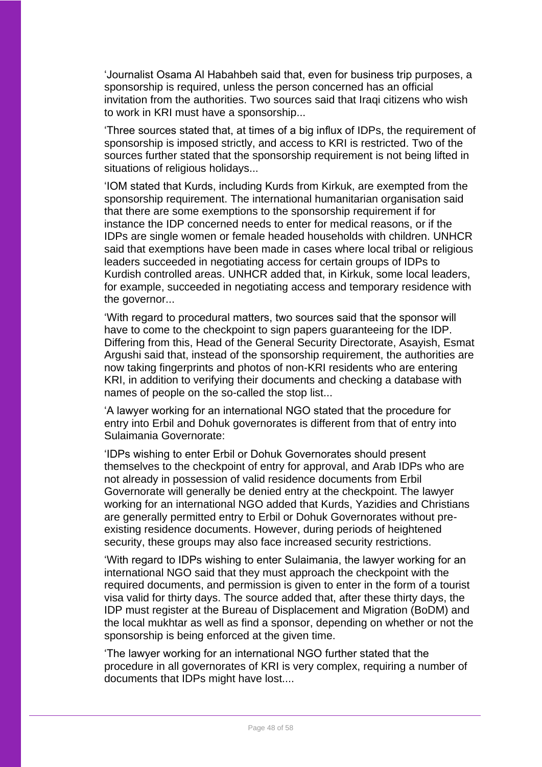'Journalist Osama Al Habahbeh said that, even for business trip purposes, a sponsorship is required, unless the person concerned has an official invitation from the authorities. Two sources said that Iraqi citizens who wish to work in KRI must have a sponsorship...

'Three sources stated that, at times of a big influx of IDPs, the requirement of sponsorship is imposed strictly, and access to KRI is restricted. Two of the sources further stated that the sponsorship requirement is not being lifted in situations of religious holidays...

'IOM stated that Kurds, including Kurds from Kirkuk, are exempted from the sponsorship requirement. The international humanitarian organisation said that there are some exemptions to the sponsorship requirement if for instance the IDP concerned needs to enter for medical reasons, or if the IDPs are single women or female headed households with children. UNHCR said that exemptions have been made in cases where local tribal or religious leaders succeeded in negotiating access for certain groups of IDPs to Kurdish controlled areas. UNHCR added that, in Kirkuk, some local leaders, for example, succeeded in negotiating access and temporary residence with the governor...

'With regard to procedural matters, two sources said that the sponsor will have to come to the checkpoint to sign papers guaranteeing for the IDP. Differing from this, Head of the General Security Directorate, Asayish, Esmat Argushi said that, instead of the sponsorship requirement, the authorities are now taking fingerprints and photos of non-KRI residents who are entering KRI, in addition to verifying their documents and checking a database with names of people on the so-called the stop list...

'A lawyer working for an international NGO stated that the procedure for entry into Erbil and Dohuk governorates is different from that of entry into Sulaimania Governorate:

'IDPs wishing to enter Erbil or Dohuk Governorates should present themselves to the checkpoint of entry for approval, and Arab IDPs who are not already in possession of valid residence documents from Erbil Governorate will generally be denied entry at the checkpoint. The lawyer working for an international NGO added that Kurds, Yazidies and Christians are generally permitted entry to Erbil or Dohuk Governorates without pre-existing residence documents. However, during periods of heightened security, these groups may also face increased security restrictions.

'With regard to IDPs wishing to enter Sulaimania, the lawyer working for an international NGO said that they must approach the checkpoint with the required documents, and permission is given to enter in the form of a tourist visa valid for thirty days. The source added that, after these thirty days, the IDP must register at the Bureau of Displacement and Migration (BoDM) and the local mukhtar as well as find a sponsor, depending on whether or not the sponsorship is being enforced at the given time.

'The lawyer working for an international NGO further stated that the procedure in all governorates of KRI is very complex, requiring a number of documents that IDPs might have lost....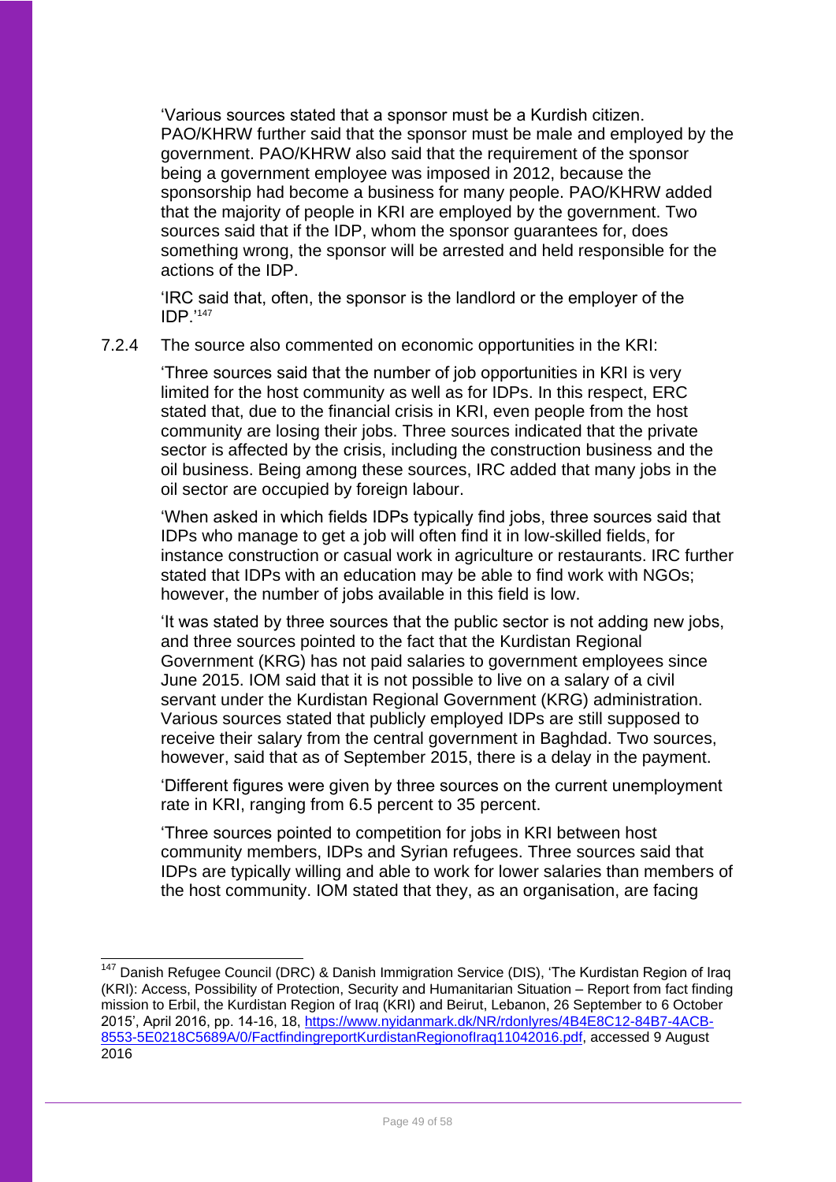'Various sources stated that a sponsor must be a Kurdish citizen. PAO/KHRW further said that the sponsor must be male and employed by the government. PAO/KHRW also said that the requirement of the sponsor being a government employee was imposed in 2012, because the sponsorship had become a business for many people. PAO/KHRW added that the majority of people in KRI are employed by the government. Two sources said that if the IDP, whom the sponsor guarantees for, does something wrong, the sponsor will be arrested and held responsible for the actions of the IDP.

'IRC said that, often, the sponsor is the landlord or the employer of the IDP.'[147]

7.2.4 The source also commented on economic opportunities in the KRI:

'Three sources said that the number of job opportunities in KRI is very limited for the host community as well as for IDPs. In this respect, ERC stated that, due to the financial crisis in KRI, even people from the host community are losing their jobs. Three sources indicated that the private sector is affected by the crisis, including the construction business and the oil business. Being among these sources, IRC added that many jobs in the oil sector are occupied by foreign labour.

'When asked in which fields IDPs typically find jobs, three sources said that IDPs who manage to get a job will often find it in low-skilled fields, for instance construction or casual work in agriculture or restaurants. IRC further stated that IDPs with an education may be able to find work with NGOs; however, the number of jobs available in this field is low.

'It was stated by three sources that the public sector is not adding new jobs, and three sources pointed to the fact that the Kurdistan Regional Government (KRG) has not paid salaries to government employees since June 2015. IOM said that it is not possible to live on a salary of a civil servant under the Kurdistan Regional Government (KRG) administration. Various sources stated that publicly employed IDPs are still supposed to receive their salary from the central government in Baghdad. Two sources, however, said that as of September 2015, there is a delay in the payment.

'Different figures were given by three sources on the current unemployment rate in KRI, ranging from 6.5 percent to 35 percent.

'Three sources pointed to competition for jobs in KRI between host community members, IDPs and Syrian refugees. Three sources said that IDPs are typically willing and able to work for lower salaries than members of the host community. IOM stated that they, as an organisation, are facing

---

[147] Danish Refugee Council (DRC) & Danish Immigration Service (DIS), 'The Kurdistan Region of Iraq (KRI): Access, Possibility of Protection, Security and Humanitarian Situation – Report from fact finding mission to Erbil, the Kurdistan Region of Iraq (KRI) and Beirut, Lebanon, 26 September to 6 October 2015', April 2016, pp. 14-16, 18, https://www.nyidanmark.dk/NR/rdonlyres/4B4E8C12-84B7-4ACB-8553-5E0218C5689A/0/FactfindingreportKurdistanRegionofIraq11042016.pdf, accessed 9 August 2016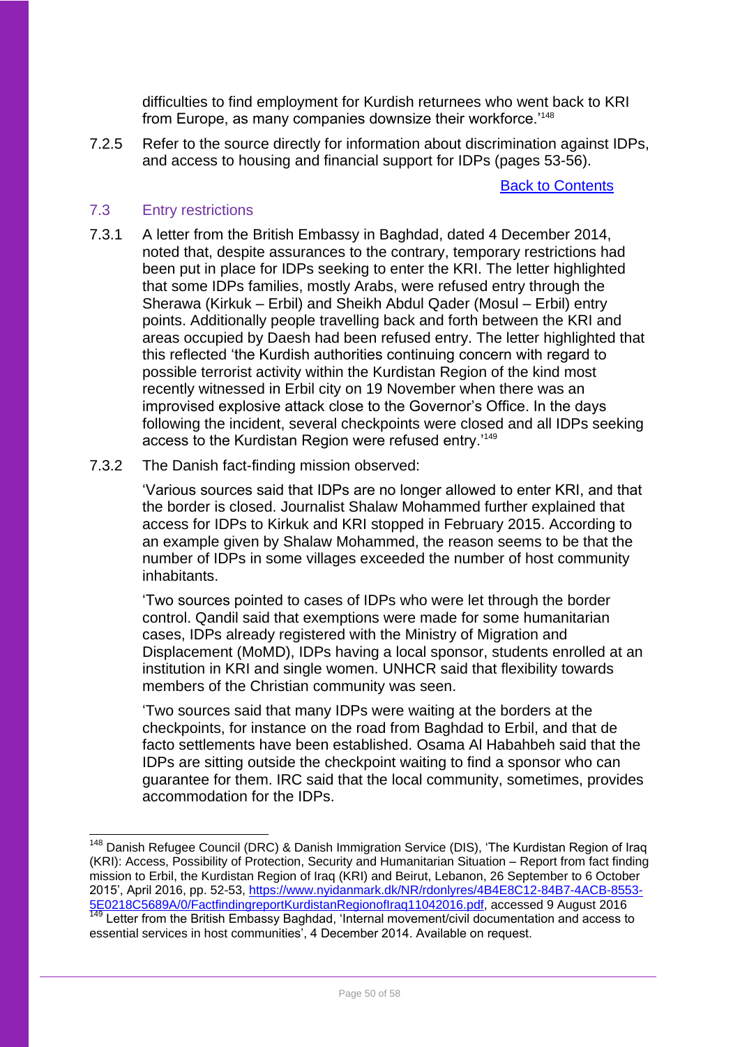difficulties to find employment for Kurdish returnees who went back to KRI from Europe, as many companies downsize their workforce.'[148]

7.2.5 Refer to the source directly for information about discrimination against IDPs, and access to housing and financial support for IDPs (pages 53-56).

[Back to Contents]

### 7.3 Entry restrictions

7.3.1 A letter from the British Embassy in Baghdad, dated 4 December 2014, noted that, despite assurances to the contrary, temporary restrictions had been put in place for IDPs seeking to enter the KRI. The letter highlighted that some IDPs families, mostly Arabs, were refused entry through the Sherawa (Kirkuk – Erbil) and Sheikh Abdul Qader (Mosul – Erbil) entry points. Additionally people travelling back and forth between the KRI and areas occupied by Daesh had been refused entry. The letter highlighted that this reflected 'the Kurdish authorities continuing concern with regard to possible terrorist activity within the Kurdistan Region of the kind most recently witnessed in Erbil city on 19 November when there was an improvised explosive attack close to the Governor's Office. In the days following the incident, several checkpoints were closed and all IDPs seeking access to the Kurdistan Region were refused entry.'[149]

7.3.2 The Danish fact-finding mission observed:

'Various sources said that IDPs are no longer allowed to enter KRI, and that the border is closed. Journalist Shalaw Mohammed further explained that access for IDPs to Kirkuk and KRI stopped in February 2015. According to an example given by Shalaw Mohammed, the reason seems to be that the number of IDPs in some villages exceeded the number of host community inhabitants.

'Two sources pointed to cases of IDPs who were let through the border control. Qandil said that exemptions were made for some humanitarian cases, IDPs already registered with the Ministry of Migration and Displacement (MoMD), IDPs having a local sponsor, students enrolled at an institution in KRI and single women. UNHCR said that flexibility towards members of the Christian community was seen.

'Two sources said that many IDPs were waiting at the borders at the checkpoints, for instance on the road from Baghdad to Erbil, and that de facto settlements have been established. Osama Al Habahbeh said that the IDPs are sitting outside the checkpoint waiting to find a sponsor who can guarantee for them. IRC said that the local community, sometimes, provides accommodation for the IDPs.

---

[148] Danish Refugee Council (DRC) & Danish Immigration Service (DIS), 'The Kurdistan Region of Iraq (KRI): Access, Possibility of Protection, Security and Humanitarian Situation – Report from fact finding mission to Erbil, the Kurdistan Region of Iraq (KRI) and Beirut, Lebanon, 26 September to 6 October 2015', April 2016, pp. 52-53, https://www.nyidanmark.dk/NR/rdonlyres/4B4E8C12-84B7-4ACB-8553-5E0218C5689A/0/FactfindingreportKurdistanRegionofIraq11042016.pdf, accessed 9 August 2016

[149] Letter from the British Embassy Baghdad, 'Internal movement/civil documentation and access to essential services in host communities', 4 December 2014. Available on request.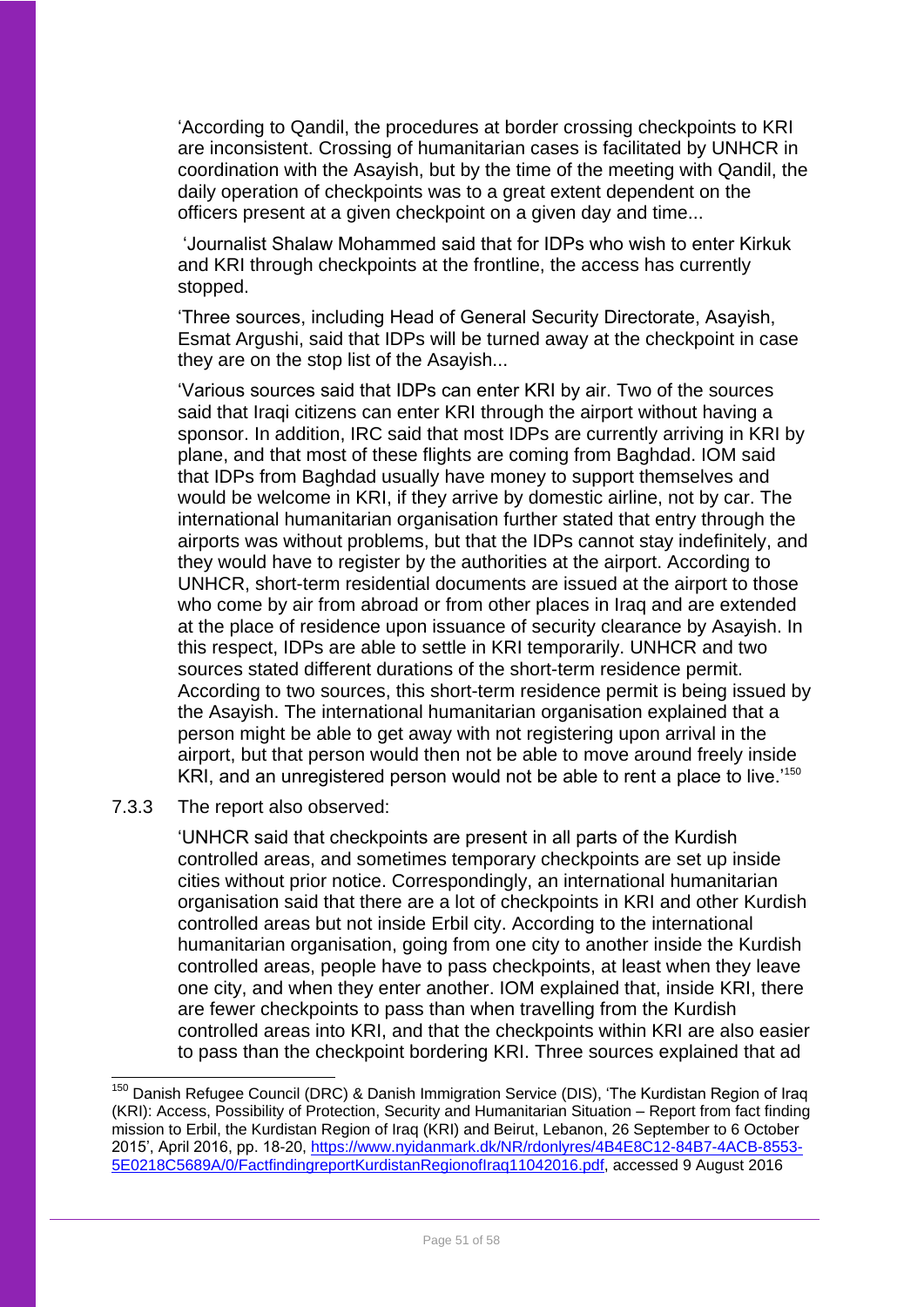'According to Qandil, the procedures at border crossing checkpoints to KRI are inconsistent. Crossing of humanitarian cases is facilitated by UNHCR in coordination with the Asayish, but by the time of the meeting with Qandil, the daily operation of checkpoints was to a great extent dependent on the officers present at a given checkpoint on a given day and time...

'Journalist Shalaw Mohammed said that for IDPs who wish to enter Kirkuk and KRI through checkpoints at the frontline, the access has currently stopped.

'Three sources, including Head of General Security Directorate, Asayish, Esmat Argushi, said that IDPs will be turned away at the checkpoint in case they are on the stop list of the Asayish...

'Various sources said that IDPs can enter KRI by air. Two of the sources said that Iraqi citizens can enter KRI through the airport without having a sponsor. In addition, IRC said that most IDPs are currently arriving in KRI by plane, and that most of these flights are coming from Baghdad. IOM said that IDPs from Baghdad usually have money to support themselves and would be welcome in KRI, if they arrive by domestic airline, not by car. The international humanitarian organisation further stated that entry through the airports was without problems, but that the IDPs cannot stay indefinitely, and they would have to register by the authorities at the airport. According to UNHCR, short-term residential documents are issued at the airport to those who come by air from abroad or from other places in Iraq and are extended at the place of residence upon issuance of security clearance by Asayish. In this respect, IDPs are able to settle in KRI temporarily. UNHCR and two sources stated different durations of the short-term residence permit. According to two sources, this short-term residence permit is being issued by the Asayish. The international humanitarian organisation explained that a person might be able to get away with not registering upon arrival in the airport, but that person would then not be able to move around freely inside KRI, and an unregistered person would not be able to rent a place to live.'[150]

7.3.3 The report also observed:

'UNHCR said that checkpoints are present in all parts of the Kurdish controlled areas, and sometimes temporary checkpoints are set up inside cities without prior notice. Correspondingly, an international humanitarian organisation said that there are a lot of checkpoints in KRI and other Kurdish controlled areas but not inside Erbil city. According to the international humanitarian organisation, going from one city to another inside the Kurdish controlled areas, people have to pass checkpoints, at least when they leave one city, and when they enter another. IOM explained that, inside KRI, there are fewer checkpoints to pass than when travelling from the Kurdish controlled areas into KRI, and that the checkpoints within KRI are also easier to pass than the checkpoint bordering KRI. Three sources explained that ad

---

[150] Danish Refugee Council (DRC) & Danish Immigration Service (DIS), 'The Kurdistan Region of Iraq (KRI): Access, Possibility of Protection, Security and Humanitarian Situation – Report from fact finding mission to Erbil, the Kurdistan Region of Iraq (KRI) and Beirut, Lebanon, 26 September to 6 October 2015', April 2016, pp. 18-20, https://www.nyidanmark.dk/NR/rdonlyres/4B4E8C12-84B7-4ACB-8553-5E0218C5689A/0/FactfindingreportKurdistanRegionofIraq11042016.pdf, accessed 9 August 2016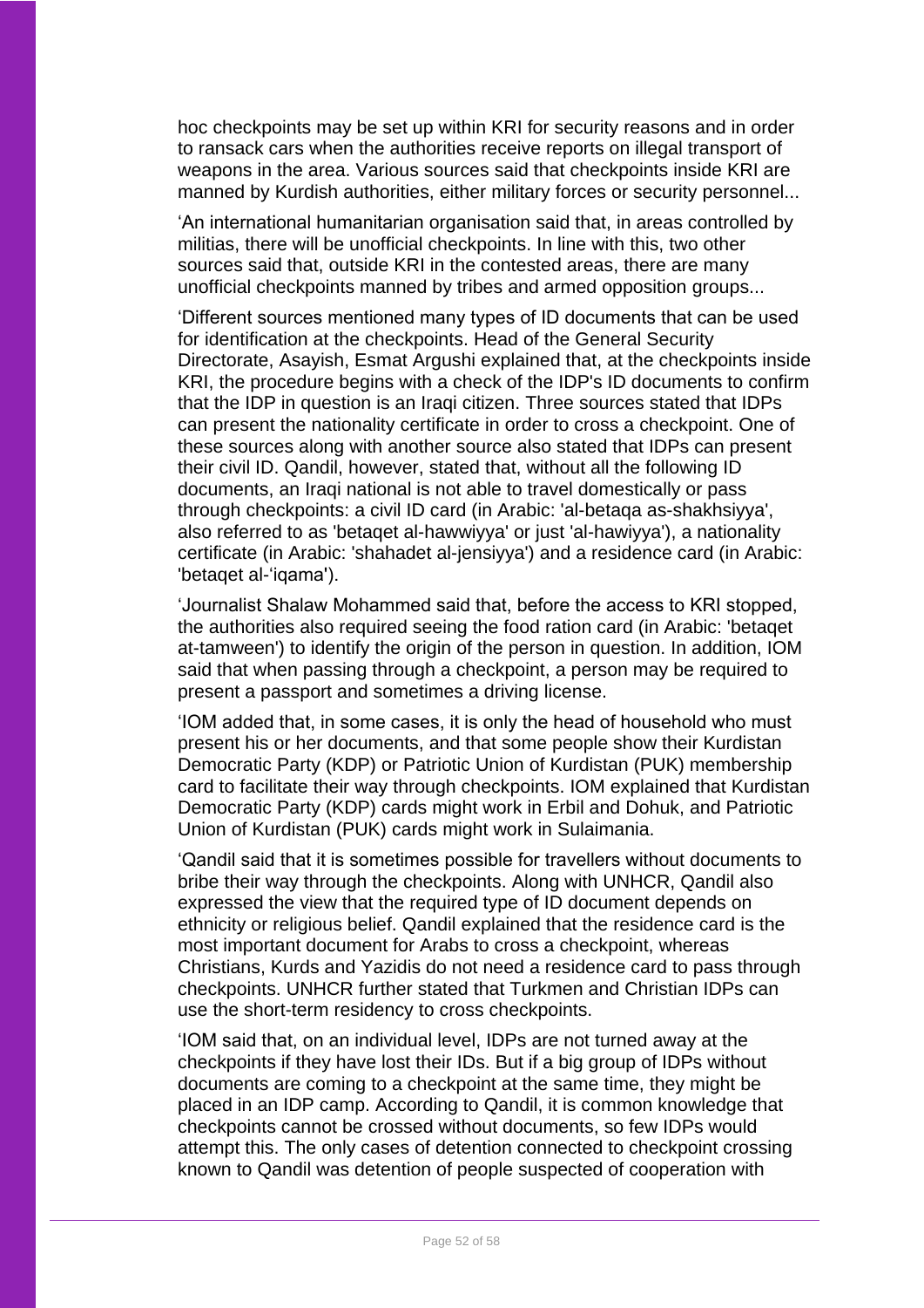hoc checkpoints may be set up within KRI for security reasons and in order to ransack cars when the authorities receive reports on illegal transport of weapons in the area. Various sources said that checkpoints inside KRI are manned by Kurdish authorities, either military forces or security personnel...

'An international humanitarian organisation said that, in areas controlled by militias, there will be unofficial checkpoints. In line with this, two other sources said that, outside KRI in the contested areas, there are many unofficial checkpoints manned by tribes and armed opposition groups...

'Different sources mentioned many types of ID documents that can be used for identification at the checkpoints. Head of the General Security Directorate, Asayish, Esmat Argushi explained that, at the checkpoints inside KRI, the procedure begins with a check of the IDP's ID documents to confirm that the IDP in question is an Iraqi citizen. Three sources stated that IDPs can present the nationality certificate in order to cross a checkpoint. One of these sources along with another source also stated that IDPs can present their civil ID. Qandil, however, stated that, without all the following ID documents, an Iraqi national is not able to travel domestically or pass through checkpoints: a civil ID card (in Arabic: 'al-betaqa as-shakhsiyya', also referred to as 'betaqet al-hawwiyya' or just 'al-hawiyya'), a nationality certificate (in Arabic: 'shahadet al-jensiyya') and a residence card (in Arabic: 'betaqet al-'iqama').

'Journalist Shalaw Mohammed said that, before the access to KRI stopped, the authorities also required seeing the food ration card (in Arabic: 'betaqet at-tamween') to identify the origin of the person in question. In addition, IOM said that when passing through a checkpoint, a person may be required to present a passport and sometimes a driving license.

'IOM added that, in some cases, it is only the head of household who must present his or her documents, and that some people show their Kurdistan Democratic Party (KDP) or Patriotic Union of Kurdistan (PUK) membership card to facilitate their way through checkpoints. IOM explained that Kurdistan Democratic Party (KDP) cards might work in Erbil and Dohuk, and Patriotic Union of Kurdistan (PUK) cards might work in Sulaimania.

'Qandil said that it is sometimes possible for travellers without documents to bribe their way through the checkpoints. Along with UNHCR, Qandil also expressed the view that the required type of ID document depends on ethnicity or religious belief. Qandil explained that the residence card is the most important document for Arabs to cross a checkpoint, whereas Christians, Kurds and Yazidis do not need a residence card to pass through checkpoints. UNHCR further stated that Turkmen and Christian IDPs can use the short-term residency to cross checkpoints.

'IOM said that, on an individual level, IDPs are not turned away at the checkpoints if they have lost their IDs. But if a big group of IDPs without documents are coming to a checkpoint at the same time, they might be placed in an IDP camp. According to Qandil, it is common knowledge that checkpoints cannot be crossed without documents, so few IDPs would attempt this. The only cases of detention connected to checkpoint crossing known to Qandil was detention of people suspected of cooperation with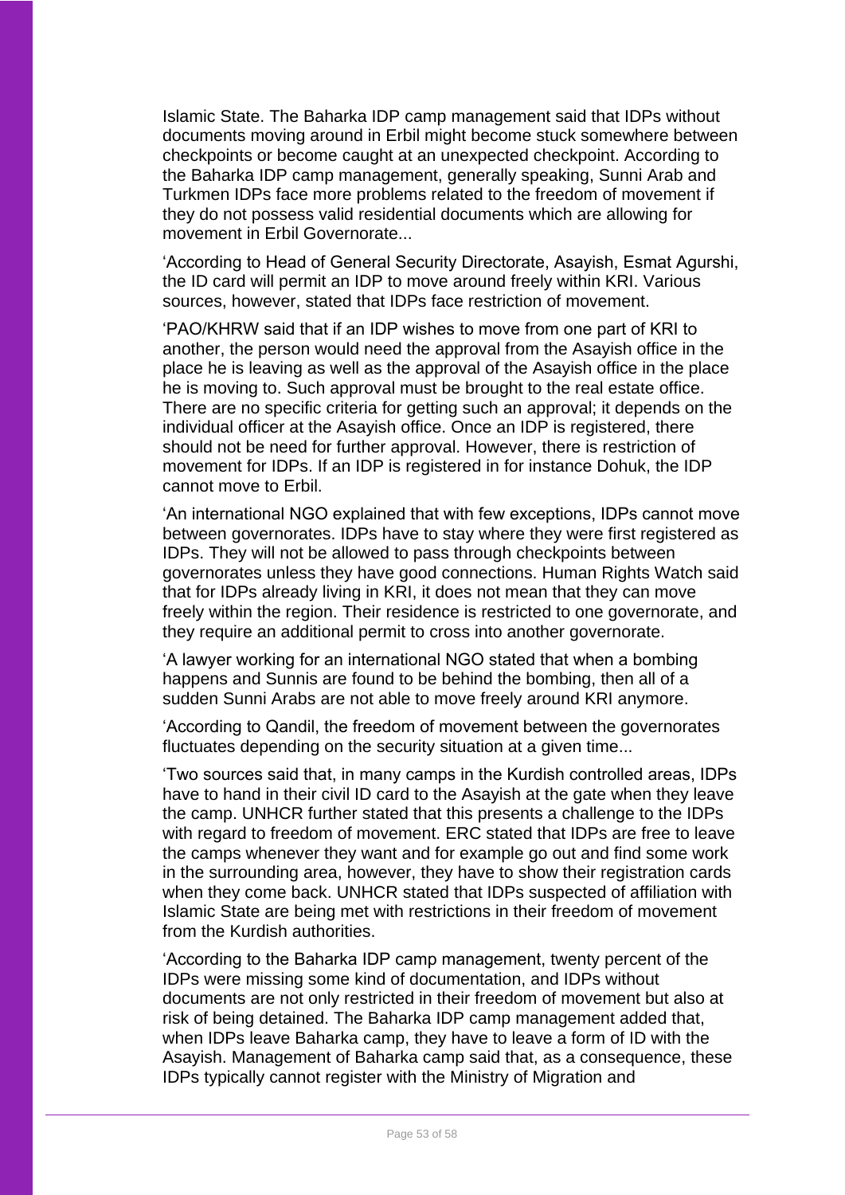Islamic State. The Baharka IDP camp management said that IDPs without documents moving around in Erbil might become stuck somewhere between checkpoints or become caught at an unexpected checkpoint. According to the Baharka IDP camp management, generally speaking, Sunni Arab and Turkmen IDPs face more problems related to the freedom of movement if they do not possess valid residential documents which are allowing for movement in Erbil Governorate...

'According to Head of General Security Directorate, Asayish, Esmat Agurshi, the ID card will permit an IDP to move around freely within KRI. Various sources, however, stated that IDPs face restriction of movement.

'PAO/KHRW said that if an IDP wishes to move from one part of KRI to another, the person would need the approval from the Asayish office in the place he is leaving as well as the approval of the Asayish office in the place he is moving to. Such approval must be brought to the real estate office. There are no specific criteria for getting such an approval; it depends on the individual officer at the Asayish office. Once an IDP is registered, there should not be need for further approval. However, there is restriction of movement for IDPs. If an IDP is registered in for instance Dohuk, the IDP cannot move to Erbil.

'An international NGO explained that with few exceptions, IDPs cannot move between governorates. IDPs have to stay where they were first registered as IDPs. They will not be allowed to pass through checkpoints between governorates unless they have good connections. Human Rights Watch said that for IDPs already living in KRI, it does not mean that they can move freely within the region. Their residence is restricted to one governorate, and they require an additional permit to cross into another governorate.

'A lawyer working for an international NGO stated that when a bombing happens and Sunnis are found to be behind the bombing, then all of a sudden Sunni Arabs are not able to move freely around KRI anymore.

'According to Qandil, the freedom of movement between the governorates fluctuates depending on the security situation at a given time...

'Two sources said that, in many camps in the Kurdish controlled areas, IDPs have to hand in their civil ID card to the Asayish at the gate when they leave the camp. UNHCR further stated that this presents a challenge to the IDPs with regard to freedom of movement. ERC stated that IDPs are free to leave the camps whenever they want and for example go out and find some work in the surrounding area, however, they have to show their registration cards when they come back. UNHCR stated that IDPs suspected of affiliation with Islamic State are being met with restrictions in their freedom of movement from the Kurdish authorities.

'According to the Baharka IDP camp management, twenty percent of the IDPs were missing some kind of documentation, and IDPs without documents are not only restricted in their freedom of movement but also at risk of being detained. The Baharka IDP camp management added that, when IDPs leave Baharka camp, they have to leave a form of ID with the Asayish. Management of Baharka camp said that, as a consequence, these IDPs typically cannot register with the Ministry of Migration and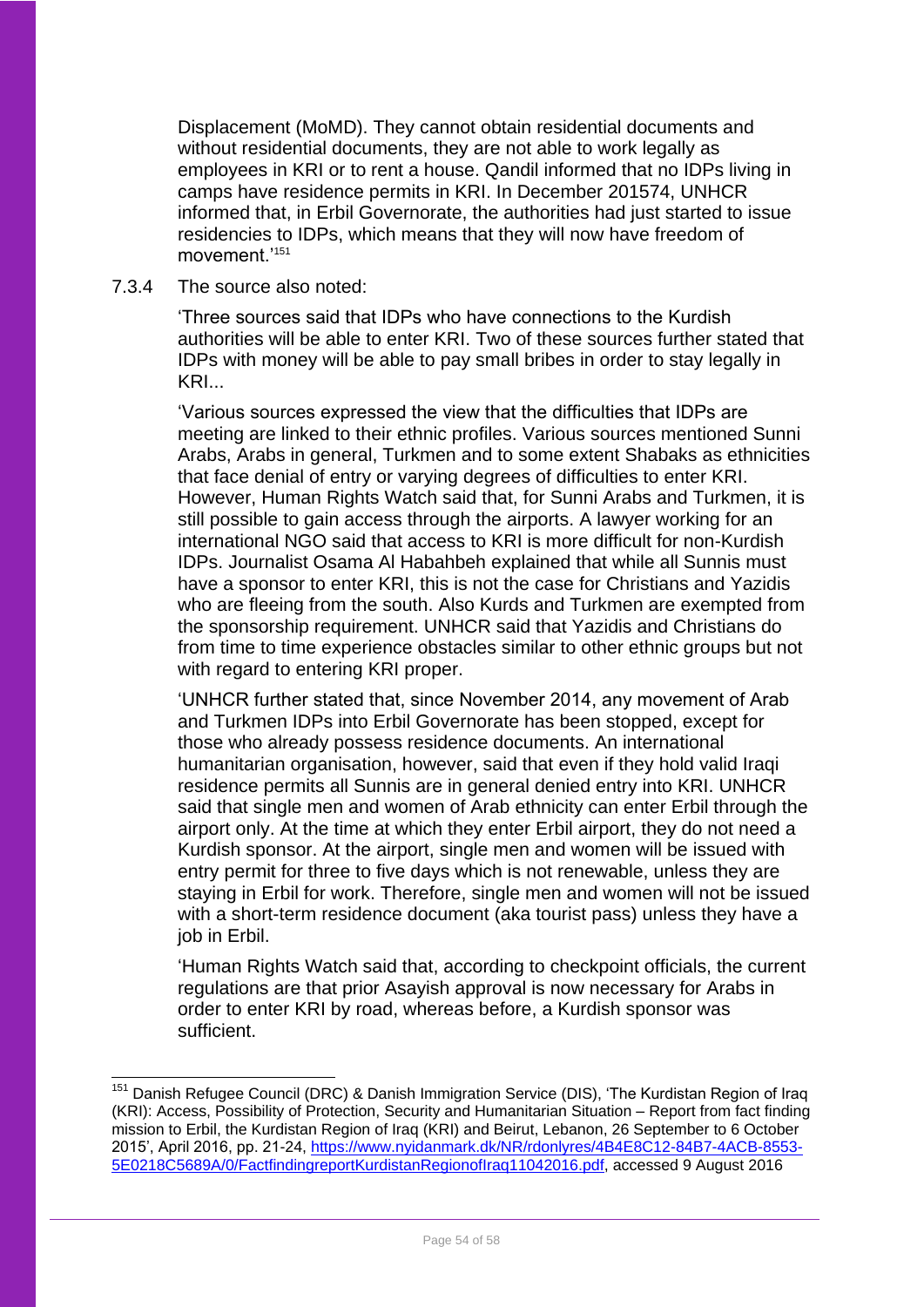Displacement (MoMD). They cannot obtain residential documents and without residential documents, they are not able to work legally as employees in KRI or to rent a house. Qandil informed that no IDPs living in camps have residence permits in KRI. In December 201574, UNHCR informed that, in Erbil Governorate, the authorities had just started to issue residencies to IDPs, which means that they will now have freedom of movement.'[151]

7.3.4 The source also noted:

> 'Three sources said that IDPs who have connections to the Kurdish authorities will be able to enter KRI. Two of these sources further stated that IDPs with money will be able to pay small bribes in order to stay legally in KRI...
>
> 'Various sources expressed the view that the difficulties that IDPs are meeting are linked to their ethnic profiles. Various sources mentioned Sunni Arabs, Arabs in general, Turkmen and to some extent Shabaks as ethnicities that face denial of entry or varying degrees of difficulties to enter KRI. However, Human Rights Watch said that, for Sunni Arabs and Turkmen, it is still possible to gain access through the airports. A lawyer working for an international NGO said that access to KRI is more difficult for non-Kurdish IDPs. Journalist Osama Al Habahbeh explained that while all Sunnis must have a sponsor to enter KRI, this is not the case for Christians and Yazidis who are fleeing from the south. Also Kurds and Turkmen are exempted from the sponsorship requirement. UNHCR said that Yazidis and Christians do from time to time experience obstacles similar to other ethnic groups but not with regard to entering KRI proper.
>
> 'UNHCR further stated that, since November 2014, any movement of Arab and Turkmen IDPs into Erbil Governorate has been stopped, except for those who already possess residence documents. An international humanitarian organisation, however, said that even if they hold valid Iraqi residence permits all Sunnis are in general denied entry into KRI. UNHCR said that single men and women of Arab ethnicity can enter Erbil through the airport only. At the time at which they enter Erbil airport, they do not need a Kurdish sponsor. At the airport, single men and women will be issued with entry permit for three to five days which is not renewable, unless they are staying in Erbil for work. Therefore, single men and women will not be issued with a short-term residence document (aka tourist pass) unless they have a job in Erbil.
>
> 'Human Rights Watch said that, according to checkpoint officials, the current regulations are that prior Asayish approval is now necessary for Arabs in order to enter KRI by road, whereas before, a Kurdish sponsor was sufficient.

---

[151] Danish Refugee Council (DRC) & Danish Immigration Service (DIS), 'The Kurdistan Region of Iraq (KRI): Access, Possibility of Protection, Security and Humanitarian Situation – Report from fact finding mission to Erbil, the Kurdistan Region of Iraq (KRI) and Beirut, Lebanon, 26 September to 6 October 2015', April 2016, pp. 21-24, https://www.nyidanmark.dk/NR/rdonlyres/4B4E8C12-84B7-4ACB-8553-5E0218C5689A/0/FactfindingreportKurdistanRegionofIraq11042016.pdf, accessed 9 August 2016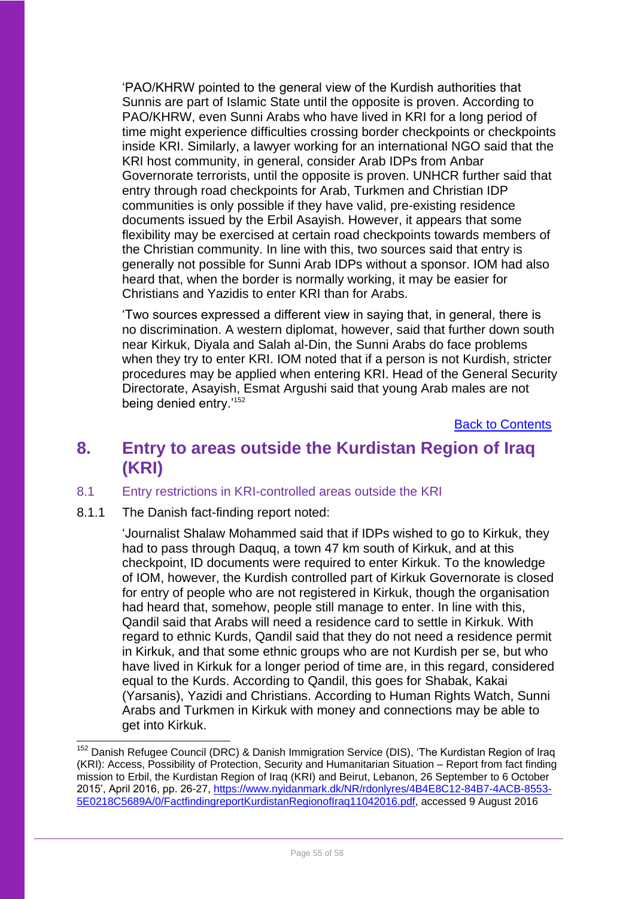'PAO/KHRW pointed to the general view of the Kurdish authorities that Sunnis are part of Islamic State until the opposite is proven. According to PAO/KHRW, even Sunni Arabs who have lived in KRI for a long period of time might experience difficulties crossing border checkpoints or checkpoints inside KRI. Similarly, a lawyer working for an international NGO said that the KRI host community, in general, consider Arab IDPs from Anbar Governorate terrorists, until the opposite is proven. UNHCR further said that entry through road checkpoints for Arab, Turkmen and Christian IDP communities is only possible if they have valid, pre-existing residence documents issued by the Erbil Asayish. However, it appears that some flexibility may be exercised at certain road checkpoints towards members of the Christian community. In line with this, two sources said that entry is generally not possible for Sunni Arab IDPs without a sponsor. IOM had also heard that, when the border is normally working, it may be easier for Christians and Yazidis to enter KRI than for Arabs.

'Two sources expressed a different view in saying that, in general, there is no discrimination. A western diplomat, however, said that further down south near Kirkuk, Diyala and Salah al-Din, the Sunni Arabs do face problems when they try to enter KRI. IOM noted that if a person is not Kurdish, stricter procedures may be applied when entering KRI. Head of the General Security Directorate, Asayish, Esmat Argushi said that young Arab males are not being denied entry.'[152]

[Back to Contents]

## 8. Entry to areas outside the Kurdistan Region of Iraq (KRI)

### 8.1 Entry restrictions in KRI-controlled areas outside the KRI

8.1.1 The Danish fact-finding report noted:

'Journalist Shalaw Mohammed said that if IDPs wished to go to Kirkuk, they had to pass through Daquq, a town 47 km south of Kirkuk, and at this checkpoint, ID documents were required to enter Kirkuk. To the knowledge of IOM, however, the Kurdish controlled part of Kirkuk Governorate is closed for entry of people who are not registered in Kirkuk, though the organisation had heard that, somehow, people still manage to enter. In line with this, Qandil said that Arabs will need a residence card to settle in Kirkuk. With regard to ethnic Kurds, Qandil said that they do not need a residence permit in Kirkuk, and that some ethnic groups who are not Kurdish per se, but who have lived in Kirkuk for a longer period of time are, in this regard, considered equal to the Kurds. According to Qandil, this goes for Shabak, Kakai (Yarsanis), Yazidi and Christians. According to Human Rights Watch, Sunni Arabs and Turkmen in Kirkuk with money and connections may be able to get into Kirkuk.

[152] Danish Refugee Council (DRC) & Danish Immigration Service (DIS), 'The Kurdistan Region of Iraq (KRI): Access, Possibility of Protection, Security and Humanitarian Situation – Report from fact finding mission to Erbil, the Kurdistan Region of Iraq (KRI) and Beirut, Lebanon, 26 September to 6 October 2015', April 2016, pp. 26-27, https://www.nyidanmark.dk/NR/rdonlyres/4B4E8C12-84B7-4ACB-8553-5E0218C5689A/0/FactfindingreportKurdistanRegionofIraq11042016.pdf, accessed 9 August 2016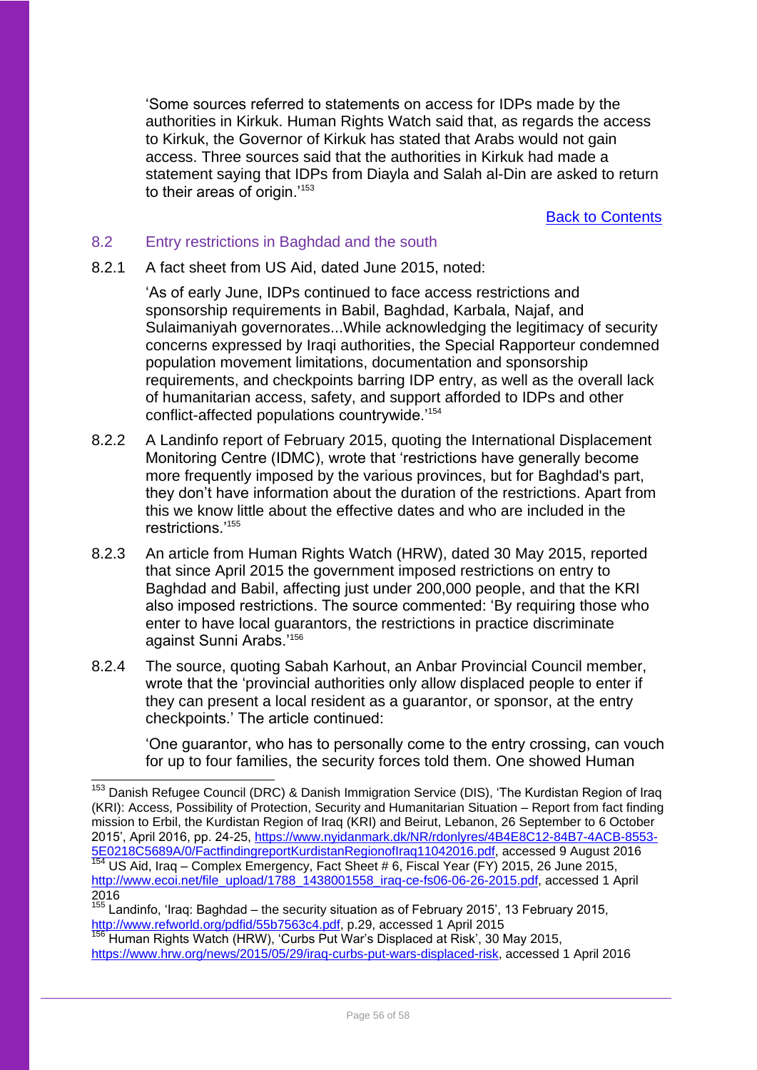'Some sources referred to statements on access for IDPs made by the authorities in Kirkuk. Human Rights Watch said that, as regards the access to Kirkuk, the Governor of Kirkuk has stated that Arabs would not gain access. Three sources said that the authorities in Kirkuk had made a statement saying that IDPs from Diayla and Salah al-Din are asked to return to their areas of origin.'[153]

Back to Contents

## 8.2 Entry restrictions in Baghdad and the south

8.2.1 A fact sheet from US Aid, dated June 2015, noted:

> 'As of early June, IDPs continued to face access restrictions and sponsorship requirements in Babil, Baghdad, Karbala, Najaf, and Sulaimaniyah governorates...While acknowledging the legitimacy of security concerns expressed by Iraqi authorities, the Special Rapporteur condemned population movement limitations, documentation and sponsorship requirements, and checkpoints barring IDP entry, as well as the overall lack of humanitarian access, safety, and support afforded to IDPs and other conflict-affected populations countrywide.'[154]

8.2.2 A Landinfo report of February 2015, quoting the International Displacement Monitoring Centre (IDMC), wrote that 'restrictions have generally become more frequently imposed by the various provinces, but for Baghdad's part, they don't have information about the duration of the restrictions. Apart from this we know little about the effective dates and who are included in the restrictions.'[155]

8.2.3 An article from Human Rights Watch (HRW), dated 30 May 2015, reported that since April 2015 the government imposed restrictions on entry to Baghdad and Babil, affecting just under 200,000 people, and that the KRI also imposed restrictions. The source commented: 'By requiring those who enter to have local guarantors, the restrictions in practice discriminate against Sunni Arabs.'[156]

8.2.4 The source, quoting Sabah Karhout, an Anbar Provincial Council member, wrote that the 'provincial authorities only allow displaced people to enter if they can present a local resident as a guarantor, or sponsor, at the entry checkpoints.' The article continued:

> 'One guarantor, who has to personally come to the entry crossing, can vouch for up to four families, the security forces told them. One showed Human

---

[153] Danish Refugee Council (DRC) & Danish Immigration Service (DIS), 'The Kurdistan Region of Iraq (KRI): Access, Possibility of Protection, Security and Humanitarian Situation – Report from fact finding mission to Erbil, the Kurdistan Region of Iraq (KRI) and Beirut, Lebanon, 26 September to 6 October 2015', April 2016, pp. 24-25, https://www.nyidanmark.dk/NR/rdonlyres/4B4E8C12-84B7-4ACB-8553-5E0218C5689A/0/FactfindingreportKurdistanRegionofIraq11042016.pdf, accessed 9 August 2016

[154] US Aid, Iraq – Complex Emergency, Fact Sheet # 6, Fiscal Year (FY) 2015, 26 June 2015, http://www.ecoi.net/file_upload/1788_1438001558_iraq-ce-fs06-06-26-2015.pdf, accessed 1 April 2016

[155] Landinfo, 'Iraq: Baghdad – the security situation as of February 2015', 13 February 2015, http://www.refworld.org/pdfid/55b7563c4.pdf, p.29, accessed 1 April 2015

[156] Human Rights Watch (HRW), 'Curbs Put War's Displaced at Risk', 30 May 2015, https://www.hrw.org/news/2015/05/29/iraq-curbs-put-wars-displaced-risk, accessed 1 April 2016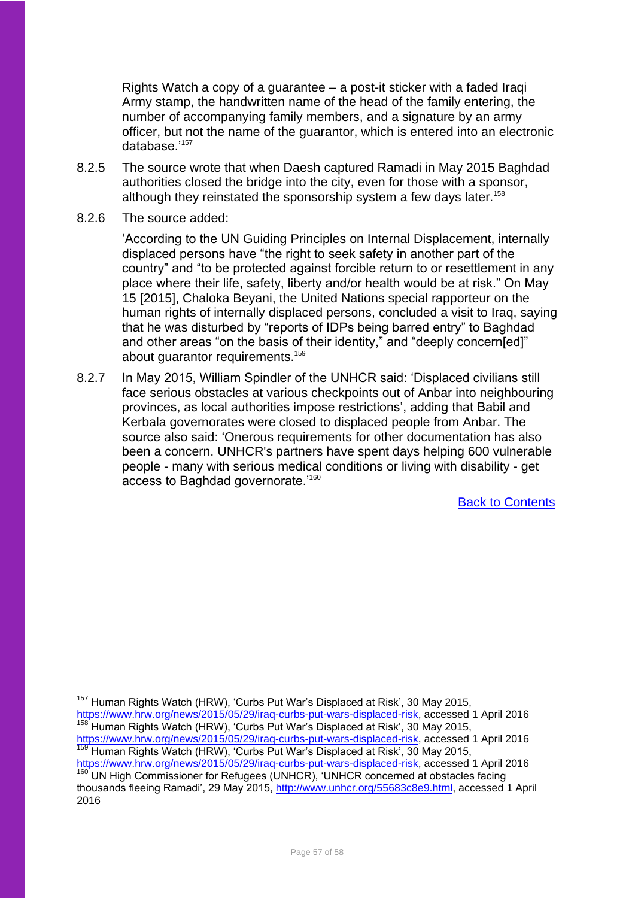Rights Watch a copy of a guarantee – a post-it sticker with a faded Iraqi Army stamp, the handwritten name of the head of the family entering, the number of accompanying family members, and a signature by an army officer, but not the name of the guarantor, which is entered into an electronic database.'[157]

8.2.5 The source wrote that when Daesh captured Ramadi in May 2015 Baghdad authorities closed the bridge into the city, even for those with a sponsor, although they reinstated the sponsorship system a few days later.[158]

8.2.6 The source added:

'According to the UN Guiding Principles on Internal Displacement, internally displaced persons have "the right to seek safety in another part of the country" and "to be protected against forcible return to or resettlement in any place where their life, safety, liberty and/or health would be at risk." On May 15 [2015], Chaloka Beyani, the United Nations special rapporteur on the human rights of internally displaced persons, concluded a visit to Iraq, saying that he was disturbed by "reports of IDPs being barred entry" to Baghdad and other areas "on the basis of their identity," and "deeply concern[ed]" about guarantor requirements.[159]

8.2.7 In May 2015, William Spindler of the UNHCR said: 'Displaced civilians still face serious obstacles at various checkpoints out of Anbar into neighbouring provinces, as local authorities impose restrictions', adding that Babil and Kerbala governorates were closed to displaced people from Anbar. The source also said: 'Onerous requirements for other documentation has also been a concern. UNHCR's partners have spent days helping 600 vulnerable people - many with serious medical conditions or living with disability - get access to Baghdad governorate.'[160]

[Back to Contents](#)

---

[157] Human Rights Watch (HRW), 'Curbs Put War's Displaced at Risk', 30 May 2015, https://www.hrw.org/news/2015/05/29/iraq-curbs-put-wars-displaced-risk, accessed 1 April 2016

[158] Human Rights Watch (HRW), 'Curbs Put War's Displaced at Risk', 30 May 2015, https://www.hrw.org/news/2015/05/29/iraq-curbs-put-wars-displaced-risk, accessed 1 April 2016

[159] Human Rights Watch (HRW), 'Curbs Put War's Displaced at Risk', 30 May 2015, https://www.hrw.org/news/2015/05/29/iraq-curbs-put-wars-displaced-risk, accessed 1 April 2016

[160] UN High Commissioner for Refugees (UNHCR), 'UNHCR concerned at obstacles facing thousands fleeing Ramadi', 29 May 2015, http://www.unhcr.org/55683c8e9.html, accessed 1 April 2016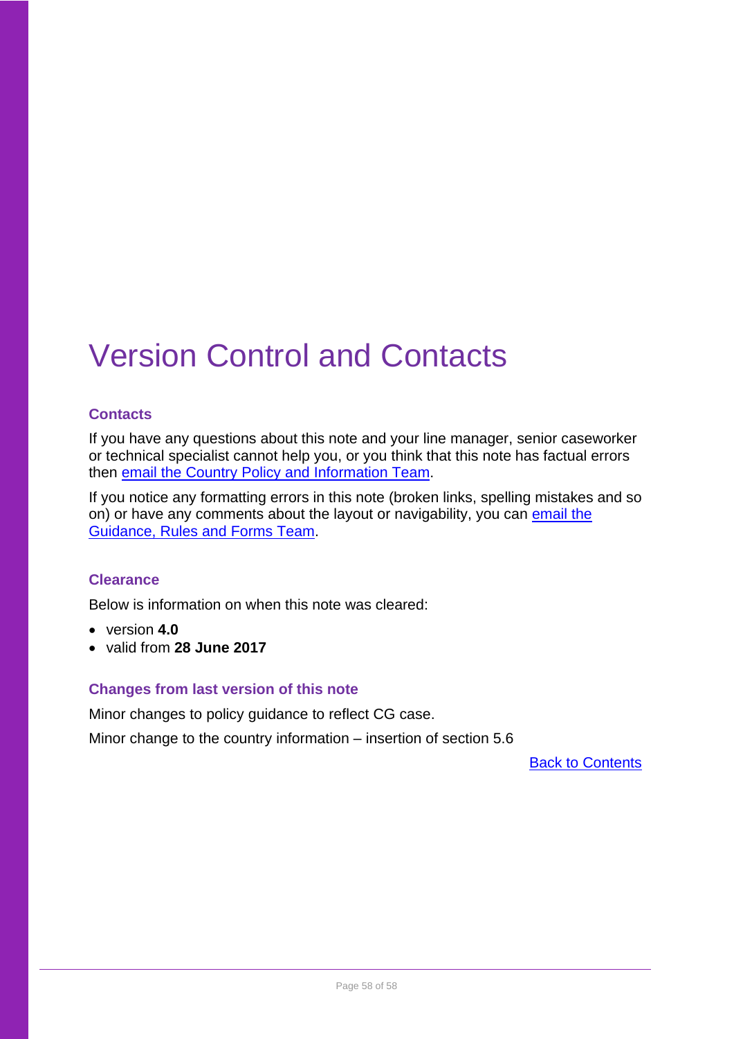# Version Control and Contacts

### Contacts

If you have any questions about this note and your line manager, senior caseworker or technical specialist cannot help you, or you think that this note has factual errors then email the Country Policy and Information Team.

If you notice any formatting errors in this note (broken links, spelling mistakes and so on) or have any comments about the layout or navigability, you can email the Guidance, Rules and Forms Team.

### Clearance

Below is information on when this note was cleared:

- version **4.0**
- valid from **28 June 2017**

### Changes from last version of this note

Minor changes to policy guidance to reflect CG case.

Minor change to the country information – insertion of section 5.6

Back to Contents